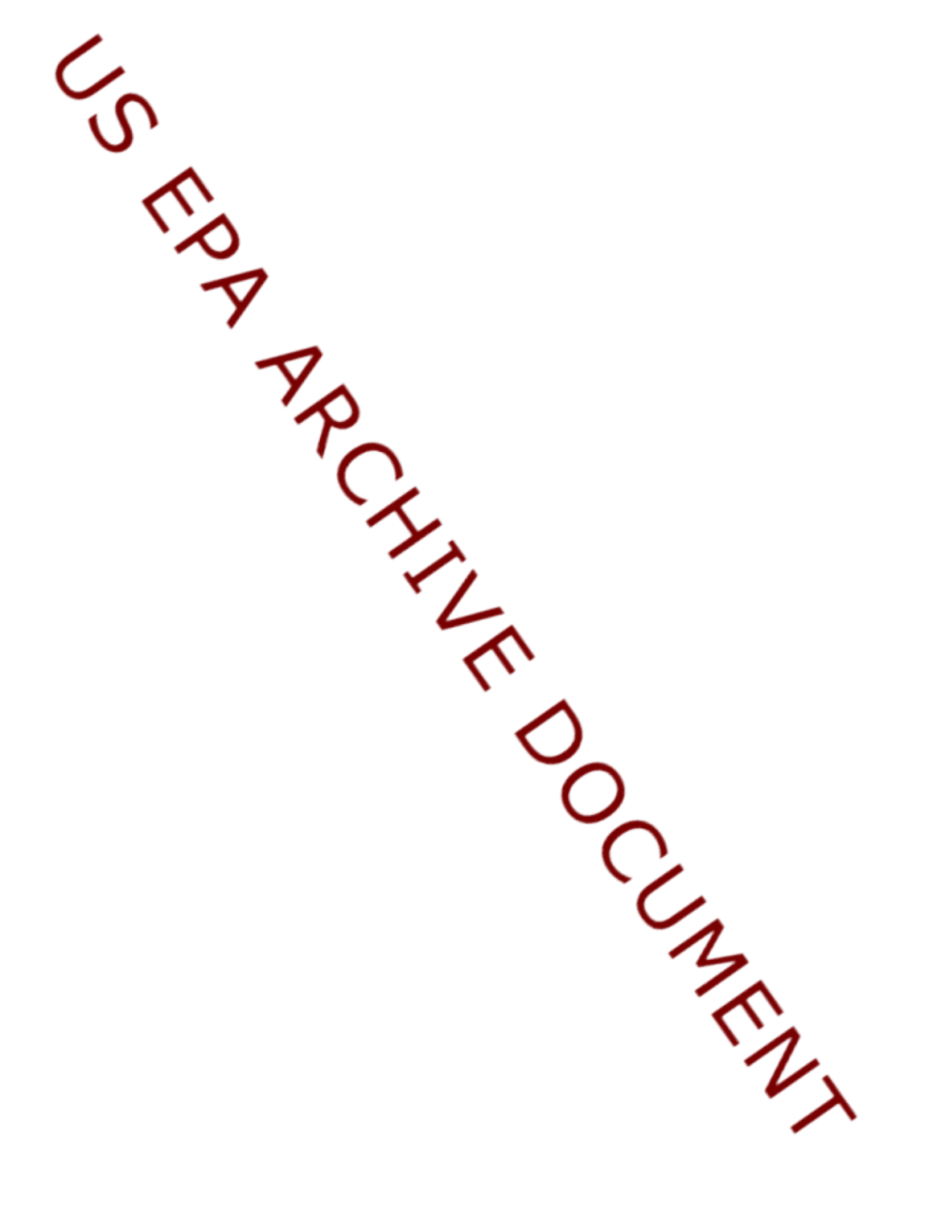US EPA ARCHIVE DOCUMENT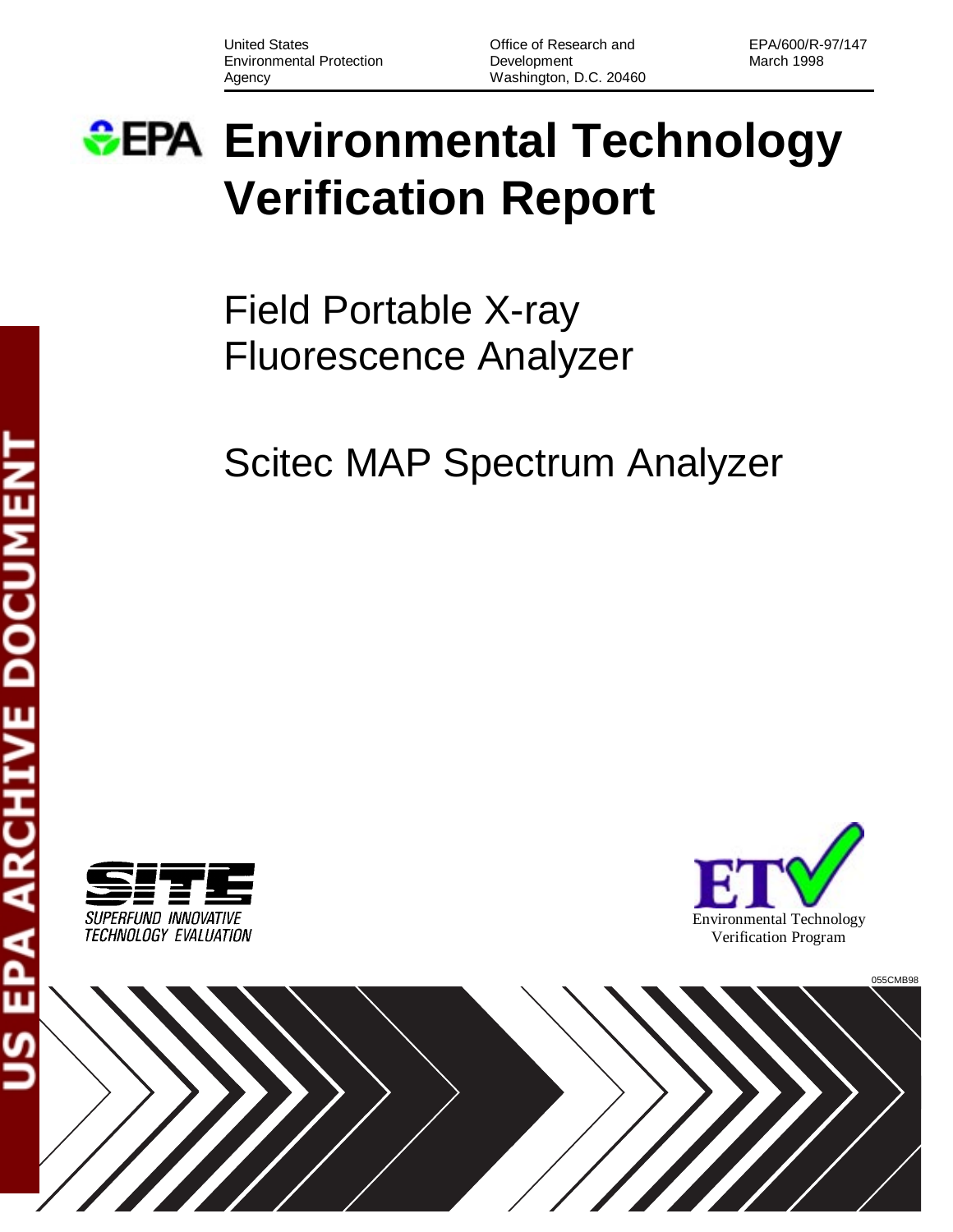United States Environmental Protection Agency

Office of Research and Development Washington, D.C. 20460

EPA/600/R-97/147 March 1998

# Environmental Technology Verification Report

## Field Portable X-ray Fluorescence Analyzer

## Scitec MAP Spectrum Analyzer

SUPERFUND INNOVATIVE TECHNOLOGY EVALUATION

Environmental Technology Verification Program

055CMB98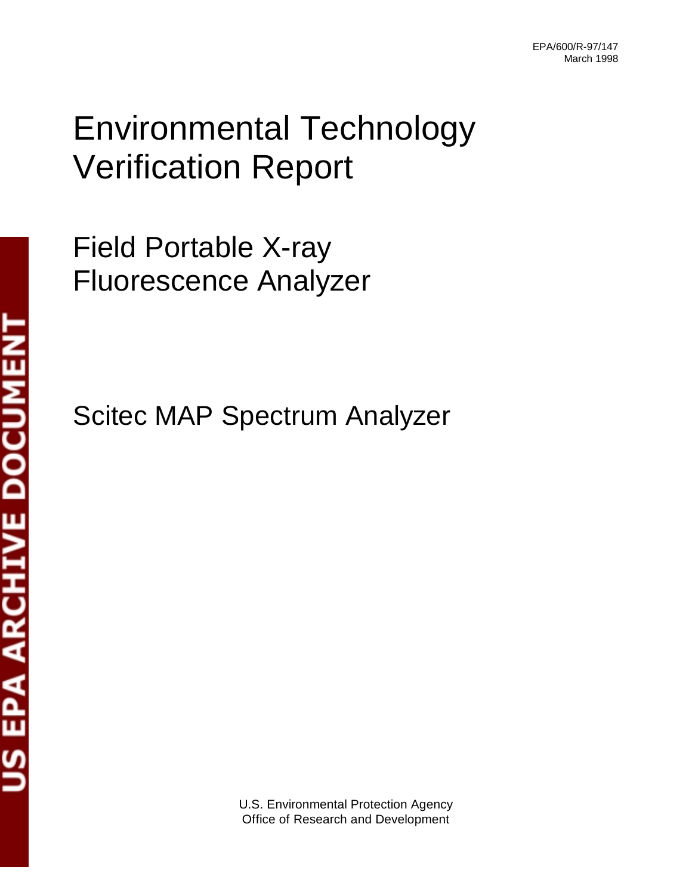EPA/600/R-97/147
March 1998

# Environmental Technology Verification Report

## Field Portable X-ray Fluorescence Analyzer

## Scitec MAP Spectrum Analyzer

US EPA ARCHIVE DOCUMENT

U.S. Environmental Protection Agency
Office of Research and Development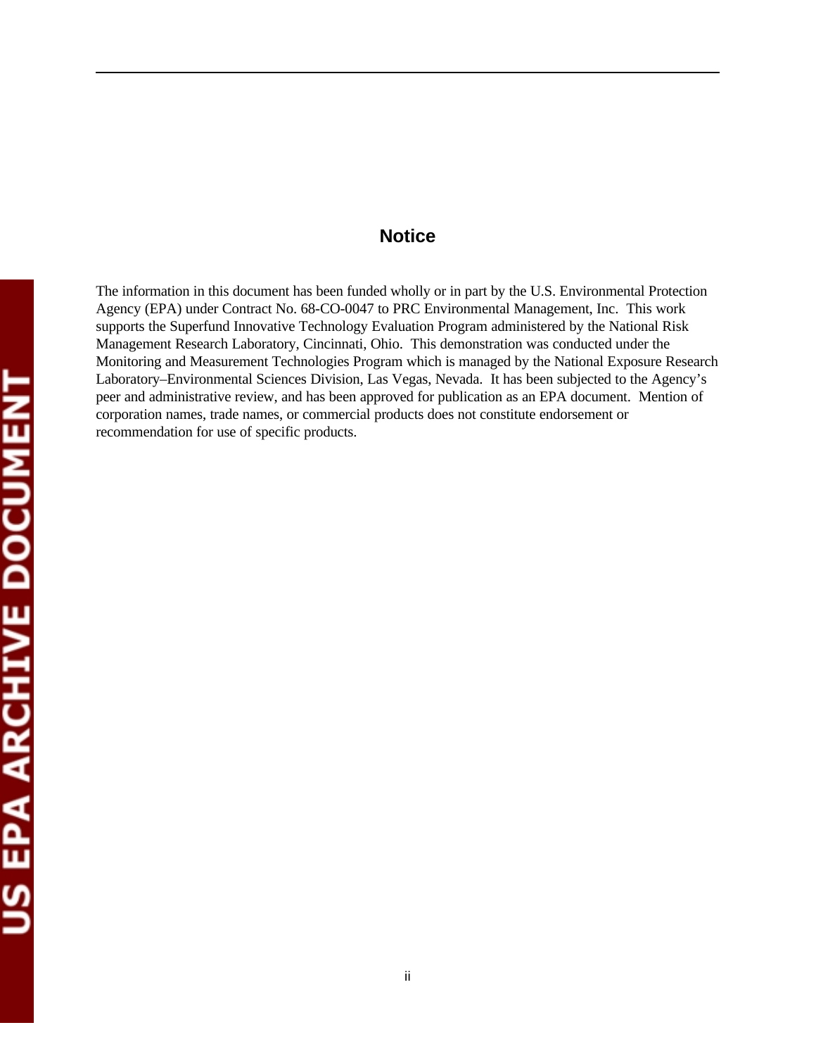# Notice

The information in this document has been funded wholly or in part by the U.S. Environmental Protection Agency (EPA) under Contract No. 68-CO-0047 to PRC Environmental Management, Inc. This work supports the Superfund Innovative Technology Evaluation Program administered by the National Risk Management Research Laboratory, Cincinnati, Ohio. This demonstration was conducted under the Monitoring and Measurement Technologies Program which is managed by the National Exposure Research Laboratory–Environmental Sciences Division, Las Vegas, Nevada. It has been subjected to the Agency's peer and administrative review, and has been approved for publication as an EPA document. Mention of corporation names, trade names, or commercial products does not constitute endorsement or recommendation for use of specific products.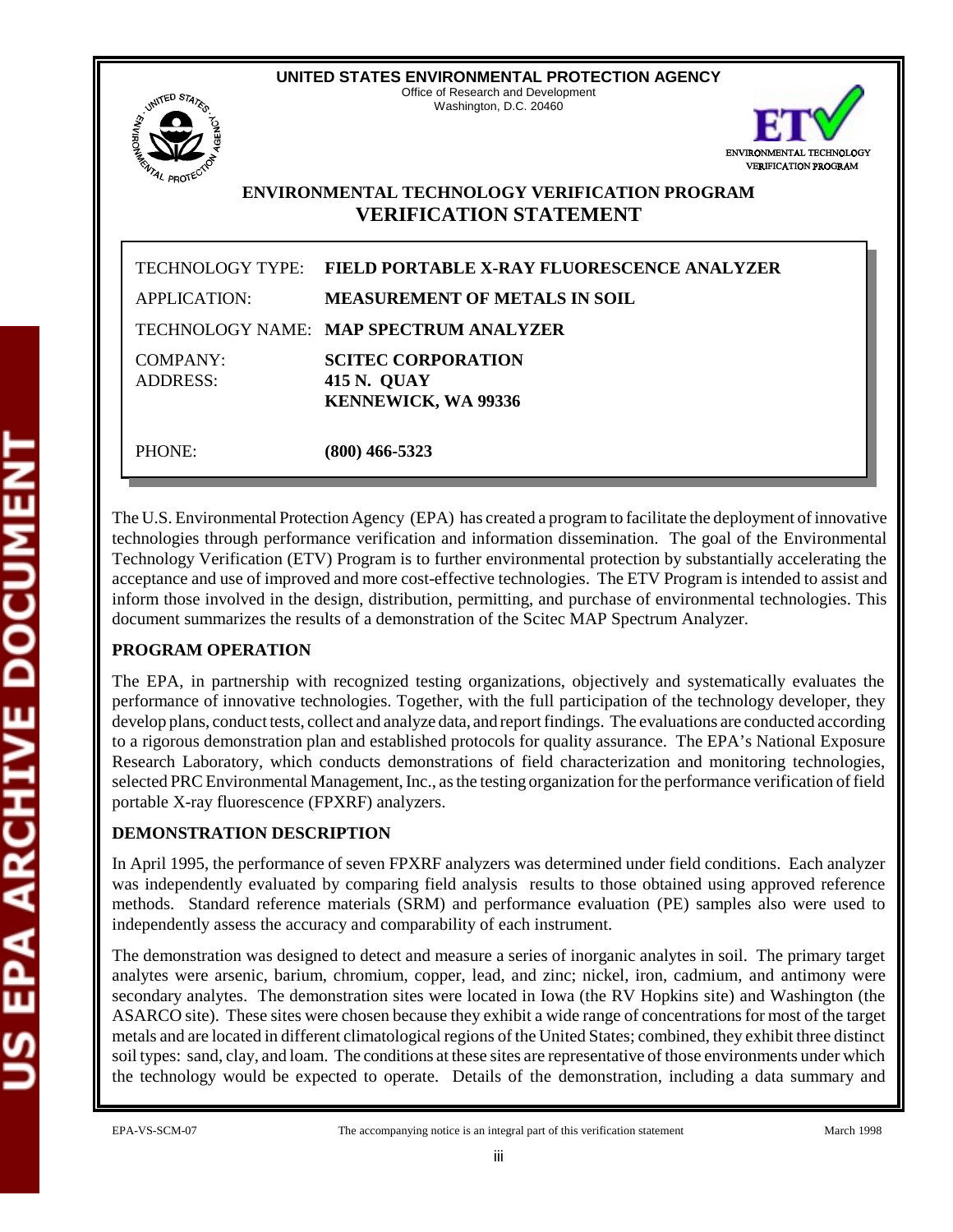**UNITED STATES ENVIRONMENTAL PROTECTION AGENCY**
Office of Research and Development
Washington, D.C. 20460

# ENVIRONMENTAL TECHNOLOGY VERIFICATION PROGRAM
## VERIFICATION STATEMENT

| | |
|---|---|
| TECHNOLOGY TYPE: | **FIELD PORTABLE X-RAY FLUORESCENCE ANALYZER** |
| APPLICATION: | **MEASUREMENT OF METALS IN SOIL** |
| TECHNOLOGY NAME: | **MAP SPECTRUM ANALYZER** |
| COMPANY: | **SCITEC CORPORATION** |
| ADDRESS: | **415 N. QUAY KENNEWICK, WA 99336** |
| PHONE: | **(800) 466-5323** |

The U.S. Environmental Protection Agency (EPA) has created a program to facilitate the deployment of innovative technologies through performance verification and information dissemination. The goal of the Environmental Technology Verification (ETV) Program is to further environmental protection by substantially accelerating the acceptance and use of improved and more cost-effective technologies. The ETV Program is intended to assist and inform those involved in the design, distribution, permitting, and purchase of environmental technologies. This document summarizes the results of a demonstration of the Scitec MAP Spectrum Analyzer.

**PROGRAM OPERATION**

The EPA, in partnership with recognized testing organizations, objectively and systematically evaluates the performance of innovative technologies. Together, with the full participation of the technology developer, they develop plans, conduct tests, collect and analyze data, and report findings. The evaluations are conducted according to a rigorous demonstration plan and established protocols for quality assurance. The EPA's National Exposure Research Laboratory, which conducts demonstrations of field characterization and monitoring technologies, selected PRC Environmental Management, Inc., as the testing organization for the performance verification of field portable X-ray fluorescence (FPXRF) analyzers.

**DEMONSTRATION DESCRIPTION**

In April 1995, the performance of seven FPXRF analyzers was determined under field conditions. Each analyzer was independently evaluated by comparing field analysis results to those obtained using approved reference methods. Standard reference materials (SRM) and performance evaluation (PE) samples also were used to independently assess the accuracy and comparability of each instrument.

The demonstration was designed to detect and measure a series of inorganic analytes in soil. The primary target analytes were arsenic, barium, chromium, copper, lead, and zinc; nickel, iron, cadmium, and antimony were secondary analytes. The demonstration sites were located in Iowa (the RV Hopkins site) and Washington (the ASARCO site). These sites were chosen because they exhibit a wide range of concentrations for most of the target metals and are located in different climatological regions of the United States; combined, they exhibit three distinct soil types: sand, clay, and loam. The conditions at these sites are representative of those environments under which the technology would be expected to operate. Details of the demonstration, including a data summary and

EPA-VS-SCM-07 The accompanying notice is an integral part of this verification statement March 1998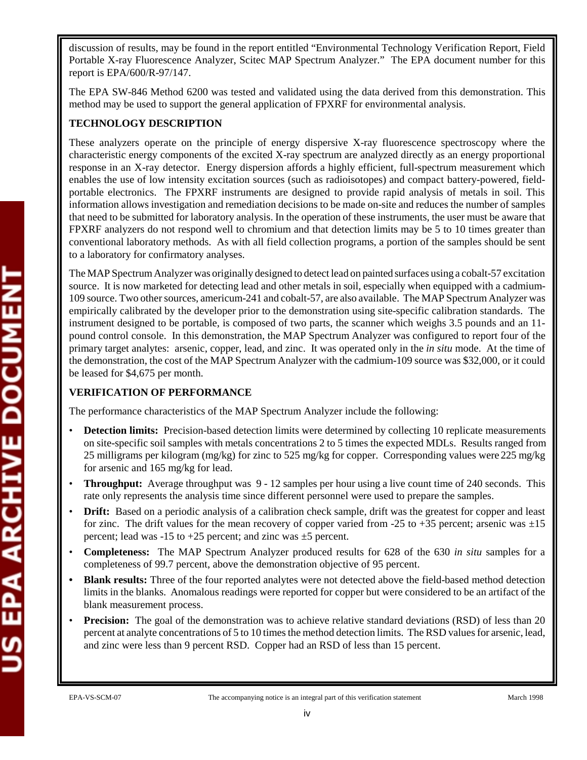discussion of results, may be found in the report entitled "Environmental Technology Verification Report, Field Portable X-ray Fluorescence Analyzer, Scitec MAP Spectrum Analyzer." The EPA document number for this report is EPA/600/R-97/147.

The EPA SW-846 Method 6200 was tested and validated using the data derived from this demonstration. This method may be used to support the general application of FPXRF for environmental analysis.

**TECHNOLOGY DESCRIPTION**

These analyzers operate on the principle of energy dispersive X-ray fluorescence spectroscopy where the characteristic energy components of the excited X-ray spectrum are analyzed directly as an energy proportional response in an X-ray detector. Energy dispersion affords a highly efficient, full-spectrum measurement which enables the use of low intensity excitation sources (such as radioisotopes) and compact battery-powered, field-portable electronics. The FPXRF instruments are designed to provide rapid analysis of metals in soil. This information allows investigation and remediation decisions to be made on-site and reduces the number of samples that need to be submitted for laboratory analysis. In the operation of these instruments, the user must be aware that FPXRF analyzers do not respond well to chromium and that detection limits may be 5 to 10 times greater than conventional laboratory methods. As with all field collection programs, a portion of the samples should be sent to a laboratory for confirmatory analyses.

The MAP Spectrum Analyzer was originally designed to detect lead on painted surfaces using a cobalt-57 excitation source. It is now marketed for detecting lead and other metals in soil, especially when equipped with a cadmium-109 source. Two other sources, americum-241 and cobalt-57, are also available. The MAP Spectrum Analyzer was empirically calibrated by the developer prior to the demonstration using site-specific calibration standards. The instrument designed to be portable, is composed of two parts, the scanner which weighs 3.5 pounds and an 11-pound control console. In this demonstration, the MAP Spectrum Analyzer was configured to report four of the primary target analytes: arsenic, copper, lead, and zinc. It was operated only in the *in situ* mode. At the time of the demonstration, the cost of the MAP Spectrum Analyzer with the cadmium-109 source was $32,000, or it could be leased for $4,675 per month.

**VERIFICATION OF PERFORMANCE**

The performance characteristics of the MAP Spectrum Analyzer include the following:

- **Detection limits:** Precision-based detection limits were determined by collecting 10 replicate measurements on site-specific soil samples with metals concentrations 2 to 5 times the expected MDLs. Results ranged from 25 milligrams per kilogram (mg/kg) for zinc to 525 mg/kg for copper. Corresponding values were 225 mg/kg for arsenic and 165 mg/kg for lead.
- **Throughput:** Average throughput was 9 - 12 samples per hour using a live count time of 240 seconds. This rate only represents the analysis time since different personnel were used to prepare the samples.
- **Drift:** Based on a periodic analysis of a calibration check sample, drift was the greatest for copper and least for zinc. The drift values for the mean recovery of copper varied from -25 to +35 percent; arsenic was ±15 percent; lead was -15 to +25 percent; and zinc was ±5 percent.
- **Completeness:** The MAP Spectrum Analyzer produced results for 628 of the 630 *in situ* samples for a completeness of 99.7 percent, above the demonstration objective of 95 percent.
- **Blank results:** Three of the four reported analytes were not detected above the field-based method detection limits in the blanks. Anomalous readings were reported for copper but were considered to be an artifact of the blank measurement process.
- **Precision:** The goal of the demonstration was to achieve relative standard deviations (RSD) of less than 20 percent at analyte concentrations of 5 to 10 times the method detection limits. The RSD values for arsenic, lead, and zinc were less than 9 percent RSD. Copper had an RSD of less than 15 percent.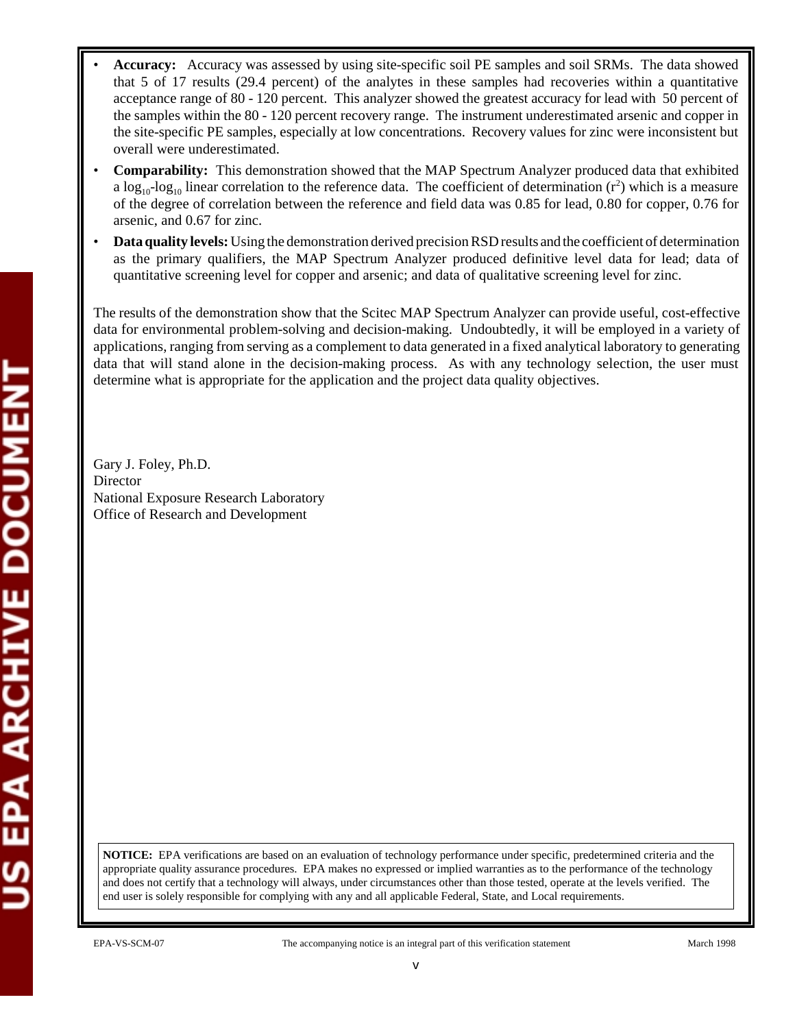- **Accuracy:** Accuracy was assessed by using site-specific soil PE samples and soil SRMs. The data showed that 5 of 17 results (29.4 percent) of the analytes in these samples had recoveries within a quantitative acceptance range of 80 - 120 percent. This analyzer showed the greatest accuracy for lead with 50 percent of the samples within the 80 - 120 percent recovery range. The instrument underestimated arsenic and copper in the site-specific PE samples, especially at low concentrations. Recovery values for zinc were inconsistent but overall were underestimated.
- **Comparability:** This demonstration showed that the MAP Spectrum Analyzer produced data that exhibited a $\log_{10}$-$\log_{10}$ linear correlation to the reference data. The coefficient of determination ($r^2$) which is a measure of the degree of correlation between the reference and field data was 0.85 for lead, 0.80 for copper, 0.76 for arsenic, and 0.67 for zinc.
- **Data quality levels:** Using the demonstration derived precision RSD results and the coefficient of determination as the primary qualifiers, the MAP Spectrum Analyzer produced definitive level data for lead; data of quantitative screening level for copper and arsenic; and data of qualitative screening level for zinc.

The results of the demonstration show that the Scitec MAP Spectrum Analyzer can provide useful, cost-effective data for environmental problem-solving and decision-making. Undoubtedly, it will be employed in a variety of applications, ranging from serving as a complement to data generated in a fixed analytical laboratory to generating data that will stand alone in the decision-making process. As with any technology selection, the user must determine what is appropriate for the application and the project data quality objectives.

Gary J. Foley, Ph.D.
Director
National Exposure Research Laboratory
Office of Research and Development

**NOTICE:** EPA verifications are based on an evaluation of technology performance under specific, predetermined criteria and the appropriate quality assurance procedures. EPA makes no expressed or implied warranties as to the performance of the technology and does not certify that a technology will always, under circumstances other than those tested, operate at the levels verified. The end user is solely responsible for complying with any and all applicable Federal, State, and Local requirements.

EPA-VS-SCM-07 The accompanying notice is an integral part of this verification statement March 1998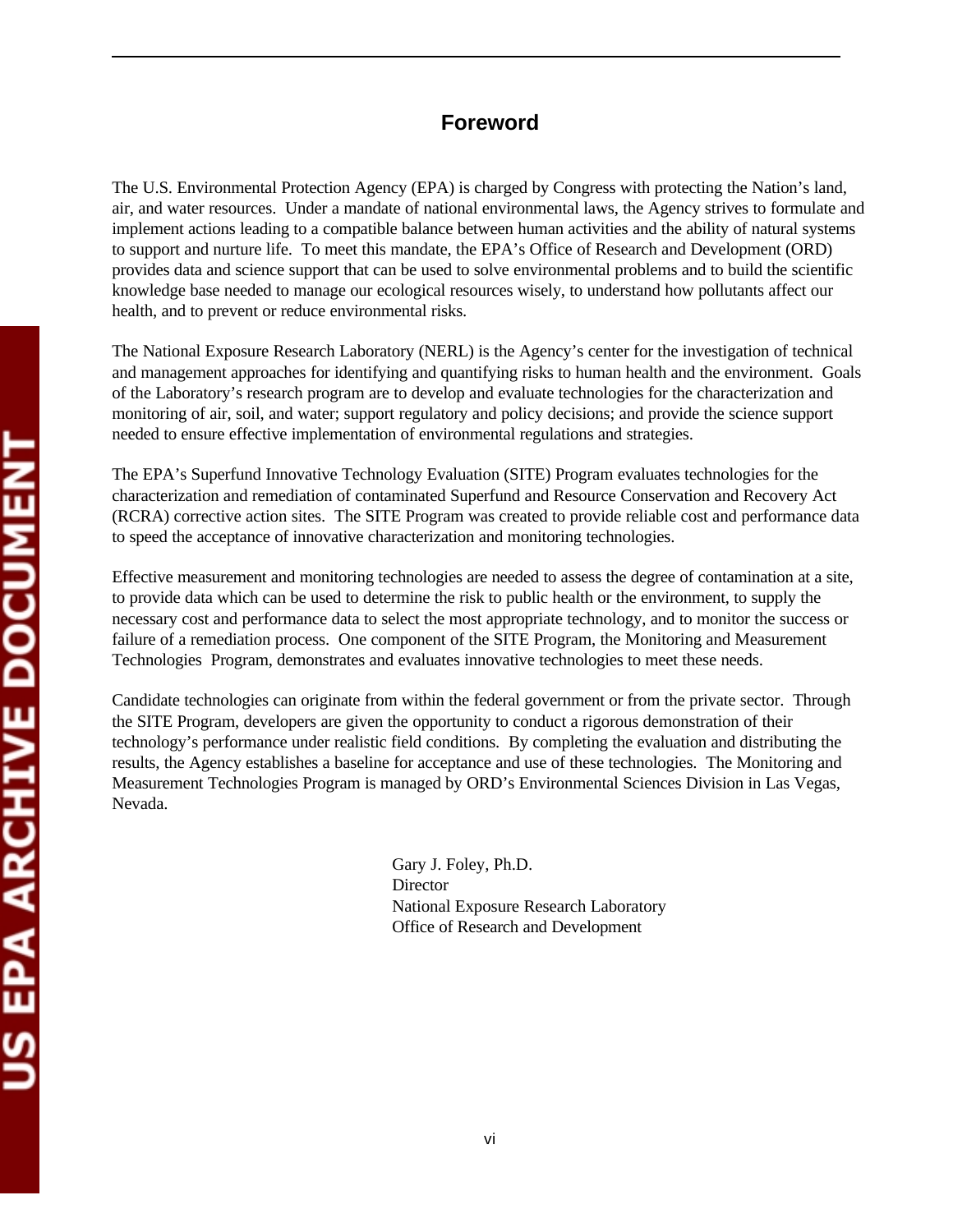# Foreword

The U.S. Environmental Protection Agency (EPA) is charged by Congress with protecting the Nation's land, air, and water resources. Under a mandate of national environmental laws, the Agency strives to formulate and implement actions leading to a compatible balance between human activities and the ability of natural systems to support and nurture life. To meet this mandate, the EPA's Office of Research and Development (ORD) provides data and science support that can be used to solve environmental problems and to build the scientific knowledge base needed to manage our ecological resources wisely, to understand how pollutants affect our health, and to prevent or reduce environmental risks.

The National Exposure Research Laboratory (NERL) is the Agency's center for the investigation of technical and management approaches for identifying and quantifying risks to human health and the environment. Goals of the Laboratory's research program are to develop and evaluate technologies for the characterization and monitoring of air, soil, and water; support regulatory and policy decisions; and provide the science support needed to ensure effective implementation of environmental regulations and strategies.

The EPA's Superfund Innovative Technology Evaluation (SITE) Program evaluates technologies for the characterization and remediation of contaminated Superfund and Resource Conservation and Recovery Act (RCRA) corrective action sites. The SITE Program was created to provide reliable cost and performance data to speed the acceptance of innovative characterization and monitoring technologies.

Effective measurement and monitoring technologies are needed to assess the degree of contamination at a site, to provide data which can be used to determine the risk to public health or the environment, to supply the necessary cost and performance data to select the most appropriate technology, and to monitor the success or failure of a remediation process. One component of the SITE Program, the Monitoring and Measurement Technologies Program, demonstrates and evaluates innovative technologies to meet these needs.

Candidate technologies can originate from within the federal government or from the private sector. Through the SITE Program, developers are given the opportunity to conduct a rigorous demonstration of their technology's performance under realistic field conditions. By completing the evaluation and distributing the results, the Agency establishes a baseline for acceptance and use of these technologies. The Monitoring and Measurement Technologies Program is managed by ORD's Environmental Sciences Division in Las Vegas, Nevada.

Gary J. Foley, Ph.D.
Director
National Exposure Research Laboratory
Office of Research and Development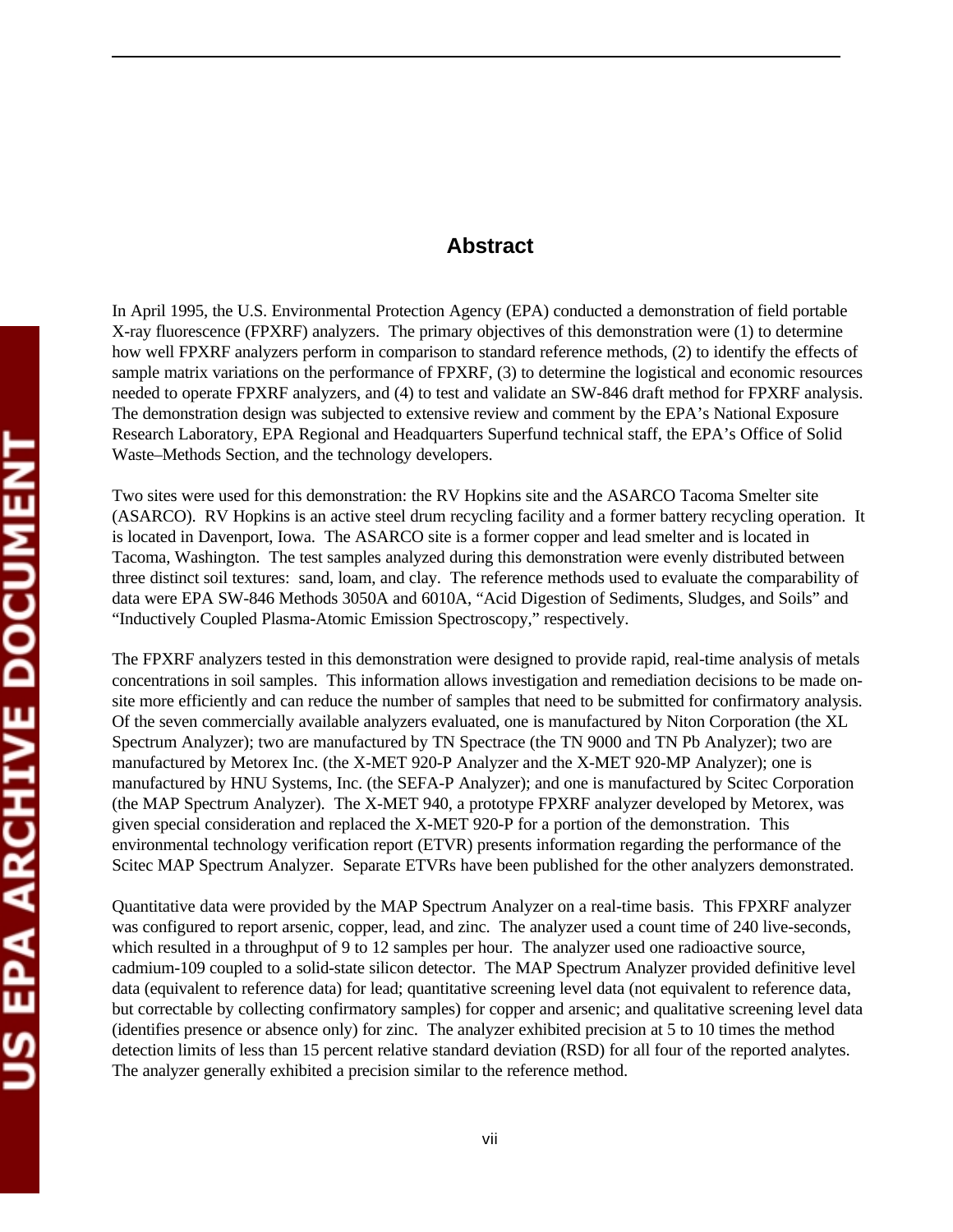# Abstract

In April 1995, the U.S. Environmental Protection Agency (EPA) conducted a demonstration of field portable X-ray fluorescence (FPXRF) analyzers. The primary objectives of this demonstration were (1) to determine how well FPXRF analyzers perform in comparison to standard reference methods, (2) to identify the effects of sample matrix variations on the performance of FPXRF, (3) to determine the logistical and economic resources needed to operate FPXRF analyzers, and (4) to test and validate an SW-846 draft method for FPXRF analysis. The demonstration design was subjected to extensive review and comment by the EPA's National Exposure Research Laboratory, EPA Regional and Headquarters Superfund technical staff, the EPA's Office of Solid Waste–Methods Section, and the technology developers.

Two sites were used for this demonstration: the RV Hopkins site and the ASARCO Tacoma Smelter site (ASARCO). RV Hopkins is an active steel drum recycling facility and a former battery recycling operation. It is located in Davenport, Iowa. The ASARCO site is a former copper and lead smelter and is located in Tacoma, Washington. The test samples analyzed during this demonstration were evenly distributed between three distinct soil textures: sand, loam, and clay. The reference methods used to evaluate the comparability of data were EPA SW-846 Methods 3050A and 6010A, "Acid Digestion of Sediments, Sludges, and Soils" and "Inductively Coupled Plasma-Atomic Emission Spectroscopy," respectively.

The FPXRF analyzers tested in this demonstration were designed to provide rapid, real-time analysis of metals concentrations in soil samples. This information allows investigation and remediation decisions to be made on-site more efficiently and can reduce the number of samples that need to be submitted for confirmatory analysis. Of the seven commercially available analyzers evaluated, one is manufactured by Niton Corporation (the XL Spectrum Analyzer); two are manufactured by TN Spectrace (the TN 9000 and TN Pb Analyzer); two are manufactured by Metorex Inc. (the X-MET 920-P Analyzer and the X-MET 920-MP Analyzer); one is manufactured by HNU Systems, Inc. (the SEFA-P Analyzer); and one is manufactured by Scitec Corporation (the MAP Spectrum Analyzer). The X-MET 940, a prototype FPXRF analyzer developed by Metorex, was given special consideration and replaced the X-MET 920-P for a portion of the demonstration. This environmental technology verification report (ETVR) presents information regarding the performance of the Scitec MAP Spectrum Analyzer. Separate ETVRs have been published for the other analyzers demonstrated.

Quantitative data were provided by the MAP Spectrum Analyzer on a real-time basis. This FPXRF analyzer was configured to report arsenic, copper, lead, and zinc. The analyzer used a count time of 240 live-seconds, which resulted in a throughput of 9 to 12 samples per hour. The analyzer used one radioactive source, cadmium-109 coupled to a solid-state silicon detector. The MAP Spectrum Analyzer provided definitive level data (equivalent to reference data) for lead; quantitative screening level data (not equivalent to reference data, but correctable by collecting confirmatory samples) for copper and arsenic; and qualitative screening level data (identifies presence or absence only) for zinc. The analyzer exhibited precision at 5 to 10 times the method detection limits of less than 15 percent relative standard deviation (RSD) for all four of the reported analytes. The analyzer generally exhibited a precision similar to the reference method.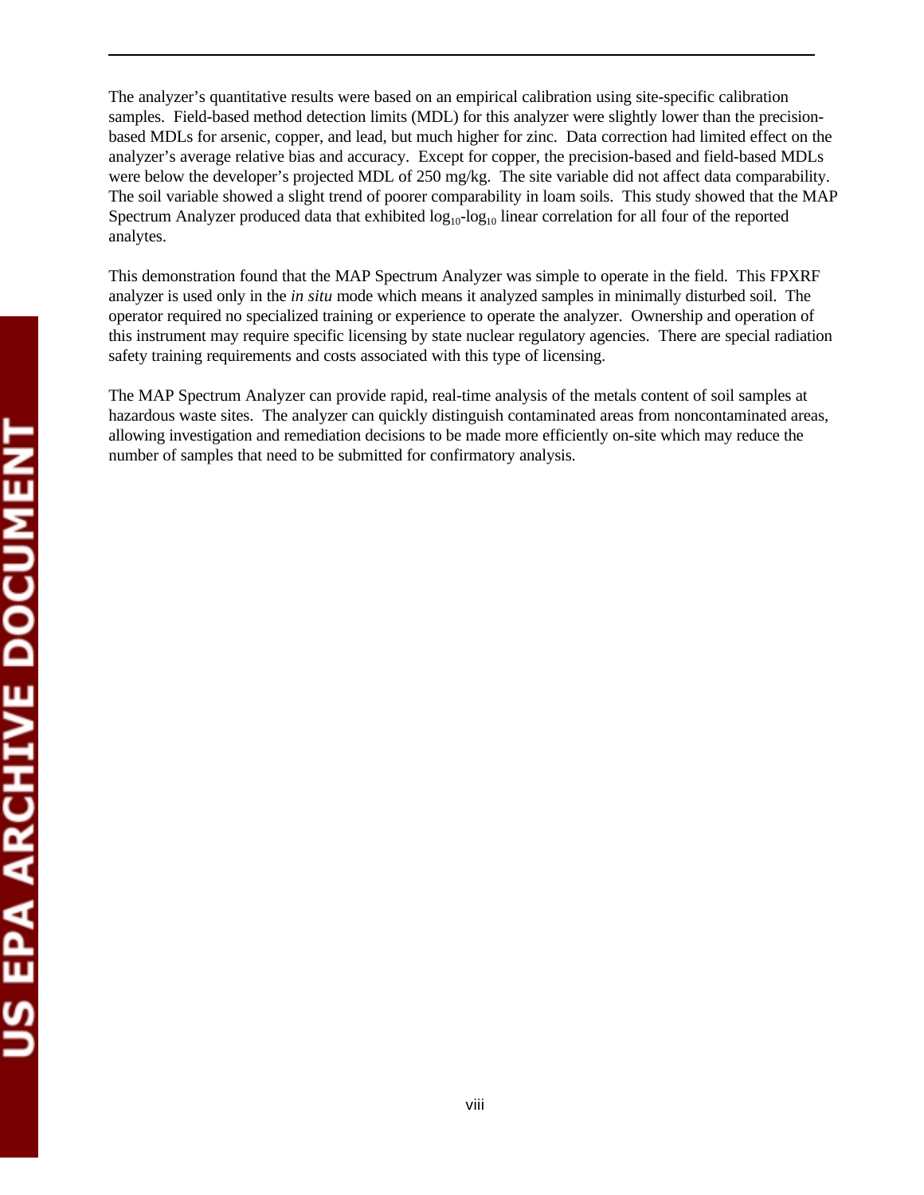The analyzer's quantitative results were based on an empirical calibration using site-specific calibration samples. Field-based method detection limits (MDL) for this analyzer were slightly lower than the precision-based MDLs for arsenic, copper, and lead, but much higher for zinc. Data correction had limited effect on the analyzer's average relative bias and accuracy. Except for copper, the precision-based and field-based MDLs were below the developer's projected MDL of 250 mg/kg. The site variable did not affect data comparability. The soil variable showed a slight trend of poorer comparability in loam soils. This study showed that the MAP Spectrum Analyzer produced data that exhibited $\log_{10}$-$\log_{10}$ linear correlation for all four of the reported analytes.

This demonstration found that the MAP Spectrum Analyzer was simple to operate in the field. This FPXRF analyzer is used only in the *in situ* mode which means it analyzed samples in minimally disturbed soil. The operator required no specialized training or experience to operate the analyzer. Ownership and operation of this instrument may require specific licensing by state nuclear regulatory agencies. There are special radiation safety training requirements and costs associated with this type of licensing.

The MAP Spectrum Analyzer can provide rapid, real-time analysis of the metals content of soil samples at hazardous waste sites. The analyzer can quickly distinguish contaminated areas from noncontaminated areas, allowing investigation and remediation decisions to be made more efficiently on-site which may reduce the number of samples that need to be submitted for confirmatory analysis.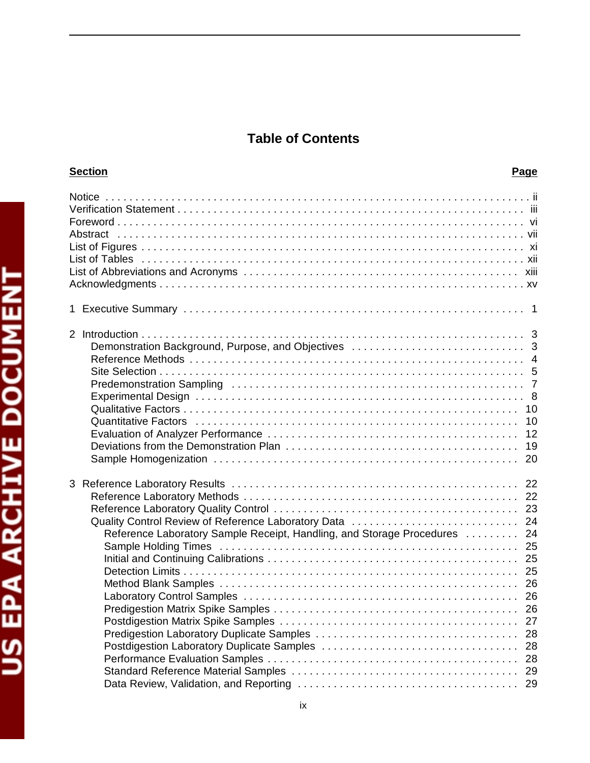# Table of Contents

| Section | Page |
|---|---|
| Notice | ii |
| Verification Statement | iii |
| Foreword | vi |
| Abstract | vii |
| List of Figures | xi |
| List of Tables | xii |
| List of Abbreviations and Acronyms | xiii |
| Acknowledgments | xv |
| 1 Executive Summary | 1 |
| 2 Introduction | 3 |
| Demonstration Background, Purpose, and Objectives | 3 |
| Reference Methods | 4 |
| Site Selection | 5 |
| Predemonstration Sampling | 7 |
| Experimental Design | 8 |
| Qualitative Factors | 10 |
| Quantitative Factors | 10 |
| Evaluation of Analyzer Performance | 12 |
| Deviations from the Demonstration Plan | 19 |
| Sample Homogenization | 20 |
| 3 Reference Laboratory Results | 22 |
| Reference Laboratory Methods | 22 |
| Reference Laboratory Quality Control | 23 |
| Quality Control Review of Reference Laboratory Data | 24 |
| Reference Laboratory Sample Receipt, Handling, and Storage Procedures | 24 |
| Sample Holding Times | 25 |
| Initial and Continuing Calibrations | 25 |
| Detection Limits | 25 |
| Method Blank Samples | 26 |
| Laboratory Control Samples | 26 |
| Predigestion Matrix Spike Samples | 26 |
| Postdigestion Matrix Spike Samples | 27 |
| Predigestion Laboratory Duplicate Samples | 28 |
| Postdigestion Laboratory Duplicate Samples | 28 |
| Performance Evaluation Samples | 28 |
| Standard Reference Material Samples | 29 |
| Data Review, Validation, and Reporting | 29 |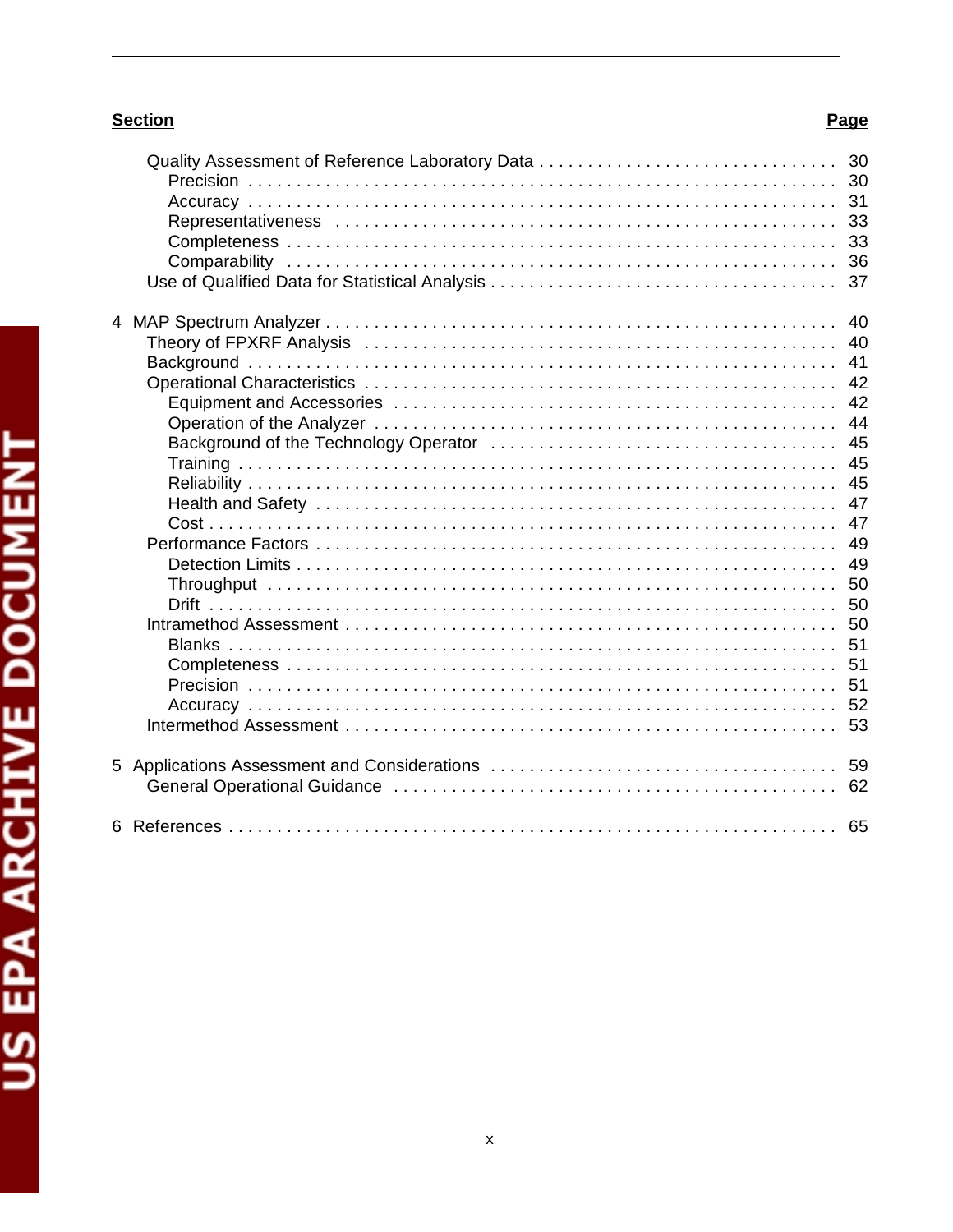| Section | Page |
| --- | --- |
| Quality Assessment of Reference Laboratory Data | 30 |
| Precision | 30 |
| Accuracy | 31 |
| Representativeness | 33 |
| Completeness | 33 |
| Comparability | 36 |
| Use of Qualified Data for Statistical Analysis | 37 |
| 4 MAP Spectrum Analyzer | 40 |
| Theory of FPXRF Analysis | 40 |
| Background | 41 |
| Operational Characteristics | 42 |
| Equipment and Accessories | 42 |
| Operation of the Analyzer | 44 |
| Background of the Technology Operator | 45 |
| Training | 45 |
| Reliability | 45 |
| Health and Safety | 47 |
| Cost | 47 |
| Performance Factors | 49 |
| Detection Limits | 49 |
| Throughput | 50 |
| Drift | 50 |
| Intramethod Assessment | 50 |
| Blanks | 51 |
| Completeness | 51 |
| Precision | 51 |
| Accuracy | 52 |
| Intermethod Assessment | 53 |
| 5 Applications Assessment and Considerations | 59 |
| General Operational Guidance | 62 |
| 6 References | 65 |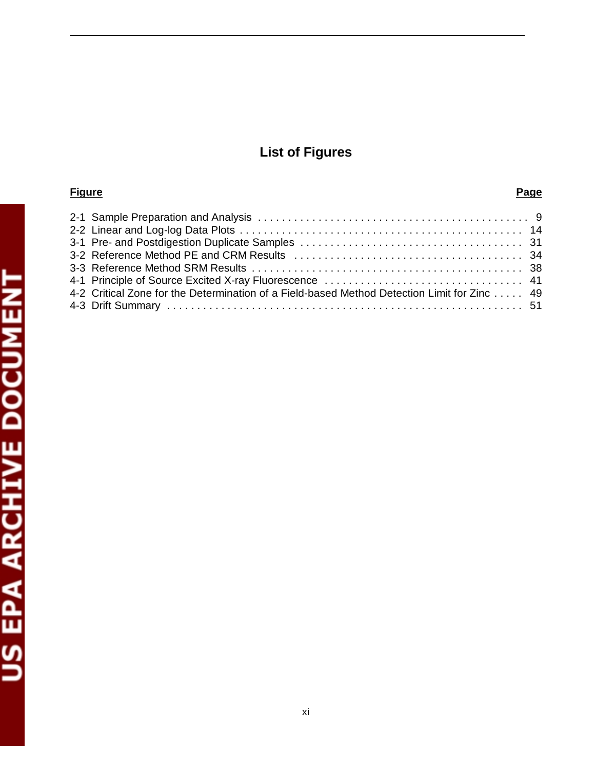# List of Figures

| Figure | Page |
|---|---|
| 2-1 Sample Preparation and Analysis | 9 |
| 2-2 Linear and Log-log Data Plots | 14 |
| 3-1 Pre- and Postdigestion Duplicate Samples | 31 |
| 3-2 Reference Method PE and CRM Results | 34 |
| 3-3 Reference Method SRM Results | 38 |
| 4-1 Principle of Source Excited X-ray Fluorescence | 41 |
| 4-2 Critical Zone for the Determination of a Field-based Method Detection Limit for Zinc | 49 |
| 4-3 Drift Summary | 51 |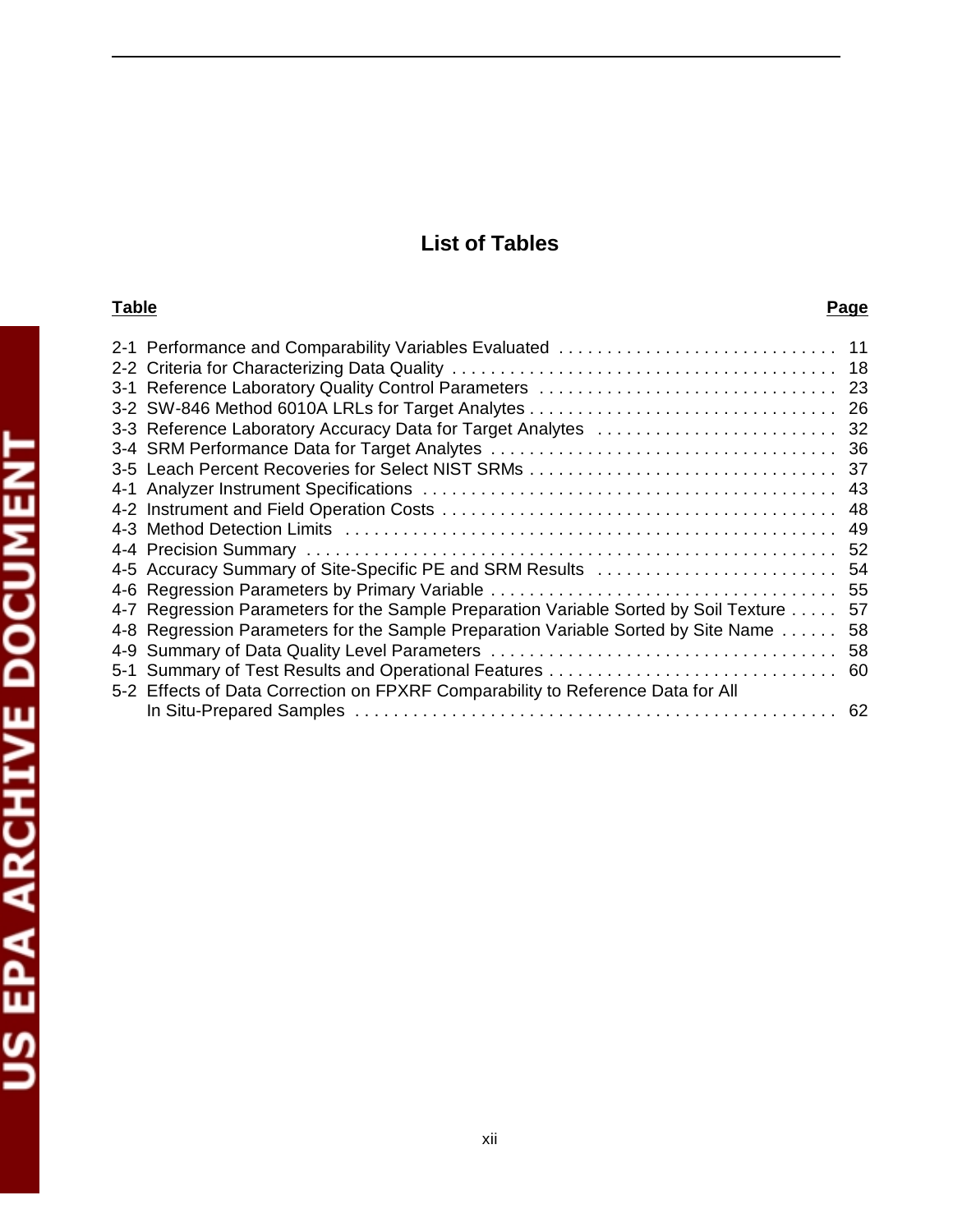# List of Tables

| Table | | Page |
|---|---|---|
| 2-1 | Performance and Comparability Variables Evaluated | 11 |
| 2-2 | Criteria for Characterizing Data Quality | 18 |
| 3-1 | Reference Laboratory Quality Control Parameters | 23 |
| 3-2 | SW-846 Method 6010A LRLs for Target Analytes | 26 |
| 3-3 | Reference Laboratory Accuracy Data for Target Analytes | 32 |
| 3-4 | SRM Performance Data for Target Analytes | 36 |
| 3-5 | Leach Percent Recoveries for Select NIST SRMs | 37 |
| 4-1 | Analyzer Instrument Specifications | 43 |
| 4-2 | Instrument and Field Operation Costs | 48 |
| 4-3 | Method Detection Limits | 49 |
| 4-4 | Precision Summary | 52 |
| 4-5 | Accuracy Summary of Site-Specific PE and SRM Results | 54 |
| 4-6 | Regression Parameters by Primary Variable | 55 |
| 4-7 | Regression Parameters for the Sample Preparation Variable Sorted by Soil Texture | 57 |
| 4-8 | Regression Parameters for the Sample Preparation Variable Sorted by Site Name | 58 |
| 4-9 | Summary of Data Quality Level Parameters | 58 |
| 5-1 | Summary of Test Results and Operational Features | 60 |
| 5-2 | Effects of Data Correction on FPXRF Comparability to Reference Data for All In Situ-Prepared Samples | 62 |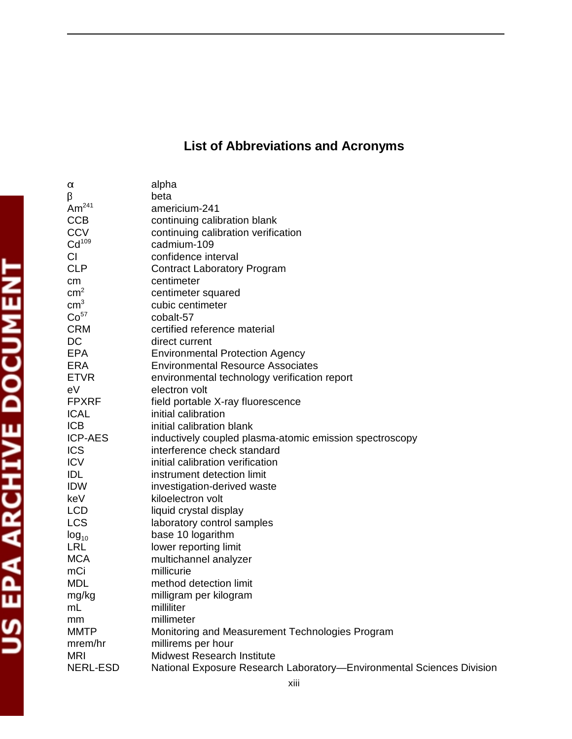# List of Abbreviations and Acronyms

| | |
|---|---|
| $\alpha$ | alpha |
| $\beta$ | beta |
| $Am^{241}$ | americium-241 |
| CCB | continuing calibration blank |
| CCV | continuing calibration verification |
| $Cd^{109}$ | cadmium-109 |
| CI | confidence interval |
| CLP | Contract Laboratory Program |
| cm | centimeter |
| $cm^2$ | centimeter squared |
| $cm^3$ | cubic centimeter |
| $Co^{57}$ | cobalt-57 |
| CRM | certified reference material |
| DC | direct current |
| EPA | Environmental Protection Agency |
| ERA | Environmental Resource Associates |
| ETVR | environmental technology verification report |
| eV | electron volt |
| FPXRF | field portable X-ray fluorescence |
| ICAL | initial calibration |
| ICB | initial calibration blank |
| ICP-AES | inductively coupled plasma-atomic emission spectroscopy |
| ICS | interference check standard |
| ICV | initial calibration verification |
| IDL | instrument detection limit |
| IDW | investigation-derived waste |
| keV | kiloelectron volt |
| LCD | liquid crystal display |
| LCS | laboratory control samples |
| $\log_{10}$ | base 10 logarithm |
| LRL | lower reporting limit |
| MCA | multichannel analyzer |
| mCi | millicurie |
| MDL | method detection limit |
| mg/kg | milligram per kilogram |
| mL | milliliter |
| mm | millimeter |
| MMTP | Monitoring and Measurement Technologies Program |
| mrem/hr | millirems per hour |
| MRI | Midwest Research Institute |
| NERL-ESD | National Exposure Research Laboratory—Environmental Sciences Division |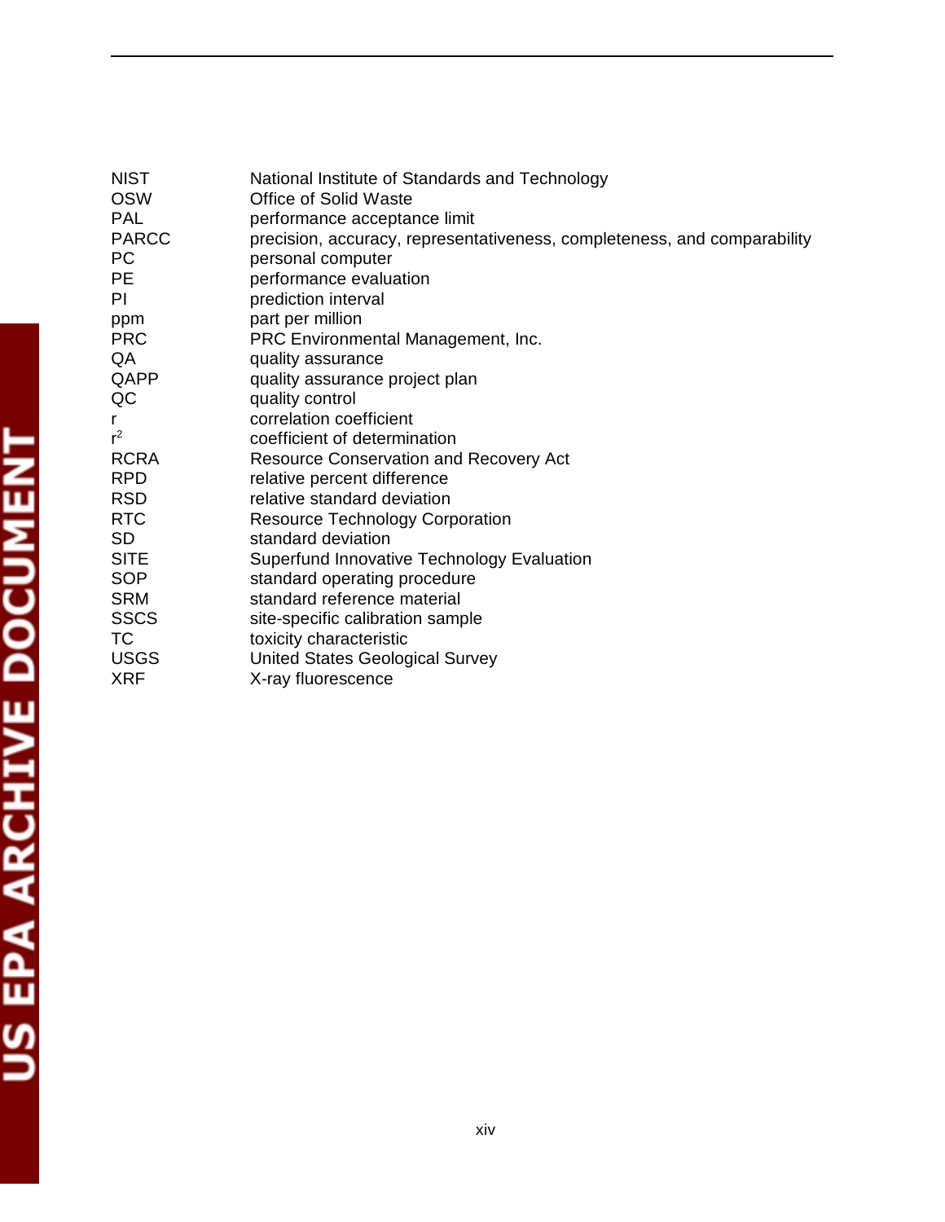| | |
|---|---|
| NIST | National Institute of Standards and Technology |
| OSW | Office of Solid Waste |
| PAL | performance acceptance limit |
| PARCC | precision, accuracy, representativeness, completeness, and comparability |
| PC | personal computer |
| PE | performance evaluation |
| PI | prediction interval |
| ppm | part per million |
| PRC | PRC Environmental Management, Inc. |
| QA | quality assurance |
| QAPP | quality assurance project plan |
| QC | quality control |
| r | correlation coefficient |
| $r^2$ | coefficient of determination |
| RCRA | Resource Conservation and Recovery Act |
| RPD | relative percent difference |
| RSD | relative standard deviation |
| RTC | Resource Technology Corporation |
| SD | standard deviation |
| SITE | Superfund Innovative Technology Evaluation |
| SOP | standard operating procedure |
| SRM | standard reference material |
| SSCS | site-specific calibration sample |
| TC | toxicity characteristic |
| USGS | United States Geological Survey |
| XRF | X-ray fluorescence |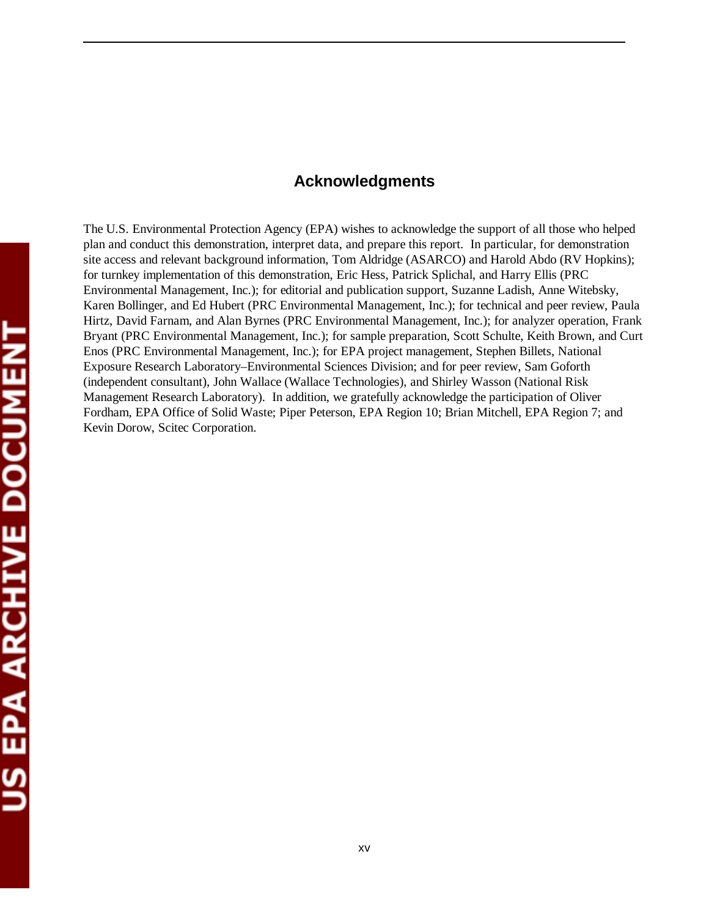# Acknowledgments

The U.S. Environmental Protection Agency (EPA) wishes to acknowledge the support of all those who helped plan and conduct this demonstration, interpret data, and prepare this report. In particular, for demonstration site access and relevant background information, Tom Aldridge (ASARCO) and Harold Abdo (RV Hopkins); for turnkey implementation of this demonstration, Eric Hess, Patrick Splichal, and Harry Ellis (PRC Environmental Management, Inc.); for editorial and publication support, Suzanne Ladish, Anne Witebsky, Karen Bollinger, and Ed Hubert (PRC Environmental Management, Inc.); for technical and peer review, Paula Hirtz, David Farnam, and Alan Byrnes (PRC Environmental Management, Inc.); for analyzer operation, Frank Bryant (PRC Environmental Management, Inc.); for sample preparation, Scott Schulte, Keith Brown, and Curt Enos (PRC Environmental Management, Inc.); for EPA project management, Stephen Billets, National Exposure Research Laboratory–Environmental Sciences Division; and for peer review, Sam Goforth (independent consultant), John Wallace (Wallace Technologies), and Shirley Wasson (National Risk Management Research Laboratory). In addition, we gratefully acknowledge the participation of Oliver Fordham, EPA Office of Solid Waste; Piper Peterson, EPA Region 10; Brian Mitchell, EPA Region 7; and Kevin Dorow, Scitec Corporation.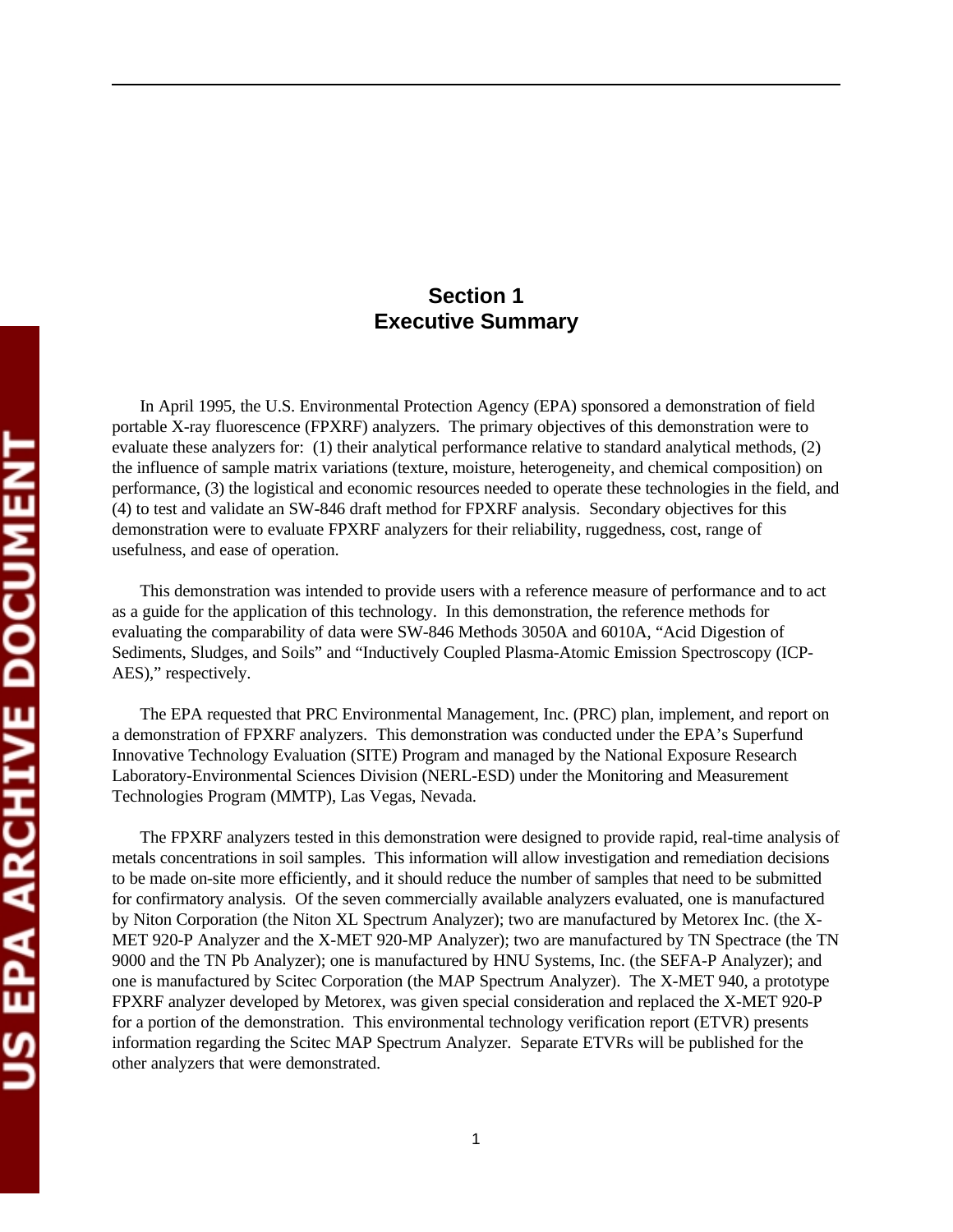# Section 1
# Executive Summary

In April 1995, the U.S. Environmental Protection Agency (EPA) sponsored a demonstration of field portable X-ray fluorescence (FPXRF) analyzers. The primary objectives of this demonstration were to evaluate these analyzers for: (1) their analytical performance relative to standard analytical methods, (2) the influence of sample matrix variations (texture, moisture, heterogeneity, and chemical composition) on performance, (3) the logistical and economic resources needed to operate these technologies in the field, and (4) to test and validate an SW-846 draft method for FPXRF analysis. Secondary objectives for this demonstration were to evaluate FPXRF analyzers for their reliability, ruggedness, cost, range of usefulness, and ease of operation.

This demonstration was intended to provide users with a reference measure of performance and to act as a guide for the application of this technology. In this demonstration, the reference methods for evaluating the comparability of data were SW-846 Methods 3050A and 6010A, "Acid Digestion of Sediments, Sludges, and Soils" and "Inductively Coupled Plasma-Atomic Emission Spectroscopy (ICP-AES)," respectively.

The EPA requested that PRC Environmental Management, Inc. (PRC) plan, implement, and report on a demonstration of FPXRF analyzers. This demonstration was conducted under the EPA's Superfund Innovative Technology Evaluation (SITE) Program and managed by the National Exposure Research Laboratory-Environmental Sciences Division (NERL-ESD) under the Monitoring and Measurement Technologies Program (MMTP), Las Vegas, Nevada.

The FPXRF analyzers tested in this demonstration were designed to provide rapid, real-time analysis of metals concentrations in soil samples. This information will allow investigation and remediation decisions to be made on-site more efficiently, and it should reduce the number of samples that need to be submitted for confirmatory analysis. Of the seven commercially available analyzers evaluated, one is manufactured by Niton Corporation (the Niton XL Spectrum Analyzer); two are manufactured by Metorex Inc. (the X-MET 920-P Analyzer and the X-MET 920-MP Analyzer); two are manufactured by TN Spectrace (the TN 9000 and the TN Pb Analyzer); one is manufactured by HNU Systems, Inc. (the SEFA-P Analyzer); and one is manufactured by Scitec Corporation (the MAP Spectrum Analyzer). The X-MET 940, a prototype FPXRF analyzer developed by Metorex, was given special consideration and replaced the X-MET 920-P for a portion of the demonstration. This environmental technology verification report (ETVR) presents information regarding the Scitec MAP Spectrum Analyzer. Separate ETVRs will be published for the other analyzers that were demonstrated.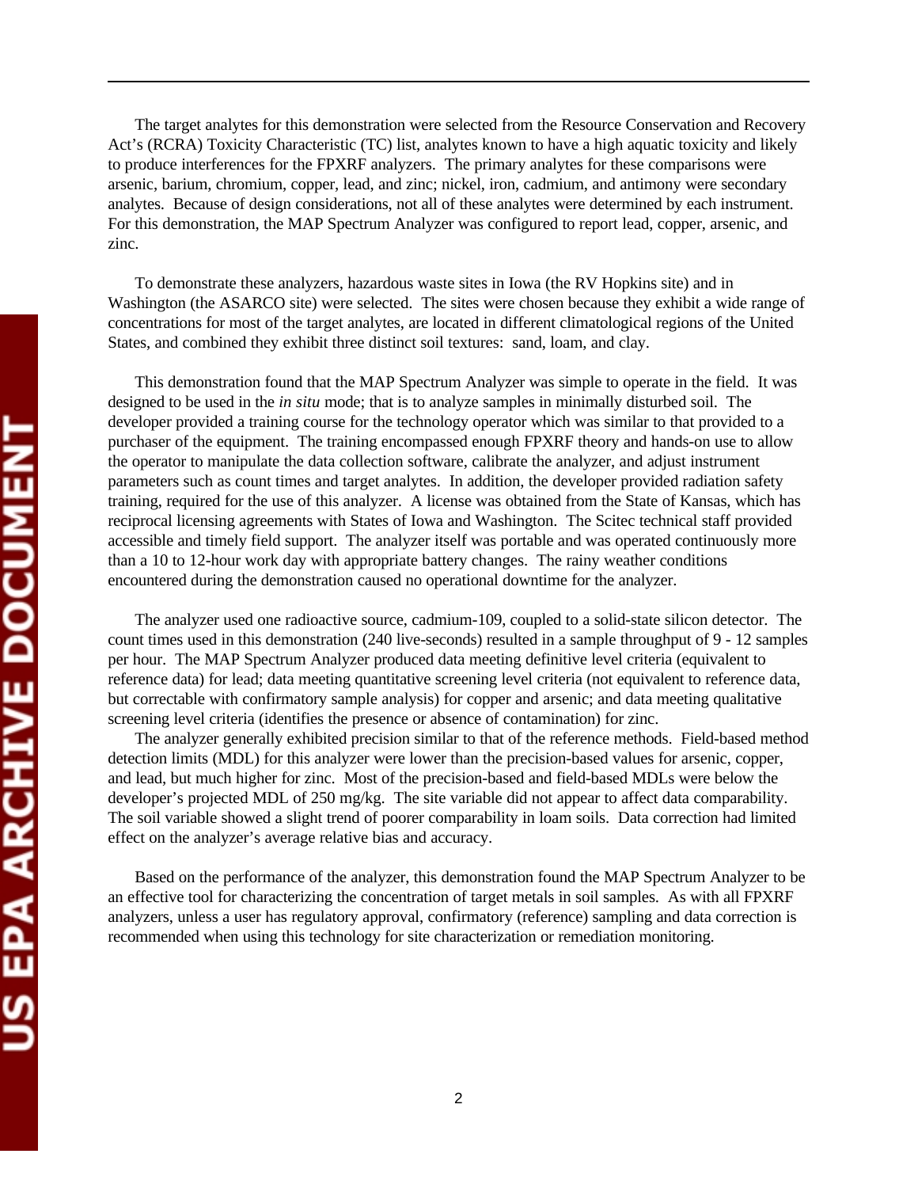The target analytes for this demonstration were selected from the Resource Conservation and Recovery Act's (RCRA) Toxicity Characteristic (TC) list, analytes known to have a high aquatic toxicity and likely to produce interferences for the FPXRF analyzers. The primary analytes for these comparisons were arsenic, barium, chromium, copper, lead, and zinc; nickel, iron, cadmium, and antimony were secondary analytes. Because of design considerations, not all of these analytes were determined by each instrument. For this demonstration, the MAP Spectrum Analyzer was configured to report lead, copper, arsenic, and zinc.

To demonstrate these analyzers, hazardous waste sites in Iowa (the RV Hopkins site) and in Washington (the ASARCO site) were selected. The sites were chosen because they exhibit a wide range of concentrations for most of the target analytes, are located in different climatological regions of the United States, and combined they exhibit three distinct soil textures: sand, loam, and clay.

This demonstration found that the MAP Spectrum Analyzer was simple to operate in the field. It was designed to be used in the *in situ* mode; that is to analyze samples in minimally disturbed soil. The developer provided a training course for the technology operator which was similar to that provided to a purchaser of the equipment. The training encompassed enough FPXRF theory and hands-on use to allow the operator to manipulate the data collection software, calibrate the analyzer, and adjust instrument parameters such as count times and target analytes. In addition, the developer provided radiation safety training, required for the use of this analyzer. A license was obtained from the State of Kansas, which has reciprocal licensing agreements with States of Iowa and Washington. The Scitec technical staff provided accessible and timely field support. The analyzer itself was portable and was operated continuously more than a 10 to 12-hour work day with appropriate battery changes. The rainy weather conditions encountered during the demonstration caused no operational downtime for the analyzer.

The analyzer used one radioactive source, cadmium-109, coupled to a solid-state silicon detector. The count times used in this demonstration (240 live-seconds) resulted in a sample throughput of 9 - 12 samples per hour. The MAP Spectrum Analyzer produced data meeting definitive level criteria (equivalent to reference data) for lead; data meeting quantitative screening level criteria (not equivalent to reference data, but correctable with confirmatory sample analysis) for copper and arsenic; and data meeting qualitative screening level criteria (identifies the presence or absence of contamination) for zinc.

The analyzer generally exhibited precision similar to that of the reference methods. Field-based method detection limits (MDL) for this analyzer were lower than the precision-based values for arsenic, copper, and lead, but much higher for zinc. Most of the precision-based and field-based MDLs were below the developer's projected MDL of 250 mg/kg. The site variable did not appear to affect data comparability. The soil variable showed a slight trend of poorer comparability in loam soils. Data correction had limited effect on the analyzer's average relative bias and accuracy.

Based on the performance of the analyzer, this demonstration found the MAP Spectrum Analyzer to be an effective tool for characterizing the concentration of target metals in soil samples. As with all FPXRF analyzers, unless a user has regulatory approval, confirmatory (reference) sampling and data correction is recommended when using this technology for site characterization or remediation monitoring.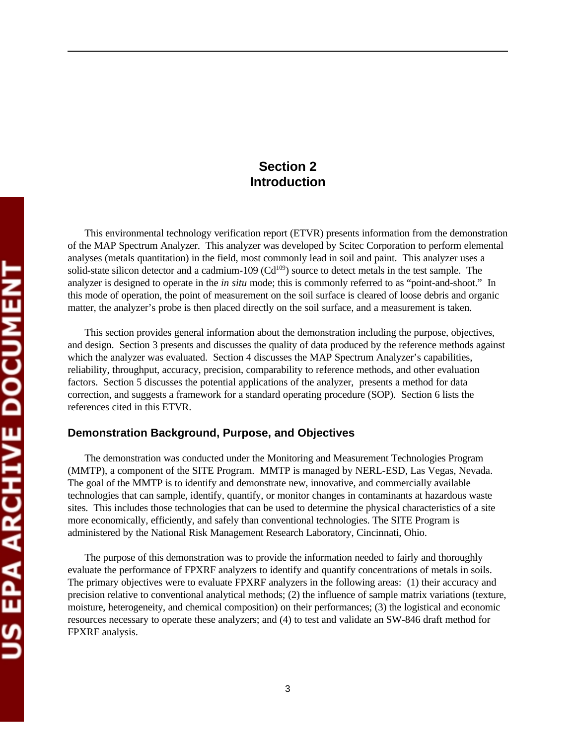# Section 2
# Introduction

This environmental technology verification report (ETVR) presents information from the demonstration of the MAP Spectrum Analyzer. This analyzer was developed by Scitec Corporation to perform elemental analyses (metals quantitation) in the field, most commonly lead in soil and paint. This analyzer uses a solid-state silicon detector and a cadmium-109 ($Cd^{109}$) source to detect metals in the test sample. The analyzer is designed to operate in the *in situ* mode; this is commonly referred to as "point-and-shoot." In this mode of operation, the point of measurement on the soil surface is cleared of loose debris and organic matter, the analyzer's probe is then placed directly on the soil surface, and a measurement is taken.

This section provides general information about the demonstration including the purpose, objectives, and design. Section 3 presents and discusses the quality of data produced by the reference methods against which the analyzer was evaluated. Section 4 discusses the MAP Spectrum Analyzer's capabilities, reliability, throughput, accuracy, precision, comparability to reference methods, and other evaluation factors. Section 5 discusses the potential applications of the analyzer, presents a method for data correction, and suggests a framework for a standard operating procedure (SOP). Section 6 lists the references cited in this ETVR.

## Demonstration Background, Purpose, and Objectives

The demonstration was conducted under the Monitoring and Measurement Technologies Program (MMTP), a component of the SITE Program. MMTP is managed by NERL-ESD, Las Vegas, Nevada. The goal of the MMTP is to identify and demonstrate new, innovative, and commercially available technologies that can sample, identify, quantify, or monitor changes in contaminants at hazardous waste sites. This includes those technologies that can be used to determine the physical characteristics of a site more economically, efficiently, and safely than conventional technologies. The SITE Program is administered by the National Risk Management Research Laboratory, Cincinnati, Ohio.

The purpose of this demonstration was to provide the information needed to fairly and thoroughly evaluate the performance of FPXRF analyzers to identify and quantify concentrations of metals in soils. The primary objectives were to evaluate FPXRF analyzers in the following areas: (1) their accuracy and precision relative to conventional analytical methods; (2) the influence of sample matrix variations (texture, moisture, heterogeneity, and chemical composition) on their performances; (3) the logistical and economic resources necessary to operate these analyzers; and (4) to test and validate an SW-846 draft method for FPXRF analysis.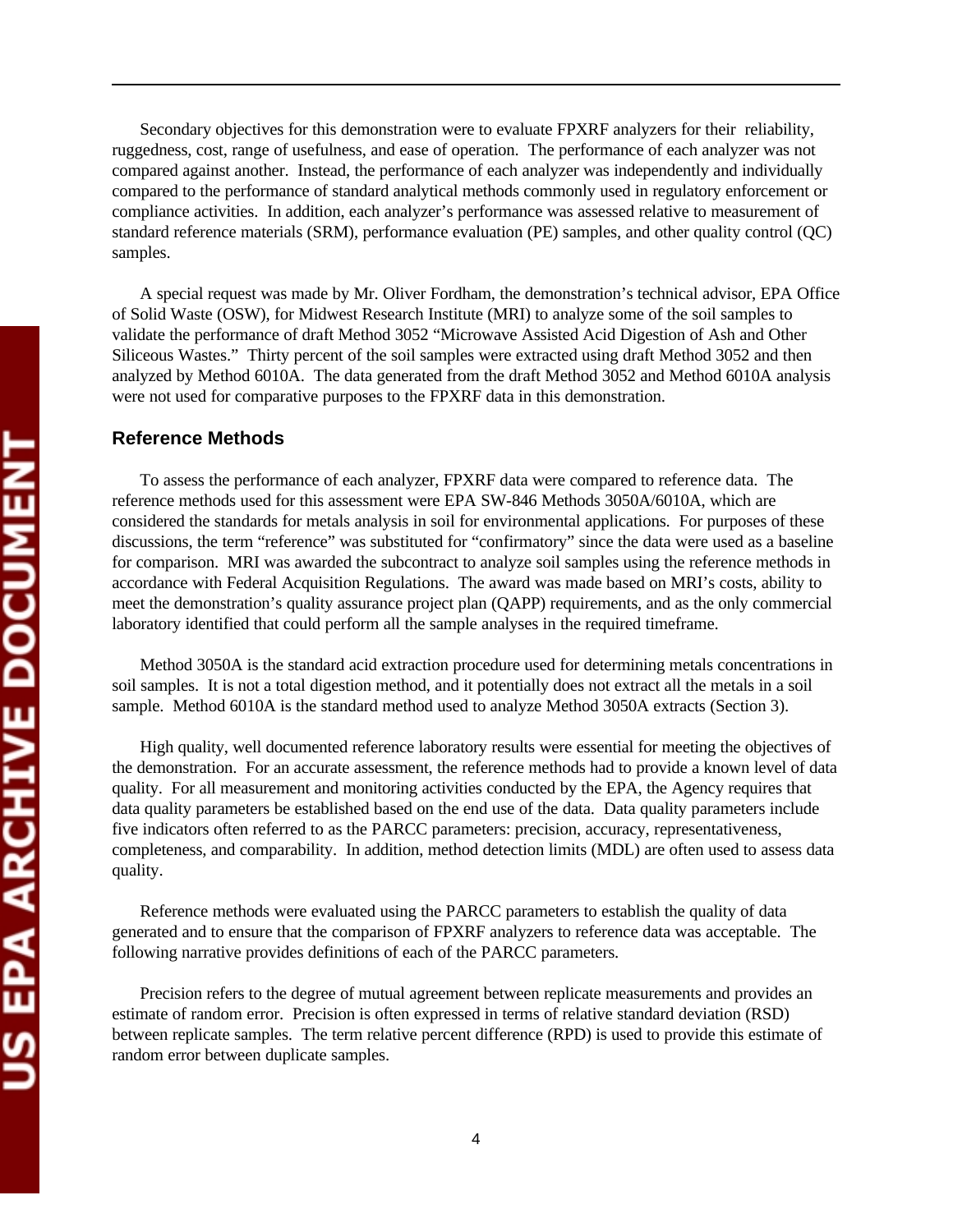Secondary objectives for this demonstration were to evaluate FPXRF analyzers for their reliability, ruggedness, cost, range of usefulness, and ease of operation. The performance of each analyzer was not compared against another. Instead, the performance of each analyzer was independently and individually compared to the performance of standard analytical methods commonly used in regulatory enforcement or compliance activities. In addition, each analyzer's performance was assessed relative to measurement of standard reference materials (SRM), performance evaluation (PE) samples, and other quality control (QC) samples.

A special request was made by Mr. Oliver Fordham, the demonstration's technical advisor, EPA Office of Solid Waste (OSW), for Midwest Research Institute (MRI) to analyze some of the soil samples to validate the performance of draft Method 3052 "Microwave Assisted Acid Digestion of Ash and Other Siliceous Wastes." Thirty percent of the soil samples were extracted using draft Method 3052 and then analyzed by Method 6010A. The data generated from the draft Method 3052 and Method 6010A analysis were not used for comparative purposes to the FPXRF data in this demonstration.

## Reference Methods

To assess the performance of each analyzer, FPXRF data were compared to reference data. The reference methods used for this assessment were EPA SW-846 Methods 3050A/6010A, which are considered the standards for metals analysis in soil for environmental applications. For purposes of these discussions, the term "reference" was substituted for "confirmatory" since the data were used as a baseline for comparison. MRI was awarded the subcontract to analyze soil samples using the reference methods in accordance with Federal Acquisition Regulations. The award was made based on MRI's costs, ability to meet the demonstration's quality assurance project plan (QAPP) requirements, and as the only commercial laboratory identified that could perform all the sample analyses in the required timeframe.

Method 3050A is the standard acid extraction procedure used for determining metals concentrations in soil samples. It is not a total digestion method, and it potentially does not extract all the metals in a soil sample. Method 6010A is the standard method used to analyze Method 3050A extracts (Section 3).

High quality, well documented reference laboratory results were essential for meeting the objectives of the demonstration. For an accurate assessment, the reference methods had to provide a known level of data quality. For all measurement and monitoring activities conducted by the EPA, the Agency requires that data quality parameters be established based on the end use of the data. Data quality parameters include five indicators often referred to as the PARCC parameters: precision, accuracy, representativeness, completeness, and comparability. In addition, method detection limits (MDL) are often used to assess data quality.

Reference methods were evaluated using the PARCC parameters to establish the quality of data generated and to ensure that the comparison of FPXRF analyzers to reference data was acceptable. The following narrative provides definitions of each of the PARCC parameters.

Precision refers to the degree of mutual agreement between replicate measurements and provides an estimate of random error. Precision is often expressed in terms of relative standard deviation (RSD) between replicate samples. The term relative percent difference (RPD) is used to provide this estimate of random error between duplicate samples.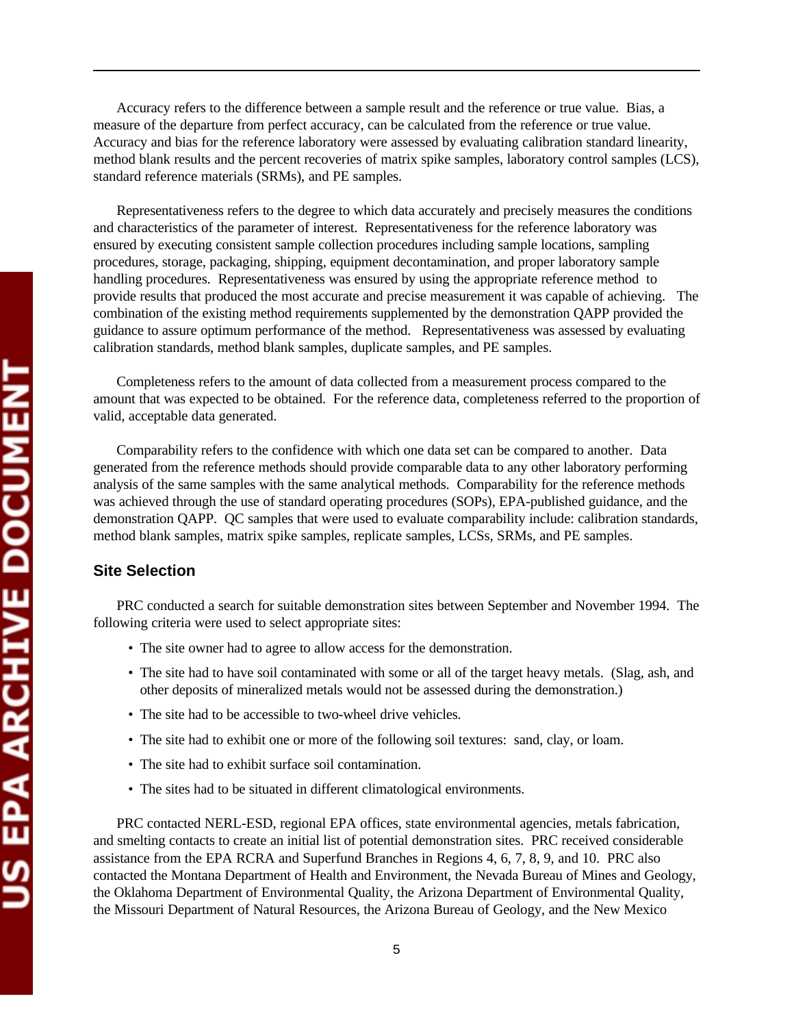Accuracy refers to the difference between a sample result and the reference or true value. Bias, a measure of the departure from perfect accuracy, can be calculated from the reference or true value. Accuracy and bias for the reference laboratory were assessed by evaluating calibration standard linearity, method blank results and the percent recoveries of matrix spike samples, laboratory control samples (LCS), standard reference materials (SRMs), and PE samples.

Representativeness refers to the degree to which data accurately and precisely measures the conditions and characteristics of the parameter of interest. Representativeness for the reference laboratory was ensured by executing consistent sample collection procedures including sample locations, sampling procedures, storage, packaging, shipping, equipment decontamination, and proper laboratory sample handling procedures. Representativeness was ensured by using the appropriate reference method to provide results that produced the most accurate and precise measurement it was capable of achieving. The combination of the existing method requirements supplemented by the demonstration QAPP provided the guidance to assure optimum performance of the method. Representativeness was assessed by evaluating calibration standards, method blank samples, duplicate samples, and PE samples.

Completeness refers to the amount of data collected from a measurement process compared to the amount that was expected to be obtained. For the reference data, completeness referred to the proportion of valid, acceptable data generated.

Comparability refers to the confidence with which one data set can be compared to another. Data generated from the reference methods should provide comparable data to any other laboratory performing analysis of the same samples with the same analytical methods. Comparability for the reference methods was achieved through the use of standard operating procedures (SOPs), EPA-published guidance, and the demonstration QAPP. QC samples that were used to evaluate comparability include: calibration standards, method blank samples, matrix spike samples, replicate samples, LCSs, SRMs, and PE samples.

## Site Selection

PRC conducted a search for suitable demonstration sites between September and November 1994. The following criteria were used to select appropriate sites:

- The site owner had to agree to allow access for the demonstration.
- The site had to have soil contaminated with some or all of the target heavy metals. (Slag, ash, and other deposits of mineralized metals would not be assessed during the demonstration.)
- The site had to be accessible to two-wheel drive vehicles.
- The site had to exhibit one or more of the following soil textures: sand, clay, or loam.
- The site had to exhibit surface soil contamination.
- The sites had to be situated in different climatological environments.

PRC contacted NERL-ESD, regional EPA offices, state environmental agencies, metals fabrication, and smelting contacts to create an initial list of potential demonstration sites. PRC received considerable assistance from the EPA RCRA and Superfund Branches in Regions 4, 6, 7, 8, 9, and 10. PRC also contacted the Montana Department of Health and Environment, the Nevada Bureau of Mines and Geology, the Oklahoma Department of Environmental Quality, the Arizona Department of Environmental Quality, the Missouri Department of Natural Resources, the Arizona Bureau of Geology, and the New Mexico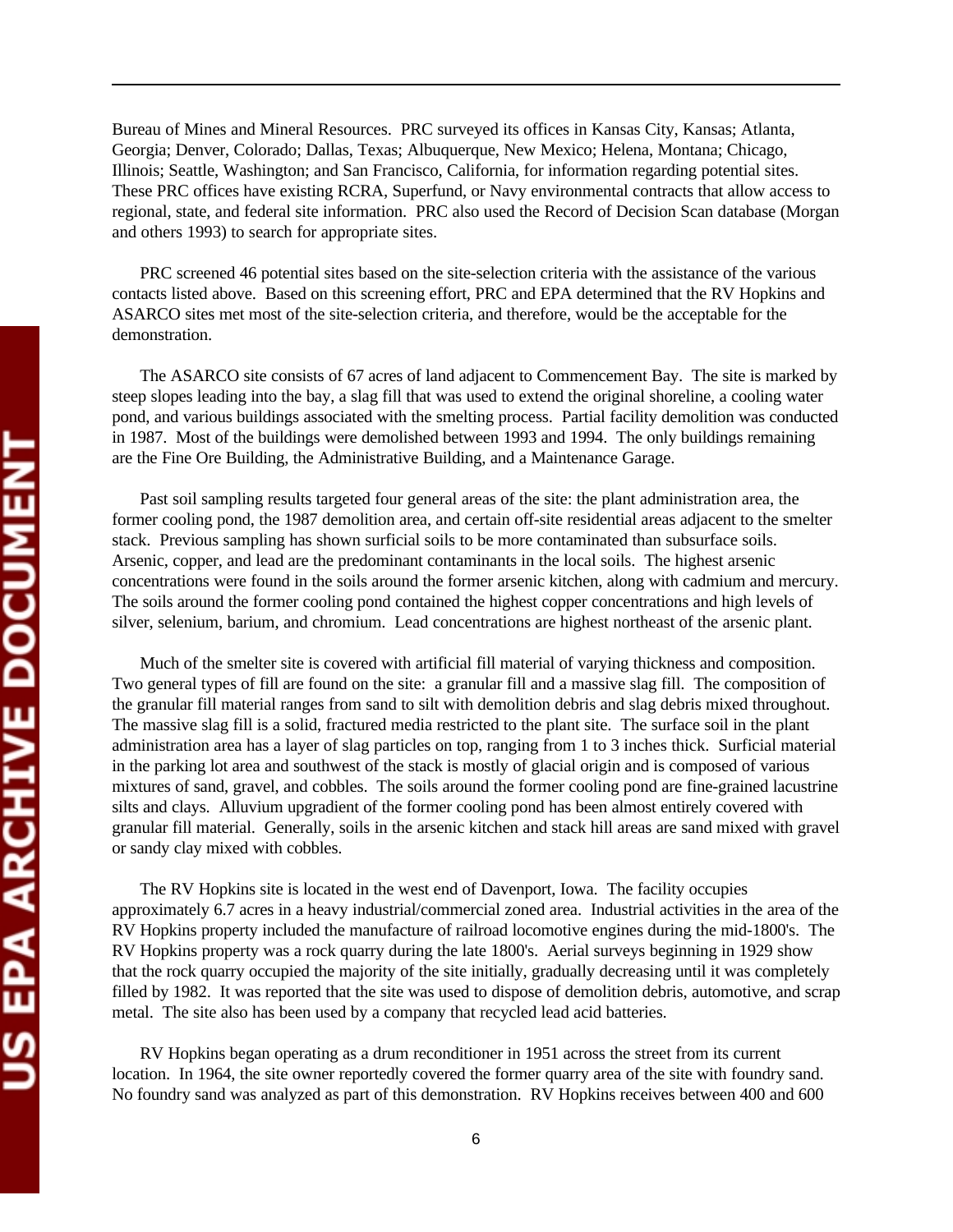Bureau of Mines and Mineral Resources. PRC surveyed its offices in Kansas City, Kansas; Atlanta, Georgia; Denver, Colorado; Dallas, Texas; Albuquerque, New Mexico; Helena, Montana; Chicago, Illinois; Seattle, Washington; and San Francisco, California, for information regarding potential sites. These PRC offices have existing RCRA, Superfund, or Navy environmental contracts that allow access to regional, state, and federal site information. PRC also used the Record of Decision Scan database (Morgan and others 1993) to search for appropriate sites.

PRC screened 46 potential sites based on the site-selection criteria with the assistance of the various contacts listed above. Based on this screening effort, PRC and EPA determined that the RV Hopkins and ASARCO sites met most of the site-selection criteria, and therefore, would be the acceptable for the demonstration.

The ASARCO site consists of 67 acres of land adjacent to Commencement Bay. The site is marked by steep slopes leading into the bay, a slag fill that was used to extend the original shoreline, a cooling water pond, and various buildings associated with the smelting process. Partial facility demolition was conducted in 1987. Most of the buildings were demolished between 1993 and 1994. The only buildings remaining are the Fine Ore Building, the Administrative Building, and a Maintenance Garage.

Past soil sampling results targeted four general areas of the site: the plant administration area, the former cooling pond, the 1987 demolition area, and certain off-site residential areas adjacent to the smelter stack. Previous sampling has shown surficial soils to be more contaminated than subsurface soils. Arsenic, copper, and lead are the predominant contaminants in the local soils. The highest arsenic concentrations were found in the soils around the former arsenic kitchen, along with cadmium and mercury. The soils around the former cooling pond contained the highest copper concentrations and high levels of silver, selenium, barium, and chromium. Lead concentrations are highest northeast of the arsenic plant.

Much of the smelter site is covered with artificial fill material of varying thickness and composition. Two general types of fill are found on the site: a granular fill and a massive slag fill. The composition of the granular fill material ranges from sand to silt with demolition debris and slag debris mixed throughout. The massive slag fill is a solid, fractured media restricted to the plant site. The surface soil in the plant administration area has a layer of slag particles on top, ranging from 1 to 3 inches thick. Surficial material in the parking lot area and southwest of the stack is mostly of glacial origin and is composed of various mixtures of sand, gravel, and cobbles. The soils around the former cooling pond are fine-grained lacustrine silts and clays. Alluvium upgradient of the former cooling pond has been almost entirely covered with granular fill material. Generally, soils in the arsenic kitchen and stack hill areas are sand mixed with gravel or sandy clay mixed with cobbles.

The RV Hopkins site is located in the west end of Davenport, Iowa. The facility occupies approximately 6.7 acres in a heavy industrial/commercial zoned area. Industrial activities in the area of the RV Hopkins property included the manufacture of railroad locomotive engines during the mid-1800's. The RV Hopkins property was a rock quarry during the late 1800's. Aerial surveys beginning in 1929 show that the rock quarry occupied the majority of the site initially, gradually decreasing until it was completely filled by 1982. It was reported that the site was used to dispose of demolition debris, automotive, and scrap metal. The site also has been used by a company that recycled lead acid batteries.

RV Hopkins began operating as a drum reconditioner in 1951 across the street from its current location. In 1964, the site owner reportedly covered the former quarry area of the site with foundry sand. No foundry sand was analyzed as part of this demonstration. RV Hopkins receives between 400 and 600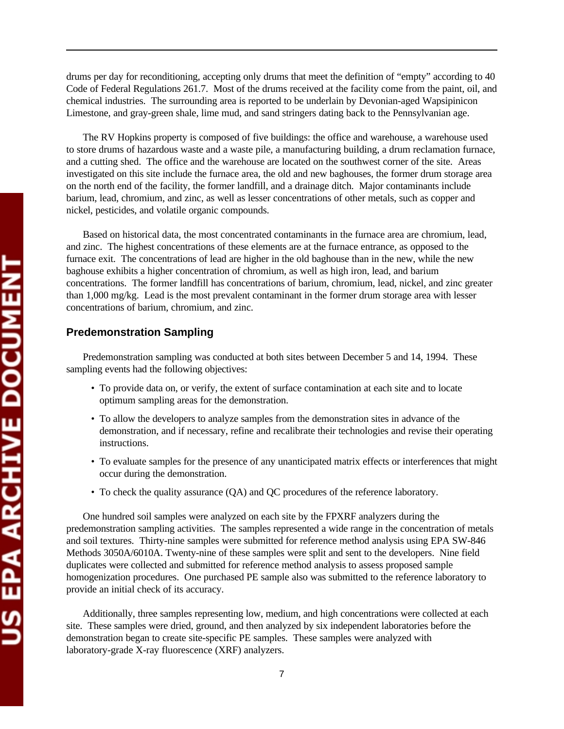drums per day for reconditioning, accepting only drums that meet the definition of "empty" according to 40 Code of Federal Regulations 261.7. Most of the drums received at the facility come from the paint, oil, and chemical industries. The surrounding area is reported to be underlain by Devonian-aged Wapsipinicon Limestone, and gray-green shale, lime mud, and sand stringers dating back to the Pennsylvanian age.

The RV Hopkins property is composed of five buildings: the office and warehouse, a warehouse used to store drums of hazardous waste and a waste pile, a manufacturing building, a drum reclamation furnace, and a cutting shed. The office and the warehouse are located on the southwest corner of the site. Areas investigated on this site include the furnace area, the old and new baghouses, the former drum storage area on the north end of the facility, the former landfill, and a drainage ditch. Major contaminants include barium, lead, chromium, and zinc, as well as lesser concentrations of other metals, such as copper and nickel, pesticides, and volatile organic compounds.

Based on historical data, the most concentrated contaminants in the furnace area are chromium, lead, and zinc. The highest concentrations of these elements are at the furnace entrance, as opposed to the furnace exit. The concentrations of lead are higher in the old baghouse than in the new, while the new baghouse exhibits a higher concentration of chromium, as well as high iron, lead, and barium concentrations. The former landfill has concentrations of barium, chromium, lead, nickel, and zinc greater than 1,000 mg/kg. Lead is the most prevalent contaminant in the former drum storage area with lesser concentrations of barium, chromium, and zinc.

## Predemonstration Sampling

Predemonstration sampling was conducted at both sites between December 5 and 14, 1994. These sampling events had the following objectives:

- To provide data on, or verify, the extent of surface contamination at each site and to locate optimum sampling areas for the demonstration.
- To allow the developers to analyze samples from the demonstration sites in advance of the demonstration, and if necessary, refine and recalibrate their technologies and revise their operating instructions.
- To evaluate samples for the presence of any unanticipated matrix effects or interferences that might occur during the demonstration.
- To check the quality assurance (QA) and QC procedures of the reference laboratory.

One hundred soil samples were analyzed on each site by the FPXRF analyzers during the predemonstration sampling activities. The samples represented a wide range in the concentration of metals and soil textures. Thirty-nine samples were submitted for reference method analysis using EPA SW-846 Methods 3050A/6010A. Twenty-nine of these samples were split and sent to the developers. Nine field duplicates were collected and submitted for reference method analysis to assess proposed sample homogenization procedures. One purchased PE sample also was submitted to the reference laboratory to provide an initial check of its accuracy.

Additionally, three samples representing low, medium, and high concentrations were collected at each site. These samples were dried, ground, and then analyzed by six independent laboratories before the demonstration began to create site-specific PE samples. These samples were analyzed with laboratory-grade X-ray fluorescence (XRF) analyzers.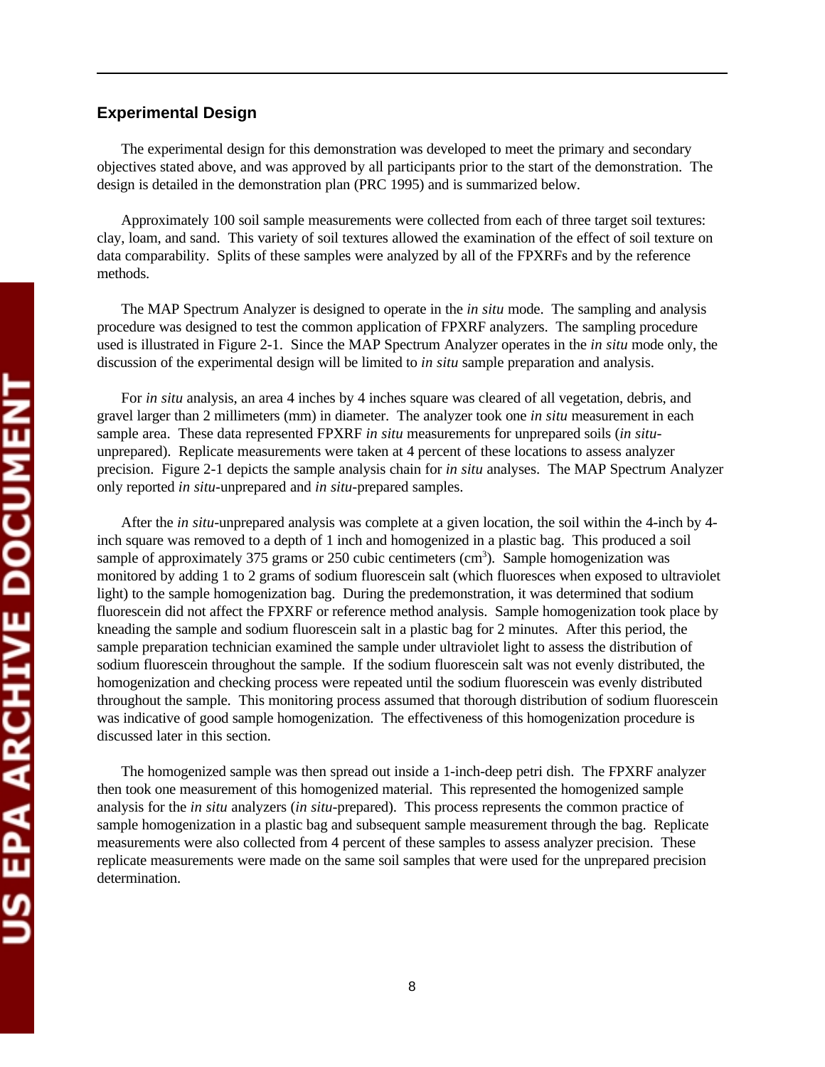## Experimental Design

The experimental design for this demonstration was developed to meet the primary and secondary objectives stated above, and was approved by all participants prior to the start of the demonstration. The design is detailed in the demonstration plan (PRC 1995) and is summarized below.

Approximately 100 soil sample measurements were collected from each of three target soil textures: clay, loam, and sand. This variety of soil textures allowed the examination of the effect of soil texture on data comparability. Splits of these samples were analyzed by all of the FPXRFs and by the reference methods.

The MAP Spectrum Analyzer is designed to operate in the *in situ* mode. The sampling and analysis procedure was designed to test the common application of FPXRF analyzers. The sampling procedure used is illustrated in Figure 2-1. Since the MAP Spectrum Analyzer operates in the *in situ* mode only, the discussion of the experimental design will be limited to *in situ* sample preparation and analysis.

For *in situ* analysis, an area 4 inches by 4 inches square was cleared of all vegetation, debris, and gravel larger than 2 millimeters (mm) in diameter. The analyzer took one *in situ* measurement in each sample area. These data represented FPXRF *in situ* measurements for unprepared soils (*in situ*-unprepared). Replicate measurements were taken at 4 percent of these locations to assess analyzer precision. Figure 2-1 depicts the sample analysis chain for *in situ* analyses. The MAP Spectrum Analyzer only reported *in situ*-unprepared and *in situ*-prepared samples.

After the *in situ*-unprepared analysis was complete at a given location, the soil within the 4-inch by 4-inch square was removed to a depth of 1 inch and homogenized in a plastic bag. This produced a soil sample of approximately 375 grams or 250 cubic centimeters ($cm^3$). Sample homogenization was monitored by adding 1 to 2 grams of sodium fluorescein salt (which fluoresces when exposed to ultraviolet light) to the sample homogenization bag. During the predemonstration, it was determined that sodium fluorescein did not affect the FPXRF or reference method analysis. Sample homogenization took place by kneading the sample and sodium fluorescein salt in a plastic bag for 2 minutes. After this period, the sample preparation technician examined the sample under ultraviolet light to assess the distribution of sodium fluorescein throughout the sample. If the sodium fluorescein salt was not evenly distributed, the homogenization and checking process were repeated until the sodium fluorescein was evenly distributed throughout the sample. This monitoring process assumed that thorough distribution of sodium fluorescein was indicative of good sample homogenization. The effectiveness of this homogenization procedure is discussed later in this section.

The homogenized sample was then spread out inside a 1-inch-deep petri dish. The FPXRF analyzer then took one measurement of this homogenized material. This represented the homogenized sample analysis for the *in situ* analyzers (*in situ*-prepared). This process represents the common practice of sample homogenization in a plastic bag and subsequent sample measurement through the bag. Replicate measurements were also collected from 4 percent of these samples to assess analyzer precision. These replicate measurements were made on the same soil samples that were used for the unprepared precision determination.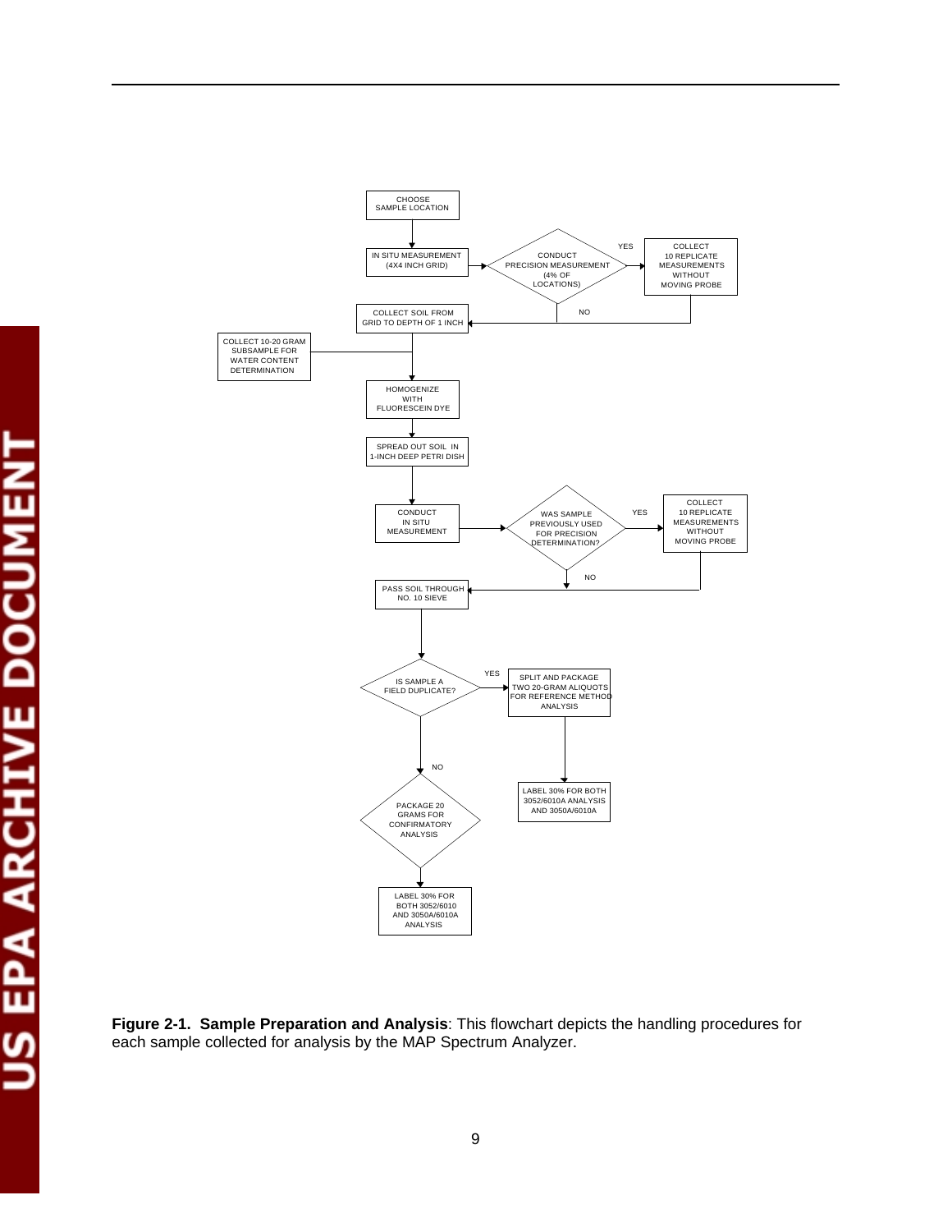CHOOSE SAMPLE LOCATION

IN SITU MEASUREMENT (4X4 INCH GRID)

CONDUCT PRECISION MEASUREMENT (4% OF LOCATIONS)

YES

COLLECT 10 REPLICATE MEASUREMENTS WITHOUT MOVING PROBE

NO

COLLECT SOIL FROM GRID TO DEPTH OF 1 INCH

COLLECT 10-20 GRAM SUBSAMPLE FOR WATER CONTENT DETERMINATION

HOMOGENIZE WITH FLUORESCEIN DYE

SPREAD OUT SOIL IN 1-INCH DEEP PETRI DISH

CONDUCT IN SITU MEASUREMENT

WAS SAMPLE PREVIOUSLY USED FOR PRECISION DETERMINATION?

YES

COLLECT 10 REPLICATE MEASUREMENTS WITHOUT MOVING PROBE

NO

PASS SOIL THROUGH NO. 10 SIEVE

IS SAMPLE A FIELD DUPLICATE?

YES

SPLIT AND PACKAGE TWO 20-GRAM ALIQUOTS FOR REFERENCE METHOD ANALYSIS

LABEL 30% FOR BOTH 3052/6010A ANALYSIS AND 3050A/6010A

NO

PACKAGE 20 GRAMS FOR CONFIRMATORY ANALYSIS

LABEL 30% FOR BOTH 3052/6010 AND 3050A/6010A ANALYSIS

**Figure 2-1. Sample Preparation and Analysis**: This flowchart depicts the handling procedures for each sample collected for analysis by the MAP Spectrum Analyzer.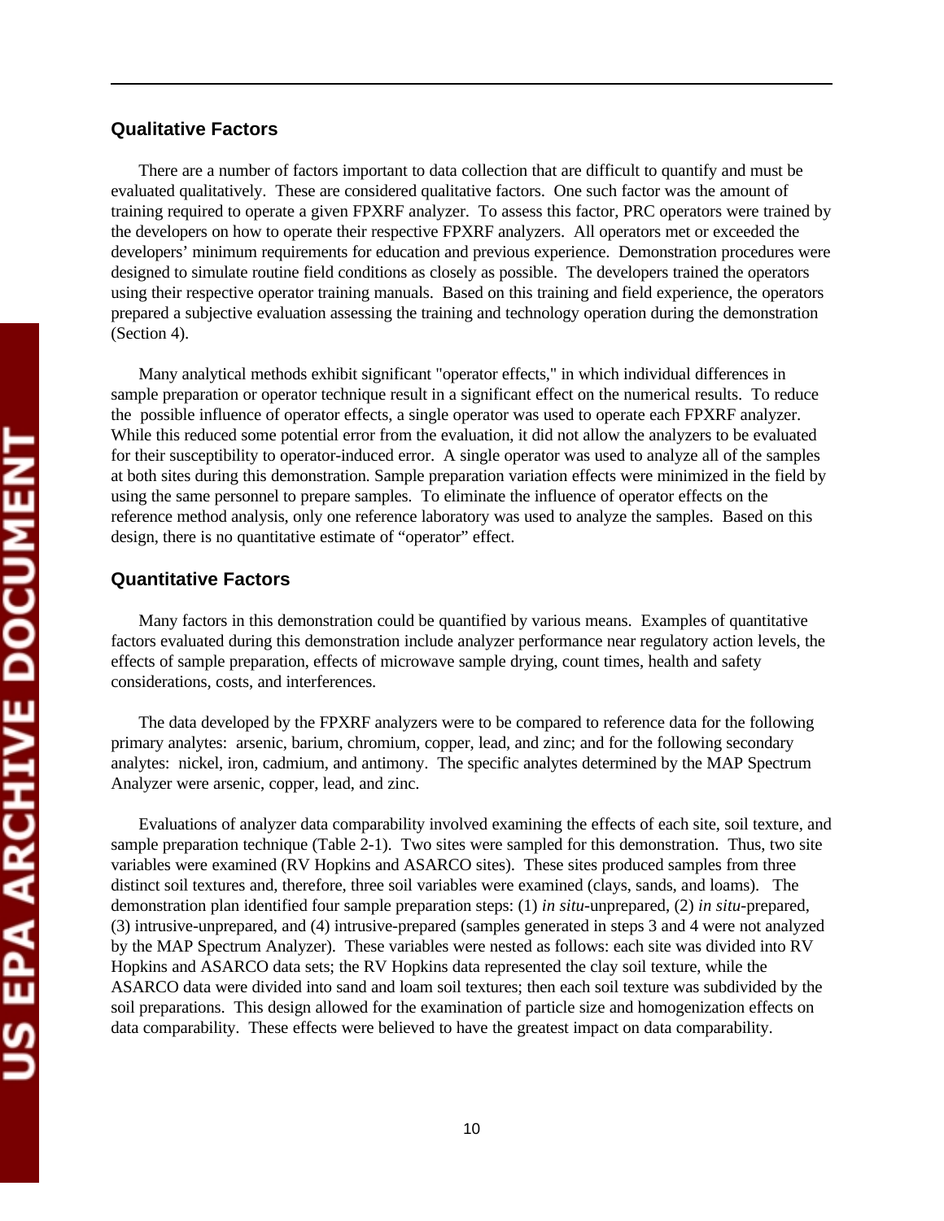## Qualitative Factors

There are a number of factors important to data collection that are difficult to quantify and must be evaluated qualitatively. These are considered qualitative factors. One such factor was the amount of training required to operate a given FPXRF analyzer. To assess this factor, PRC operators were trained by the developers on how to operate their respective FPXRF analyzers. All operators met or exceeded the developers' minimum requirements for education and previous experience. Demonstration procedures were designed to simulate routine field conditions as closely as possible. The developers trained the operators using their respective operator training manuals. Based on this training and field experience, the operators prepared a subjective evaluation assessing the training and technology operation during the demonstration (Section 4).

Many analytical methods exhibit significant "operator effects," in which individual differences in sample preparation or operator technique result in a significant effect on the numerical results. To reduce the possible influence of operator effects, a single operator was used to operate each FPXRF analyzer. While this reduced some potential error from the evaluation, it did not allow the analyzers to be evaluated for their susceptibility to operator-induced error. A single operator was used to analyze all of the samples at both sites during this demonstration. Sample preparation variation effects were minimized in the field by using the same personnel to prepare samples. To eliminate the influence of operator effects on the reference method analysis, only one reference laboratory was used to analyze the samples. Based on this design, there is no quantitative estimate of "operator" effect.

## Quantitative Factors

Many factors in this demonstration could be quantified by various means. Examples of quantitative factors evaluated during this demonstration include analyzer performance near regulatory action levels, the effects of sample preparation, effects of microwave sample drying, count times, health and safety considerations, costs, and interferences.

The data developed by the FPXRF analyzers were to be compared to reference data for the following primary analytes: arsenic, barium, chromium, copper, lead, and zinc; and for the following secondary analytes: nickel, iron, cadmium, and antimony. The specific analytes determined by the MAP Spectrum Analyzer were arsenic, copper, lead, and zinc.

Evaluations of analyzer data comparability involved examining the effects of each site, soil texture, and sample preparation technique (Table 2-1). Two sites were sampled for this demonstration. Thus, two site variables were examined (RV Hopkins and ASARCO sites). These sites produced samples from three distinct soil textures and, therefore, three soil variables were examined (clays, sands, and loams). The demonstration plan identified four sample preparation steps: (1) *in situ*-unprepared, (2) *in situ*-prepared, (3) intrusive-unprepared, and (4) intrusive-prepared (samples generated in steps 3 and 4 were not analyzed by the MAP Spectrum Analyzer). These variables were nested as follows: each site was divided into RV Hopkins and ASARCO data sets; the RV Hopkins data represented the clay soil texture, while the ASARCO data were divided into sand and loam soil textures; then each soil texture was subdivided by the soil preparations. This design allowed for the examination of particle size and homogenization effects on data comparability. These effects were believed to have the greatest impact on data comparability.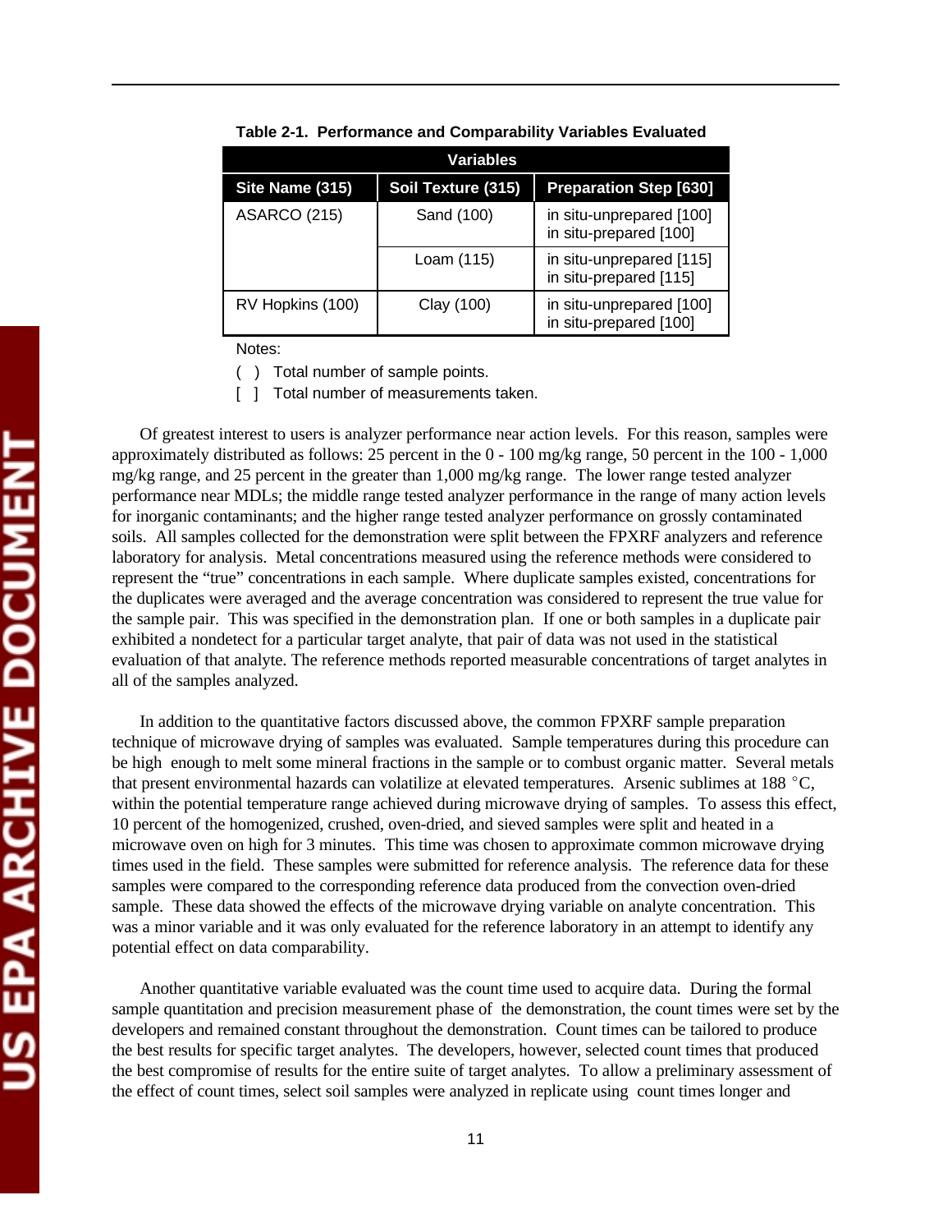**Table 2-1. Performance and Comparability Variables Evaluated**

| Variables | | |
|---|---|---|
| **Site Name (315)** | **Soil Texture (315)** | **Preparation Step [630]** |
| ASARCO (215) | Sand (100) | in situ-unprepared [100]<br>in situ-prepared [100] |
| | Loam (115) | in situ-unprepared [115]<br>in situ-prepared [115] |
| RV Hopkins (100) | Clay (100) | in situ-unprepared [100]<br>in situ-prepared [100] |

Notes:

( ) Total number of sample points.

[ ] Total number of measurements taken.

Of greatest interest to users is analyzer performance near action levels. For this reason, samples were approximately distributed as follows: 25 percent in the 0 - 100 mg/kg range, 50 percent in the 100 - 1,000 mg/kg range, and 25 percent in the greater than 1,000 mg/kg range. The lower range tested analyzer performance near MDLs; the middle range tested analyzer performance in the range of many action levels for inorganic contaminants; and the higher range tested analyzer performance on grossly contaminated soils. All samples collected for the demonstration were split between the FPXRF analyzers and reference laboratory for analysis. Metal concentrations measured using the reference methods were considered to represent the "true" concentrations in each sample. Where duplicate samples existed, concentrations for the duplicates were averaged and the average concentration was considered to represent the true value for the sample pair. This was specified in the demonstration plan. If one or both samples in a duplicate pair exhibited a nondetect for a particular target analyte, that pair of data was not used in the statistical evaluation of that analyte. The reference methods reported measurable concentrations of target analytes in all of the samples analyzed.

In addition to the quantitative factors discussed above, the common FPXRF sample preparation technique of microwave drying of samples was evaluated. Sample temperatures during this procedure can be high enough to melt some mineral fractions in the sample or to combust organic matter. Several metals that present environmental hazards can volatilize at elevated temperatures. Arsenic sublimes at 188 °C, within the potential temperature range achieved during microwave drying of samples. To assess this effect, 10 percent of the homogenized, crushed, oven-dried, and sieved samples were split and heated in a microwave oven on high for 3 minutes. This time was chosen to approximate common microwave drying times used in the field. These samples were submitted for reference analysis. The reference data for these samples were compared to the corresponding reference data produced from the convection oven-dried sample. These data showed the effects of the microwave drying variable on analyte concentration. This was a minor variable and it was only evaluated for the reference laboratory in an attempt to identify any potential effect on data comparability.

Another quantitative variable evaluated was the count time used to acquire data. During the formal sample quantitation and precision measurement phase of the demonstration, the count times were set by the developers and remained constant throughout the demonstration. Count times can be tailored to produce the best results for specific target analytes. The developers, however, selected count times that produced the best compromise of results for the entire suite of target analytes. To allow a preliminary assessment of the effect of count times, select soil samples were analyzed in replicate using count times longer and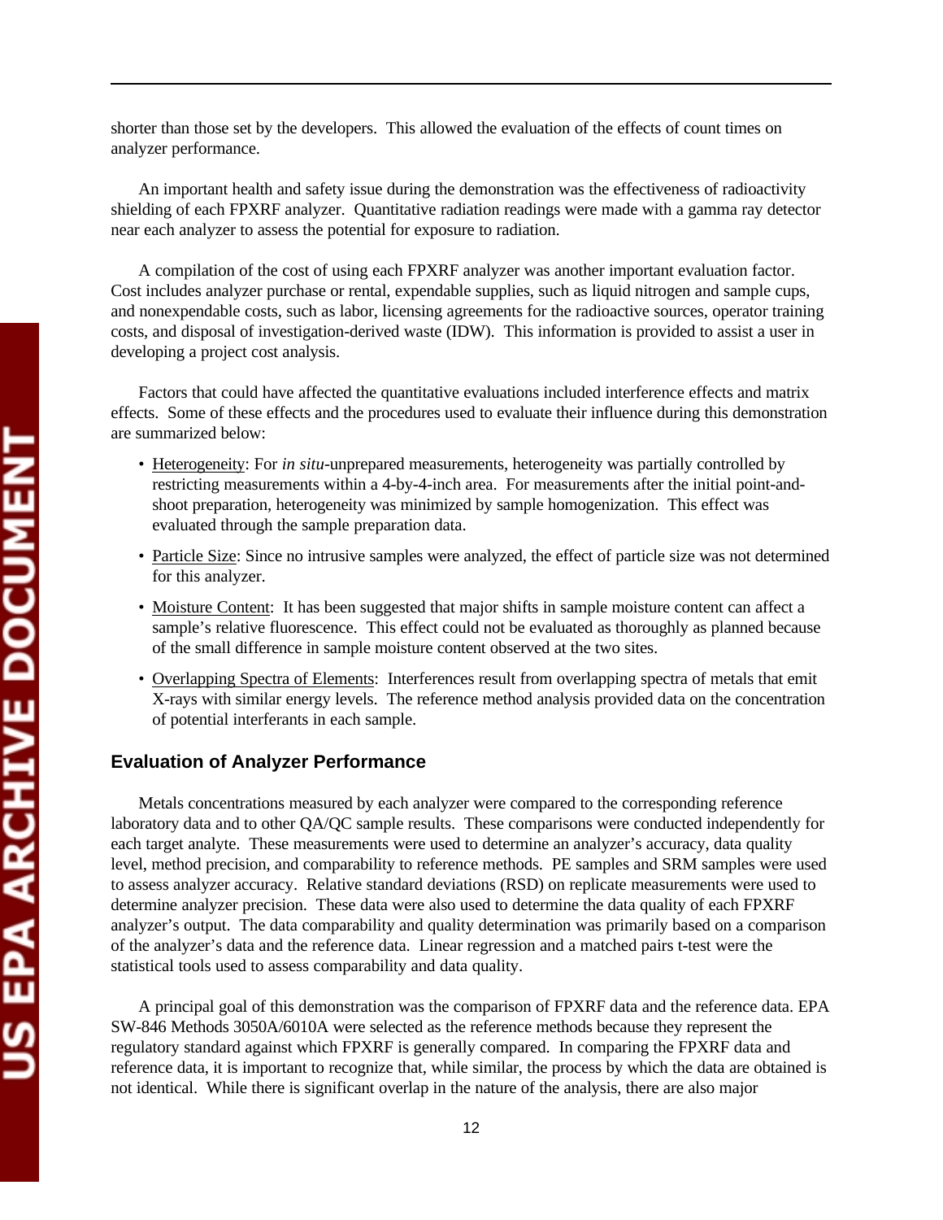shorter than those set by the developers. This allowed the evaluation of the effects of count times on analyzer performance.

An important health and safety issue during the demonstration was the effectiveness of radioactivity shielding of each FPXRF analyzer. Quantitative radiation readings were made with a gamma ray detector near each analyzer to assess the potential for exposure to radiation.

A compilation of the cost of using each FPXRF analyzer was another important evaluation factor. Cost includes analyzer purchase or rental, expendable supplies, such as liquid nitrogen and sample cups, and nonexpendable costs, such as labor, licensing agreements for the radioactive sources, operator training costs, and disposal of investigation-derived waste (IDW). This information is provided to assist a user in developing a project cost analysis.

Factors that could have affected the quantitative evaluations included interference effects and matrix effects. Some of these effects and the procedures used to evaluate their influence during this demonstration are summarized below:

- Heterogeneity: For *in situ*-unprepared measurements, heterogeneity was partially controlled by restricting measurements within a 4-by-4-inch area. For measurements after the initial point-and-shoot preparation, heterogeneity was minimized by sample homogenization. This effect was evaluated through the sample preparation data.
- Particle Size: Since no intrusive samples were analyzed, the effect of particle size was not determined for this analyzer.
- Moisture Content: It has been suggested that major shifts in sample moisture content can affect a sample's relative fluorescence. This effect could not be evaluated as thoroughly as planned because of the small difference in sample moisture content observed at the two sites.
- Overlapping Spectra of Elements: Interferences result from overlapping spectra of metals that emit X-rays with similar energy levels. The reference method analysis provided data on the concentration of potential interferants in each sample.

## Evaluation of Analyzer Performance

Metals concentrations measured by each analyzer were compared to the corresponding reference laboratory data and to other QA/QC sample results. These comparisons were conducted independently for each target analyte. These measurements were used to determine an analyzer's accuracy, data quality level, method precision, and comparability to reference methods. PE samples and SRM samples were used to assess analyzer accuracy. Relative standard deviations (RSD) on replicate measurements were used to determine analyzer precision. These data were also used to determine the data quality of each FPXRF analyzer's output. The data comparability and quality determination was primarily based on a comparison of the analyzer's data and the reference data. Linear regression and a matched pairs t-test were the statistical tools used to assess comparability and data quality.

A principal goal of this demonstration was the comparison of FPXRF data and the reference data. EPA SW-846 Methods 3050A/6010A were selected as the reference methods because they represent the regulatory standard against which FPXRF is generally compared. In comparing the FPXRF data and reference data, it is important to recognize that, while similar, the process by which the data are obtained is not identical. While there is significant overlap in the nature of the analysis, there are also major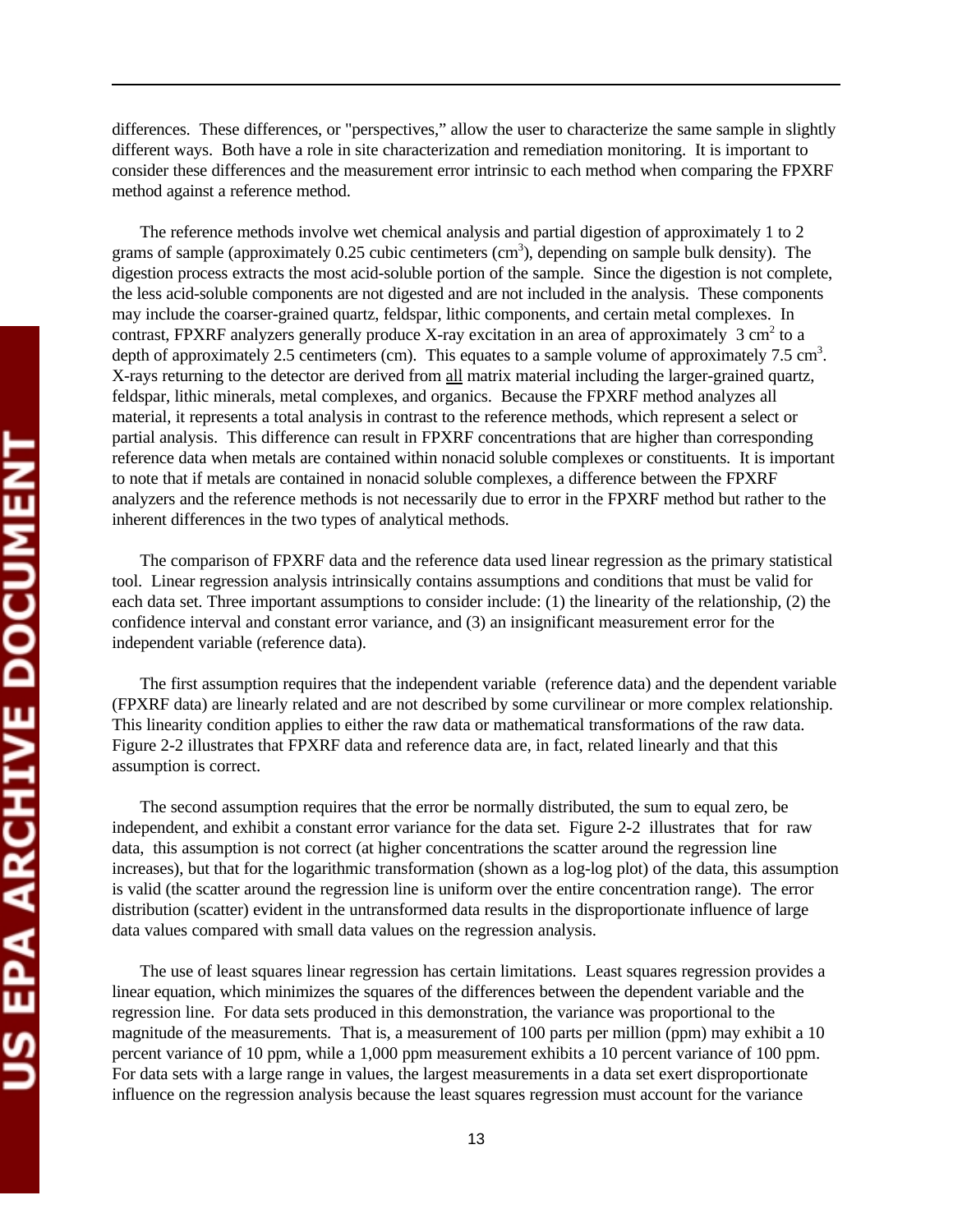differences. These differences, or "perspectives," allow the user to characterize the same sample in slightly different ways. Both have a role in site characterization and remediation monitoring. It is important to consider these differences and the measurement error intrinsic to each method when comparing the FPXRF method against a reference method.

The reference methods involve wet chemical analysis and partial digestion of approximately 1 to 2 grams of sample (approximately 0.25 cubic centimeters ($cm^3$), depending on sample bulk density). The digestion process extracts the most acid-soluble portion of the sample. Since the digestion is not complete, the less acid-soluble components are not digested and are not included in the analysis. These components may include the coarser-grained quartz, feldspar, lithic components, and certain metal complexes. In contrast, FPXRF analyzers generally produce X-ray excitation in an area of approximately 3 $cm^2$ to a depth of approximately 2.5 centimeters (cm). This equates to a sample volume of approximately 7.5 $cm^3$. X-rays returning to the detector are derived from all matrix material including the larger-grained quartz, feldspar, lithic minerals, metal complexes, and organics. Because the FPXRF method analyzes all material, it represents a total analysis in contrast to the reference methods, which represent a select or partial analysis. This difference can result in FPXRF concentrations that are higher than corresponding reference data when metals are contained within nonacid soluble complexes or constituents. It is important to note that if metals are contained in nonacid soluble complexes, a difference between the FPXRF analyzers and the reference methods is not necessarily due to error in the FPXRF method but rather to the inherent differences in the two types of analytical methods.

The comparison of FPXRF data and the reference data used linear regression as the primary statistical tool. Linear regression analysis intrinsically contains assumptions and conditions that must be valid for each data set. Three important assumptions to consider include: (1) the linearity of the relationship, (2) the confidence interval and constant error variance, and (3) an insignificant measurement error for the independent variable (reference data).

The first assumption requires that the independent variable (reference data) and the dependent variable (FPXRF data) are linearly related and are not described by some curvilinear or more complex relationship. This linearity condition applies to either the raw data or mathematical transformations of the raw data. Figure 2-2 illustrates that FPXRF data and reference data are, in fact, related linearly and that this assumption is correct.

The second assumption requires that the error be normally distributed, the sum to equal zero, be independent, and exhibit a constant error variance for the data set. Figure 2-2 illustrates that for raw data, this assumption is not correct (at higher concentrations the scatter around the regression line increases), but that for the logarithmic transformation (shown as a log-log plot) of the data, this assumption is valid (the scatter around the regression line is uniform over the entire concentration range). The error distribution (scatter) evident in the untransformed data results in the disproportionate influence of large data values compared with small data values on the regression analysis.

The use of least squares linear regression has certain limitations. Least squares regression provides a linear equation, which minimizes the squares of the differences between the dependent variable and the regression line. For data sets produced in this demonstration, the variance was proportional to the magnitude of the measurements. That is, a measurement of 100 parts per million (ppm) may exhibit a 10 percent variance of 10 ppm, while a 1,000 ppm measurement exhibits a 10 percent variance of 100 ppm. For data sets with a large range in values, the largest measurements in a data set exert disproportionate influence on the regression analysis because the least squares regression must account for the variance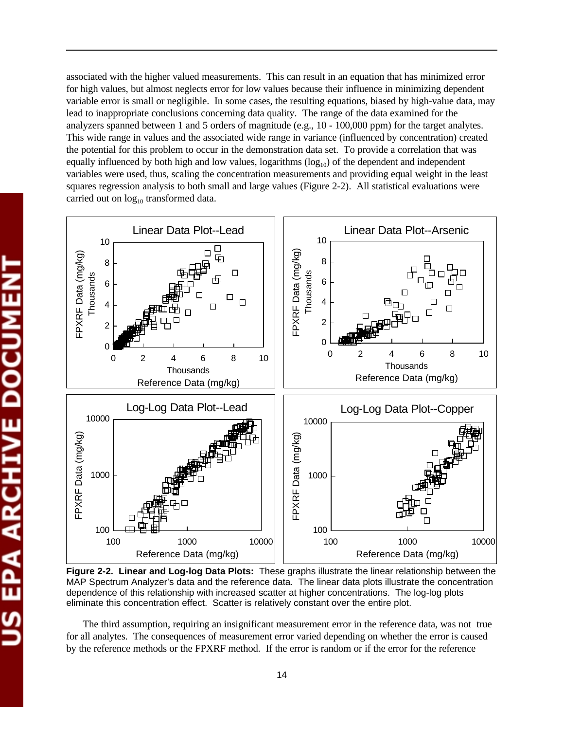associated with the higher valued measurements. This can result in an equation that has minimized error for high values, but almost neglects error for low values because their influence in minimizing dependent variable error is small or negligible. In some cases, the resulting equations, biased by high-value data, may lead to inappropriate conclusions concerning data quality. The range of the data examined for the analyzers spanned between 1 and 5 orders of magnitude (e.g., 10 - 100,000 ppm) for the target analytes. This wide range in values and the associated wide range in variance (influenced by concentration) created the potential for this problem to occur in the demonstration data set. To provide a correlation that was equally influenced by both high and low values, logarithms ($\log_{10}$) of the dependent and independent variables were used, thus, scaling the concentration measurements and providing equal weight in the least squares regression analysis to both small and large values (Figure 2-2). All statistical evaluations were carried out on $\log_{10}$ transformed data.

**Figure 2-2. Linear and Log-log Data Plots:** These graphs illustrate the linear relationship between the MAP Spectrum Analyzer's data and the reference data. The linear data plots illustrate the concentration dependence of this relationship with increased scatter at higher concentrations. The log-log plots eliminate this concentration effect. Scatter is relatively constant over the entire plot.

The third assumption, requiring an insignificant measurement error in the reference data, was not true for all analytes. The consequences of measurement error varied depending on whether the error is caused by the reference methods or the FPXRF method. If the error is random or if the error for the reference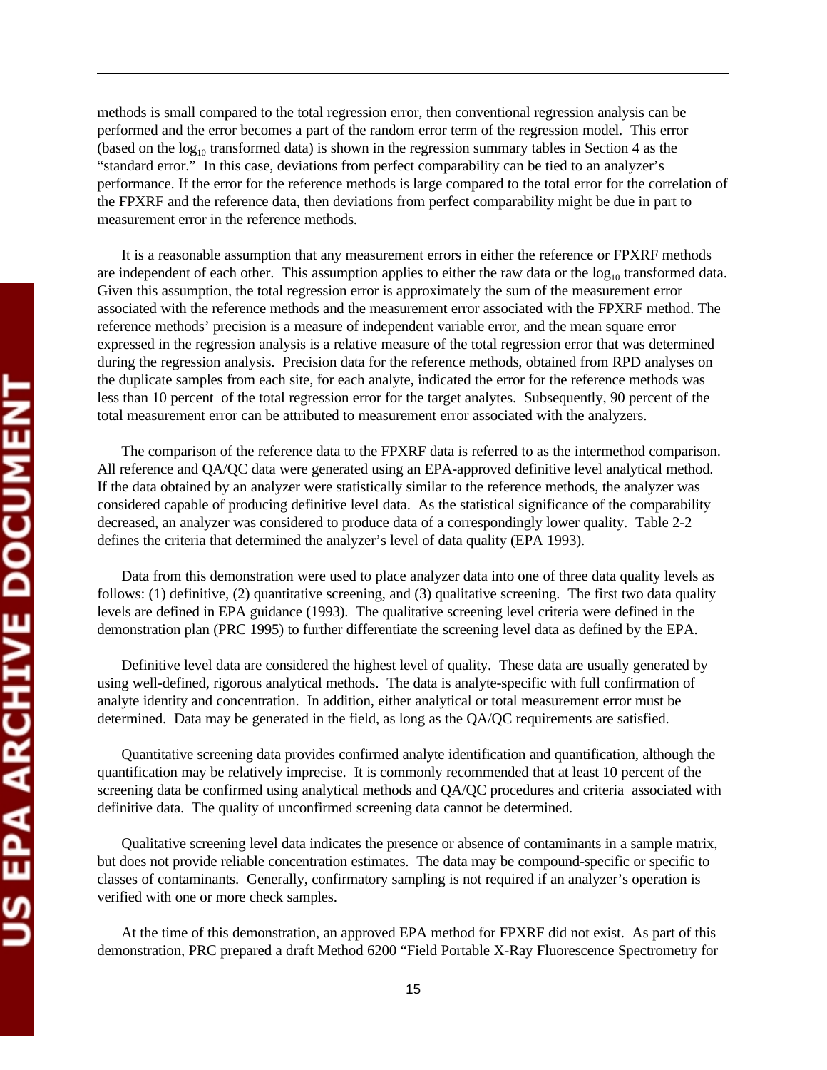methods is small compared to the total regression error, then conventional regression analysis can be performed and the error becomes a part of the random error term of the regression model. This error (based on the $\log_{10}$ transformed data) is shown in the regression summary tables in Section 4 as the "standard error." In this case, deviations from perfect comparability can be tied to an analyzer's performance. If the error for the reference methods is large compared to the total error for the correlation of the FPXRF and the reference data, then deviations from perfect comparability might be due in part to measurement error in the reference methods.

It is a reasonable assumption that any measurement errors in either the reference or FPXRF methods are independent of each other. This assumption applies to either the raw data or the $\log_{10}$ transformed data. Given this assumption, the total regression error is approximately the sum of the measurement error associated with the reference methods and the measurement error associated with the FPXRF method. The reference methods' precision is a measure of independent variable error, and the mean square error expressed in the regression analysis is a relative measure of the total regression error that was determined during the regression analysis. Precision data for the reference methods, obtained from RPD analyses on the duplicate samples from each site, for each analyte, indicated the error for the reference methods was less than 10 percent of the total regression error for the target analytes. Subsequently, 90 percent of the total measurement error can be attributed to measurement error associated with the analyzers.

The comparison of the reference data to the FPXRF data is referred to as the intermethod comparison. All reference and QA/QC data were generated using an EPA-approved definitive level analytical method. If the data obtained by an analyzer were statistically similar to the reference methods, the analyzer was considered capable of producing definitive level data. As the statistical significance of the comparability decreased, an analyzer was considered to produce data of a correspondingly lower quality. Table 2-2 defines the criteria that determined the analyzer's level of data quality (EPA 1993).

Data from this demonstration were used to place analyzer data into one of three data quality levels as follows: (1) definitive, (2) quantitative screening, and (3) qualitative screening. The first two data quality levels are defined in EPA guidance (1993). The qualitative screening level criteria were defined in the demonstration plan (PRC 1995) to further differentiate the screening level data as defined by the EPA.

Definitive level data are considered the highest level of quality. These data are usually generated by using well-defined, rigorous analytical methods. The data is analyte-specific with full confirmation of analyte identity and concentration. In addition, either analytical or total measurement error must be determined. Data may be generated in the field, as long as the QA/QC requirements are satisfied.

Quantitative screening data provides confirmed analyte identification and quantification, although the quantification may be relatively imprecise. It is commonly recommended that at least 10 percent of the screening data be confirmed using analytical methods and QA/QC procedures and criteria associated with definitive data. The quality of unconfirmed screening data cannot be determined.

Qualitative screening level data indicates the presence or absence of contaminants in a sample matrix, but does not provide reliable concentration estimates. The data may be compound-specific or specific to classes of contaminants. Generally, confirmatory sampling is not required if an analyzer's operation is verified with one or more check samples.

At the time of this demonstration, an approved EPA method for FPXRF did not exist. As part of this demonstration, PRC prepared a draft Method 6200 "Field Portable X-Ray Fluorescence Spectrometry for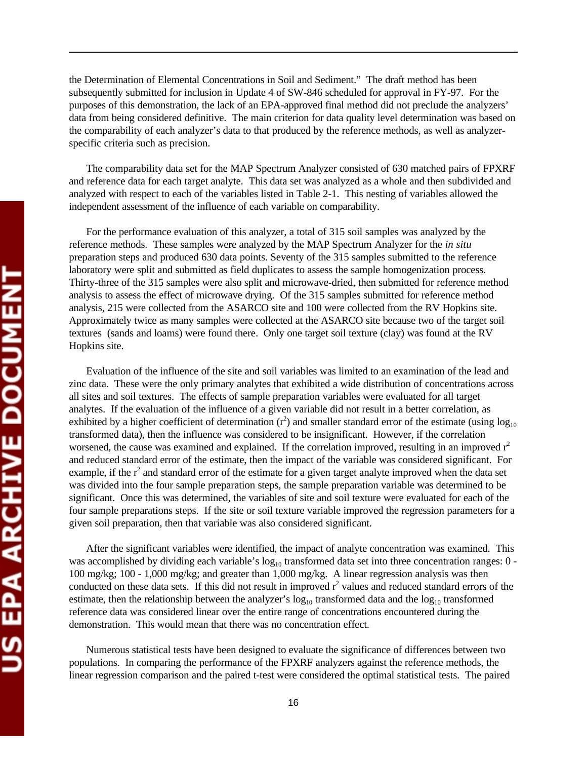the Determination of Elemental Concentrations in Soil and Sediment." The draft method has been subsequently submitted for inclusion in Update 4 of SW-846 scheduled for approval in FY-97. For the purposes of this demonstration, the lack of an EPA-approved final method did not preclude the analyzers' data from being considered definitive. The main criterion for data quality level determination was based on the comparability of each analyzer's data to that produced by the reference methods, as well as analyzer-specific criteria such as precision.

The comparability data set for the MAP Spectrum Analyzer consisted of 630 matched pairs of FPXRF and reference data for each target analyte. This data set was analyzed as a whole and then subdivided and analyzed with respect to each of the variables listed in Table 2-1. This nesting of variables allowed the independent assessment of the influence of each variable on comparability.

For the performance evaluation of this analyzer, a total of 315 soil samples was analyzed by the reference methods. These samples were analyzed by the MAP Spectrum Analyzer for the *in situ* preparation steps and produced 630 data points. Seventy of the 315 samples submitted to the reference laboratory were split and submitted as field duplicates to assess the sample homogenization process. Thirty-three of the 315 samples were also split and microwave-dried, then submitted for reference method analysis to assess the effect of microwave drying. Of the 315 samples submitted for reference method analysis, 215 were collected from the ASARCO site and 100 were collected from the RV Hopkins site. Approximately twice as many samples were collected at the ASARCO site because two of the target soil textures (sands and loams) were found there. Only one target soil texture (clay) was found at the RV Hopkins site.

Evaluation of the influence of the site and soil variables was limited to an examination of the lead and zinc data. These were the only primary analytes that exhibited a wide distribution of concentrations across all sites and soil textures. The effects of sample preparation variables were evaluated for all target analytes. If the evaluation of the influence of a given variable did not result in a better correlation, as exhibited by a higher coefficient of determination ($r^2$) and smaller standard error of the estimate (using $\log_{10}$ transformed data), then the influence was considered to be insignificant. However, if the correlation worsened, the cause was examined and explained. If the correlation improved, resulting in an improved $r^2$ and reduced standard error of the estimate, then the impact of the variable was considered significant. For example, if the $r^2$ and standard error of the estimate for a given target analyte improved when the data set was divided into the four sample preparation steps, the sample preparation variable was determined to be significant. Once this was determined, the variables of site and soil texture were evaluated for each of the four sample preparations steps. If the site or soil texture variable improved the regression parameters for a given soil preparation, then that variable was also considered significant.

After the significant variables were identified, the impact of analyte concentration was examined. This was accomplished by dividing each variable's $\log_{10}$ transformed data set into three concentration ranges: 0 - 100 mg/kg; 100 - 1,000 mg/kg; and greater than 1,000 mg/kg. A linear regression analysis was then conducted on these data sets. If this did not result in improved $r^2$ values and reduced standard errors of the estimate, then the relationship between the analyzer's $\log_{10}$ transformed data and the $\log_{10}$ transformed reference data was considered linear over the entire range of concentrations encountered during the demonstration. This would mean that there was no concentration effect.

Numerous statistical tests have been designed to evaluate the significance of differences between two populations. In comparing the performance of the FPXRF analyzers against the reference methods, the linear regression comparison and the paired t-test were considered the optimal statistical tests. The paired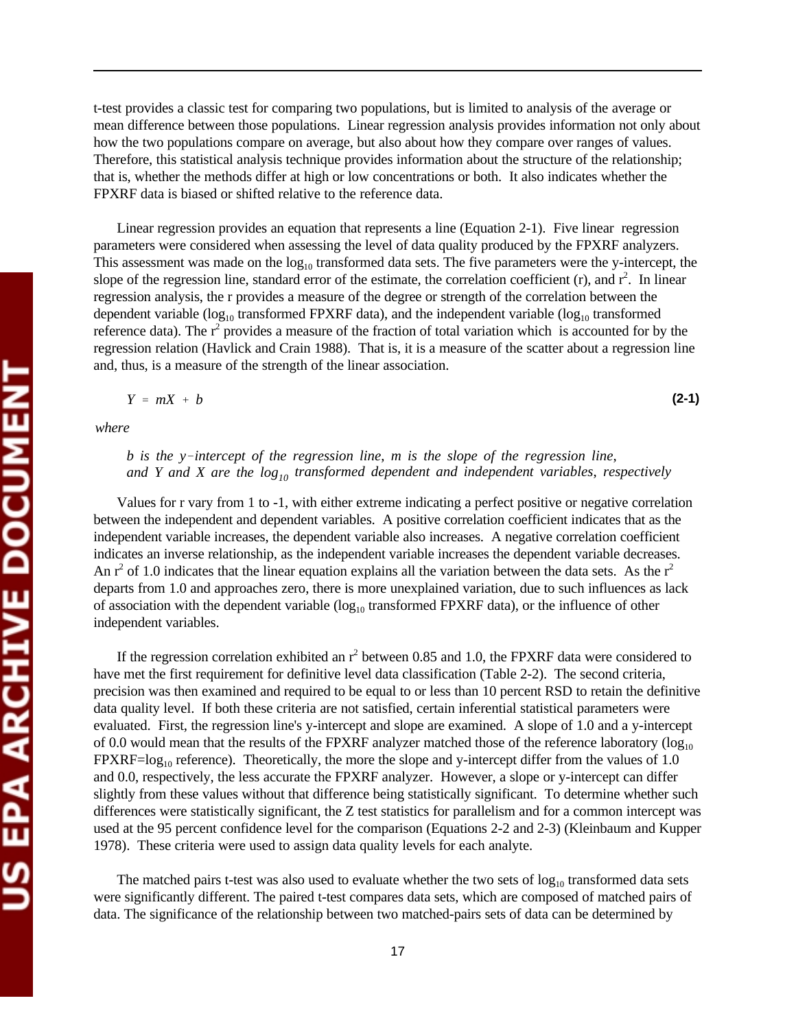t-test provides a classic test for comparing two populations, but is limited to analysis of the average or mean difference between those populations. Linear regression analysis provides information not only about how the two populations compare on average, but also about how they compare over ranges of values. Therefore, this statistical analysis technique provides information about the structure of the relationship; that is, whether the methods differ at high or low concentrations or both. It also indicates whether the FPXRF data is biased or shifted relative to the reference data.

Linear regression provides an equation that represents a line (Equation 2-1). Five linear regression parameters were considered when assessing the level of data quality produced by the FPXRF analyzers. This assessment was made on the $\log_{10}$ transformed data sets. The five parameters were the y-intercept, the slope of the regression line, standard error of the estimate, the correlation coefficient (r), and $r^2$. In linear regression analysis, the r provides a measure of the degree or strength of the correlation between the dependent variable ($\log_{10}$ transformed FPXRF data), and the independent variable ($\log_{10}$ transformed reference data). The $r^2$ provides a measure of the fraction of total variation which is accounted for by the regression relation (Havlick and Crain 1988). That is, it is a measure of the scatter about a regression line and, thus, is a measure of the strength of the linear association.

$$Y = mX + b \tag{2-1}$$

*where*

*b is the y-intercept of the regression line, m is the slope of the regression line, and Y and X are the $\log_{10}$ transformed dependent and independent variables, respectively*

Values for r vary from 1 to -1, with either extreme indicating a perfect positive or negative correlation between the independent and dependent variables. A positive correlation coefficient indicates that as the independent variable increases, the dependent variable also increases. A negative correlation coefficient indicates an inverse relationship, as the independent variable increases the dependent variable decreases. An $r^2$ of 1.0 indicates that the linear equation explains all the variation between the data sets. As the $r^2$ departs from 1.0 and approaches zero, there is more unexplained variation, due to such influences as lack of association with the dependent variable ($\log_{10}$ transformed FPXRF data), or the influence of other independent variables.

If the regression correlation exhibited an $r^2$ between 0.85 and 1.0, the FPXRF data were considered to have met the first requirement for definitive level data classification (Table 2-2). The second criteria, precision was then examined and required to be equal to or less than 10 percent RSD to retain the definitive data quality level. If both these criteria are not satisfied, certain inferential statistical parameters were evaluated. First, the regression line's y-intercept and slope are examined. A slope of 1.0 and a y-intercept of 0.0 would mean that the results of the FPXRF analyzer matched those of the reference laboratory ($\log_{10}$ FPXRF=$\log_{10}$ reference). Theoretically, the more the slope and y-intercept differ from the values of 1.0 and 0.0, respectively, the less accurate the FPXRF analyzer. However, a slope or y-intercept can differ slightly from these values without that difference being statistically significant. To determine whether such differences were statistically significant, the Z test statistics for parallelism and for a common intercept was used at the 95 percent confidence level for the comparison (Equations 2-2 and 2-3) (Kleinbaum and Kupper 1978). These criteria were used to assign data quality levels for each analyte.

The matched pairs t-test was also used to evaluate whether the two sets of $\log_{10}$ transformed data sets were significantly different. The paired t-test compares data sets, which are composed of matched pairs of data. The significance of the relationship between two matched-pairs sets of data can be determined by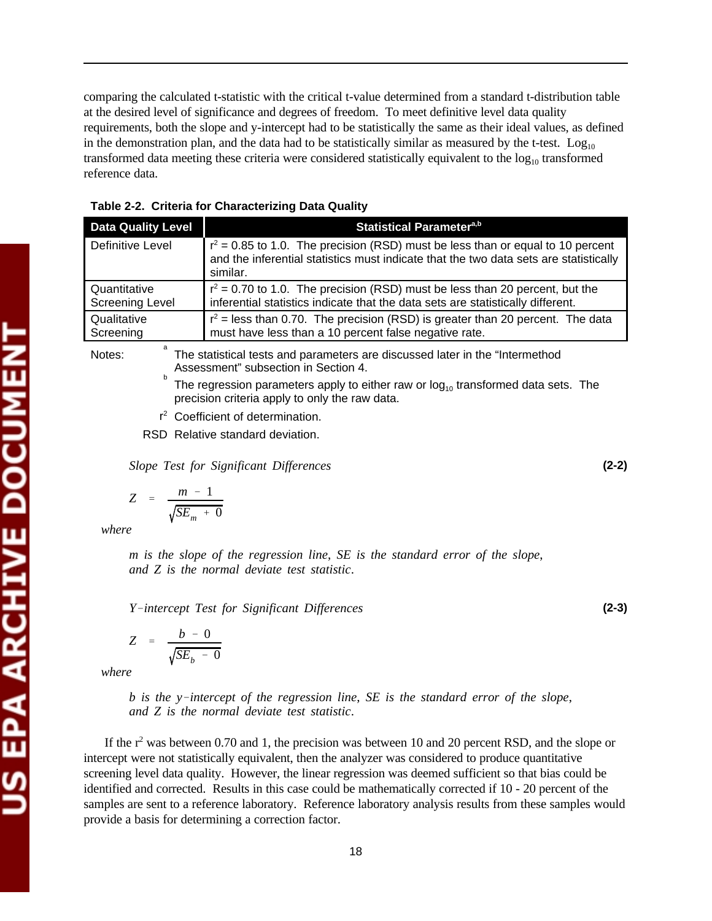comparing the calculated t-statistic with the critical t-value determined from a standard t-distribution table at the desired level of significance and degrees of freedom. To meet definitive level data quality requirements, both the slope and y-intercept had to be statistically the same as their ideal values, as defined in the demonstration plan, and the data had to be statistically similar as measured by the t-test. $Log_{10}$ transformed data meeting these criteria were considered statistically equivalent to the $log_{10}$ transformed reference data.

**Table 2-2. Criteria for Characterizing Data Quality**

| Data Quality Level | Statistical Parameter[a,b] |
|---|---|
| Definitive Level | $r^2$ = 0.85 to 1.0. The precision (RSD) must be less than or equal to 10 percent and the inferential statistics must indicate that the two data sets are statistically similar. |
| Quantitative Screening Level | $r^2$ = 0.70 to 1.0. The precision (RSD) must be less than 20 percent, but the inferential statistics indicate that the data sets are statistically different. |
| Qualitative Screening | $r^2$ = less than 0.70. The precision (RSD) is greater than 20 percent. The data must have less than a 10 percent false negative rate. |

Notes:
[a] The statistical tests and parameters are discussed later in the "Intermethod Assessment" subsection in Section 4.
[b] The regression parameters apply to either raw or $log_{10}$ transformed data sets. The precision criteria apply to only the raw data.
$r^2$ Coefficient of determination.
RSD Relative standard deviation.

*Slope Test for Significant Differences* **(2-2)**

$$Z = \frac{m - 1}{\sqrt{SE_m + 0}}$$

*where*

*m is the slope of the regression line, SE is the standard error of the slope, and Z is the normal deviate test statistic.*

*Y-intercept Test for Significant Differences* **(2-3)**

$$Z = \frac{b - 0}{\sqrt{SE_b - 0}}$$

*where*

*b is the y-intercept of the regression line, SE is the standard error of the slope, and Z is the normal deviate test statistic.*

If the $r^2$ was between 0.70 and 1, the precision was between 10 and 20 percent RSD, and the slope or intercept were not statistically equivalent, then the analyzer was considered to produce quantitative screening level data quality. However, the linear regression was deemed sufficient so that bias could be identified and corrected. Results in this case could be mathematically corrected if 10 - 20 percent of the samples are sent to a reference laboratory. Reference laboratory analysis results from these samples would provide a basis for determining a correction factor.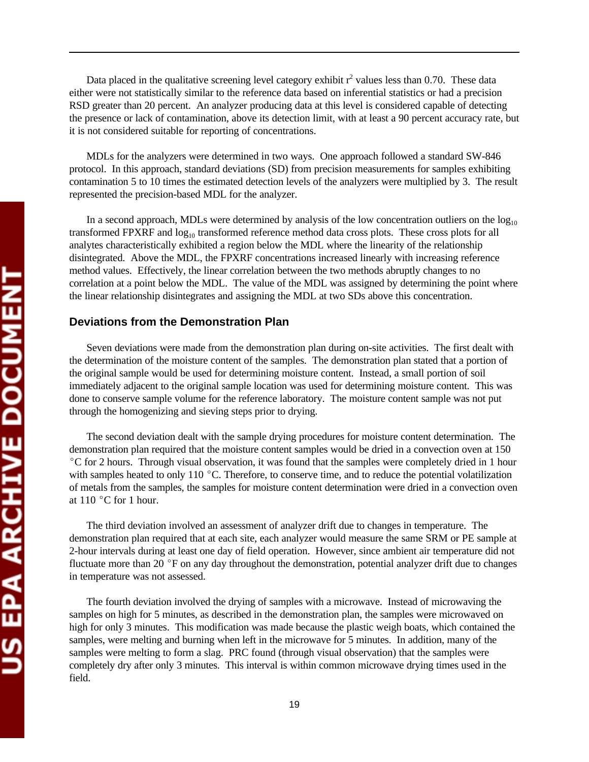Data placed in the qualitative screening level category exhibit $r^2$ values less than 0.70. These data either were not statistically similar to the reference data based on inferential statistics or had a precision RSD greater than 20 percent. An analyzer producing data at this level is considered capable of detecting the presence or lack of contamination, above its detection limit, with at least a 90 percent accuracy rate, but it is not considered suitable for reporting of concentrations.

MDLs for the analyzers were determined in two ways. One approach followed a standard SW-846 protocol. In this approach, standard deviations (SD) from precision measurements for samples exhibiting contamination 5 to 10 times the estimated detection levels of the analyzers were multiplied by 3. The result represented the precision-based MDL for the analyzer.

In a second approach, MDLs were determined by analysis of the low concentration outliers on the $\log_{10}$ transformed FPXRF and $\log_{10}$ transformed reference method data cross plots. These cross plots for all analytes characteristically exhibited a region below the MDL where the linearity of the relationship disintegrated. Above the MDL, the FPXRF concentrations increased linearly with increasing reference method values. Effectively, the linear correlation between the two methods abruptly changes to no correlation at a point below the MDL. The value of the MDL was assigned by determining the point where the linear relationship disintegrates and assigning the MDL at two SDs above this concentration.

## Deviations from the Demonstration Plan

Seven deviations were made from the demonstration plan during on-site activities. The first dealt with the determination of the moisture content of the samples. The demonstration plan stated that a portion of the original sample would be used for determining moisture content. Instead, a small portion of soil immediately adjacent to the original sample location was used for determining moisture content. This was done to conserve sample volume for the reference laboratory. The moisture content sample was not put through the homogenizing and sieving steps prior to drying.

The second deviation dealt with the sample drying procedures for moisture content determination. The demonstration plan required that the moisture content samples would be dried in a convection oven at 150 °C for 2 hours. Through visual observation, it was found that the samples were completely dried in 1 hour with samples heated to only 110 °C. Therefore, to conserve time, and to reduce the potential volatilization of metals from the samples, the samples for moisture content determination were dried in a convection oven at 110 °C for 1 hour.

The third deviation involved an assessment of analyzer drift due to changes in temperature. The demonstration plan required that at each site, each analyzer would measure the same SRM or PE sample at 2-hour intervals during at least one day of field operation. However, since ambient air temperature did not fluctuate more than 20 °F on any day throughout the demonstration, potential analyzer drift due to changes in temperature was not assessed.

The fourth deviation involved the drying of samples with a microwave. Instead of microwaving the samples on high for 5 minutes, as described in the demonstration plan, the samples were microwaved on high for only 3 minutes. This modification was made because the plastic weigh boats, which contained the samples, were melting and burning when left in the microwave for 5 minutes. In addition, many of the samples were melting to form a slag. PRC found (through visual observation) that the samples were completely dry after only 3 minutes. This interval is within common microwave drying times used in the field.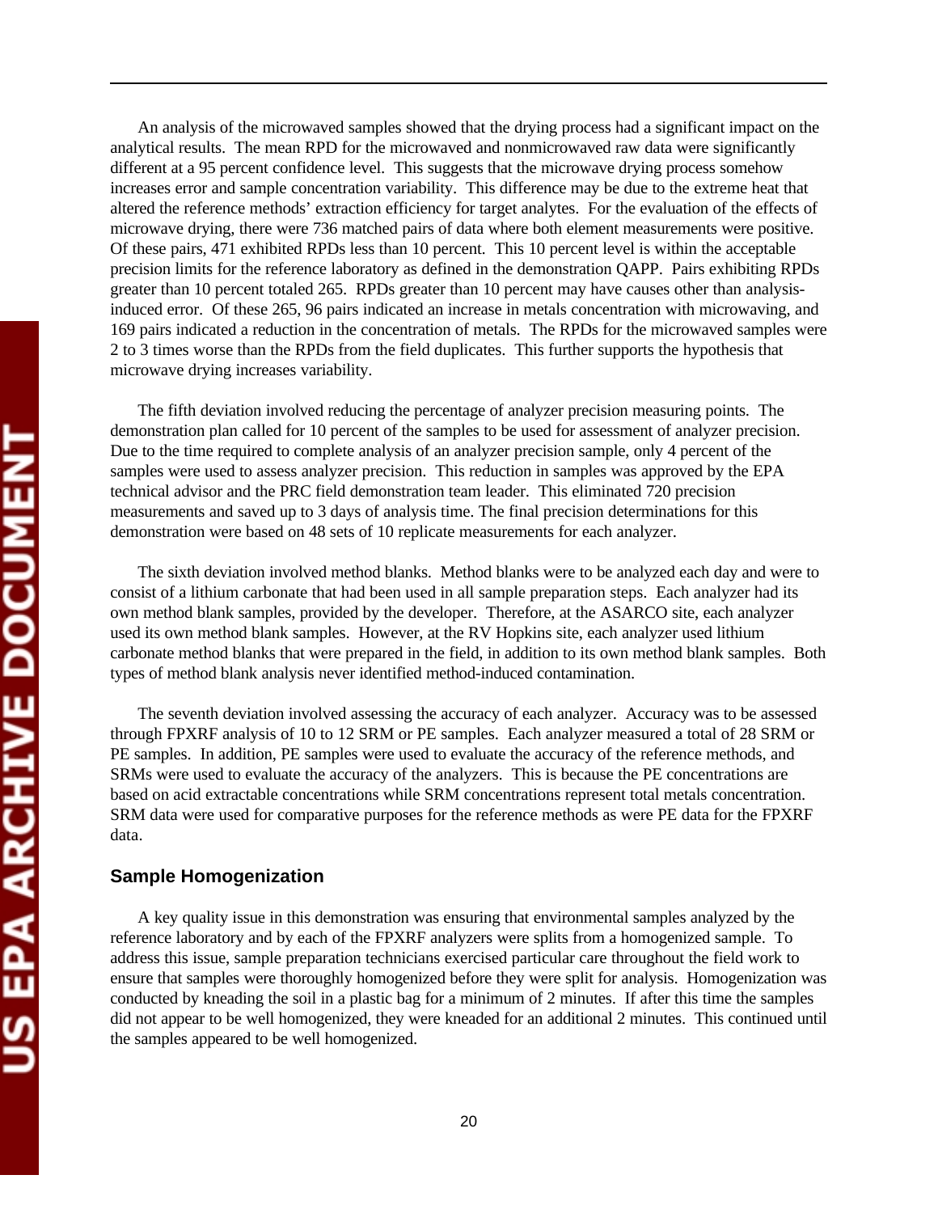An analysis of the microwaved samples showed that the drying process had a significant impact on the analytical results. The mean RPD for the microwaved and nonmicrowaved raw data were significantly different at a 95 percent confidence level. This suggests that the microwave drying process somehow increases error and sample concentration variability. This difference may be due to the extreme heat that altered the reference methods' extraction efficiency for target analytes. For the evaluation of the effects of microwave drying, there were 736 matched pairs of data where both element measurements were positive. Of these pairs, 471 exhibited RPDs less than 10 percent. This 10 percent level is within the acceptable precision limits for the reference laboratory as defined in the demonstration QAPP. Pairs exhibiting RPDs greater than 10 percent totaled 265. RPDs greater than 10 percent may have causes other than analysis-induced error. Of these 265, 96 pairs indicated an increase in metals concentration with microwaving, and 169 pairs indicated a reduction in the concentration of metals. The RPDs for the microwaved samples were 2 to 3 times worse than the RPDs from the field duplicates. This further supports the hypothesis that microwave drying increases variability.

The fifth deviation involved reducing the percentage of analyzer precision measuring points. The demonstration plan called for 10 percent of the samples to be used for assessment of analyzer precision. Due to the time required to complete analysis of an analyzer precision sample, only 4 percent of the samples were used to assess analyzer precision. This reduction in samples was approved by the EPA technical advisor and the PRC field demonstration team leader. This eliminated 720 precision measurements and saved up to 3 days of analysis time. The final precision determinations for this demonstration were based on 48 sets of 10 replicate measurements for each analyzer.

The sixth deviation involved method blanks. Method blanks were to be analyzed each day and were to consist of a lithium carbonate that had been used in all sample preparation steps. Each analyzer had its own method blank samples, provided by the developer. Therefore, at the ASARCO site, each analyzer used its own method blank samples. However, at the RV Hopkins site, each analyzer used lithium carbonate method blanks that were prepared in the field, in addition to its own method blank samples. Both types of method blank analysis never identified method-induced contamination.

The seventh deviation involved assessing the accuracy of each analyzer. Accuracy was to be assessed through FPXRF analysis of 10 to 12 SRM or PE samples. Each analyzer measured a total of 28 SRM or PE samples. In addition, PE samples were used to evaluate the accuracy of the reference methods, and SRMs were used to evaluate the accuracy of the analyzers. This is because the PE concentrations are based on acid extractable concentrations while SRM concentrations represent total metals concentration. SRM data were used for comparative purposes for the reference methods as were PE data for the FPXRF data.

## Sample Homogenization

A key quality issue in this demonstration was ensuring that environmental samples analyzed by the reference laboratory and by each of the FPXRF analyzers were splits from a homogenized sample. To address this issue, sample preparation technicians exercised particular care throughout the field work to ensure that samples were thoroughly homogenized before they were split for analysis. Homogenization was conducted by kneading the soil in a plastic bag for a minimum of 2 minutes. If after this time the samples did not appear to be well homogenized, they were kneaded for an additional 2 minutes. This continued until the samples appeared to be well homogenized.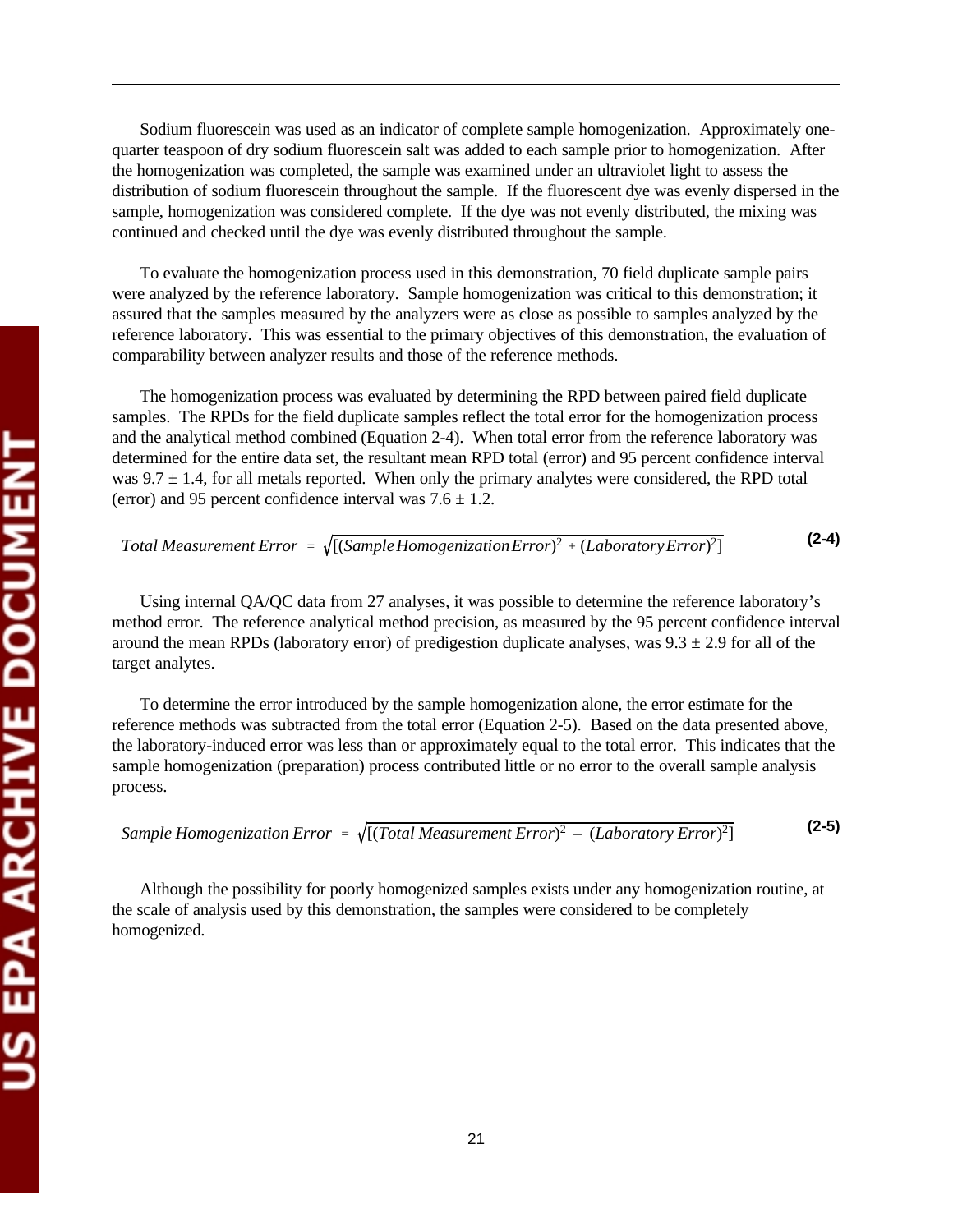Sodium fluorescein was used as an indicator of complete sample homogenization. Approximately one-quarter teaspoon of dry sodium fluorescein salt was added to each sample prior to homogenization. After the homogenization was completed, the sample was examined under an ultraviolet light to assess the distribution of sodium fluorescein throughout the sample. If the fluorescent dye was evenly dispersed in the sample, homogenization was considered complete. If the dye was not evenly distributed, the mixing was continued and checked until the dye was evenly distributed throughout the sample.

To evaluate the homogenization process used in this demonstration, 70 field duplicate sample pairs were analyzed by the reference laboratory. Sample homogenization was critical to this demonstration; it assured that the samples measured by the analyzers were as close as possible to samples analyzed by the reference laboratory. This was essential to the primary objectives of this demonstration, the evaluation of comparability between analyzer results and those of the reference methods.

The homogenization process was evaluated by determining the RPD between paired field duplicate samples. The RPDs for the field duplicate samples reflect the total error for the homogenization process and the analytical method combined (Equation 2-4). When total error from the reference laboratory was determined for the entire data set, the resultant mean RPD total (error) and 95 percent confidence interval was 9.7 ± 1.4, for all metals reported. When only the primary analytes were considered, the RPD total (error) and 95 percent confidence interval was 7.6 ± 1.2.

$$\text{Total Measurement Error} = \sqrt{[(\text{Sample Homogenization Error})^2 + (\text{Laboratory Error})^2]} \tag{2-4}$$

Using internal QA/QC data from 27 analyses, it was possible to determine the reference laboratory's method error. The reference analytical method precision, as measured by the 95 percent confidence interval around the mean RPDs (laboratory error) of predigestion duplicate analyses, was 9.3 ± 2.9 for all of the target analytes.

To determine the error introduced by the sample homogenization alone, the error estimate for the reference methods was subtracted from the total error (Equation 2-5). Based on the data presented above, the laboratory-induced error was less than or approximately equal to the total error. This indicates that the sample homogenization (preparation) process contributed little or no error to the overall sample analysis process.

$$\text{Sample Homogenization Error} = \sqrt{[(\text{Total Measurement Error})^2 - (\text{Laboratory Error})^2]} \tag{2-5}$$

Although the possibility for poorly homogenized samples exists under any homogenization routine, at the scale of analysis used by this demonstration, the samples were considered to be completely homogenized.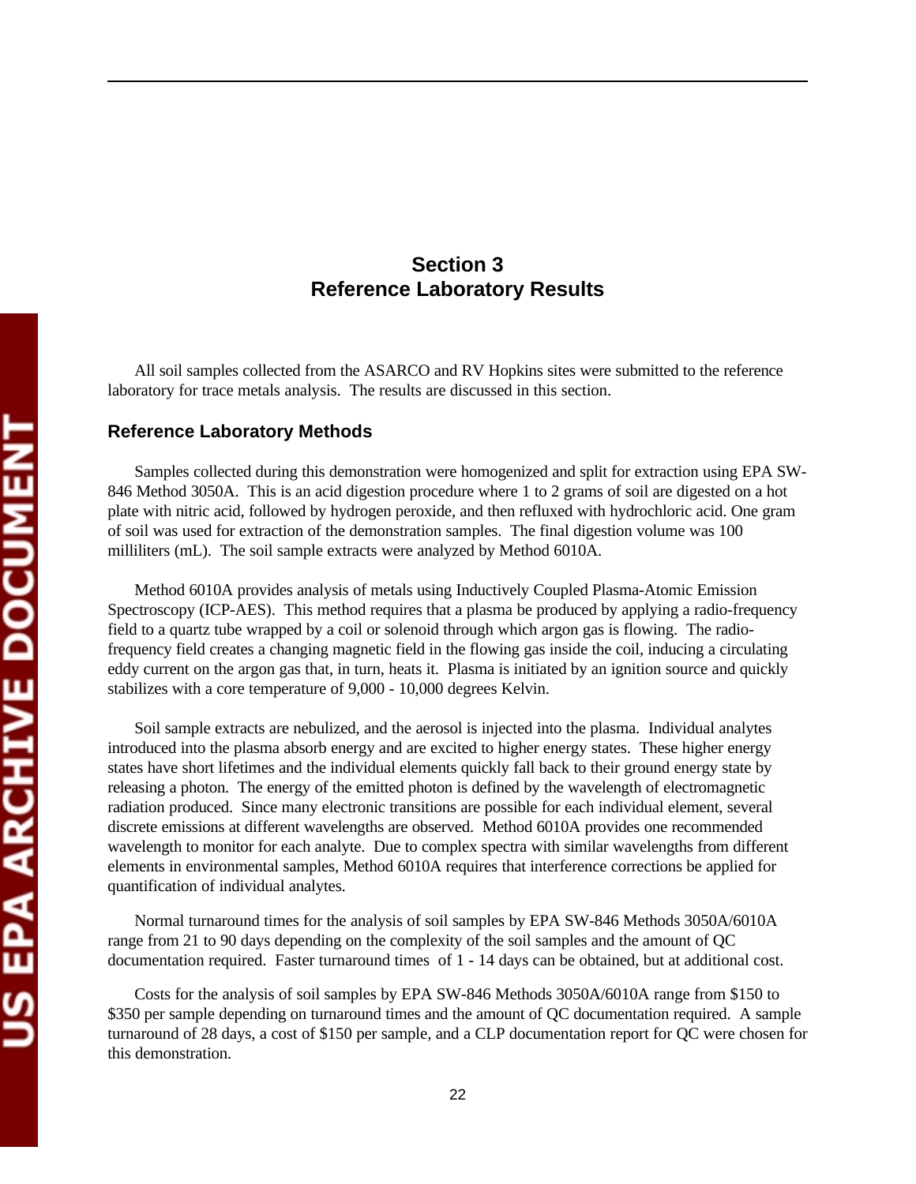# Section 3
# Reference Laboratory Results

All soil samples collected from the ASARCO and RV Hopkins sites were submitted to the reference laboratory for trace metals analysis. The results are discussed in this section.

## Reference Laboratory Methods

Samples collected during this demonstration were homogenized and split for extraction using EPA SW-846 Method 3050A. This is an acid digestion procedure where 1 to 2 grams of soil are digested on a hot plate with nitric acid, followed by hydrogen peroxide, and then refluxed with hydrochloric acid. One gram of soil was used for extraction of the demonstration samples. The final digestion volume was 100 milliliters (mL). The soil sample extracts were analyzed by Method 6010A.

Method 6010A provides analysis of metals using Inductively Coupled Plasma-Atomic Emission Spectroscopy (ICP-AES). This method requires that a plasma be produced by applying a radio-frequency field to a quartz tube wrapped by a coil or solenoid through which argon gas is flowing. The radio-frequency field creates a changing magnetic field in the flowing gas inside the coil, inducing a circulating eddy current on the argon gas that, in turn, heats it. Plasma is initiated by an ignition source and quickly stabilizes with a core temperature of 9,000 - 10,000 degrees Kelvin.

Soil sample extracts are nebulized, and the aerosol is injected into the plasma. Individual analytes introduced into the plasma absorb energy and are excited to higher energy states. These higher energy states have short lifetimes and the individual elements quickly fall back to their ground energy state by releasing a photon. The energy of the emitted photon is defined by the wavelength of electromagnetic radiation produced. Since many electronic transitions are possible for each individual element, several discrete emissions at different wavelengths are observed. Method 6010A provides one recommended wavelength to monitor for each analyte. Due to complex spectra with similar wavelengths from different elements in environmental samples, Method 6010A requires that interference corrections be applied for quantification of individual analytes.

Normal turnaround times for the analysis of soil samples by EPA SW-846 Methods 3050A/6010A range from 21 to 90 days depending on the complexity of the soil samples and the amount of QC documentation required. Faster turnaround times of 1 - 14 days can be obtained, but at additional cost.

Costs for the analysis of soil samples by EPA SW-846 Methods 3050A/6010A range from $150 to $350 per sample depending on turnaround times and the amount of QC documentation required. A sample turnaround of 28 days, a cost of $150 per sample, and a CLP documentation report for QC were chosen for this demonstration.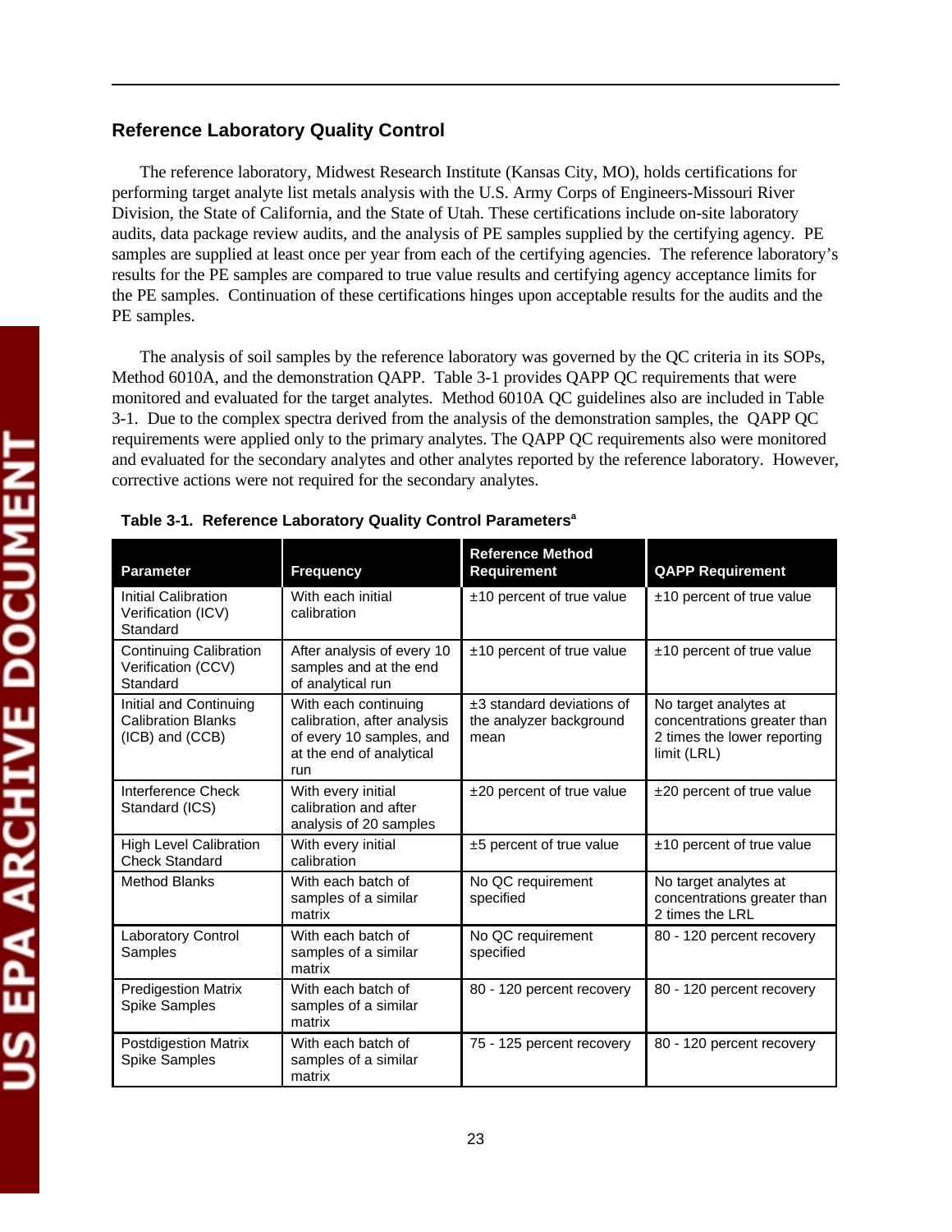## Reference Laboratory Quality Control

The reference laboratory, Midwest Research Institute (Kansas City, MO), holds certifications for performing target analyte list metals analysis with the U.S. Army Corps of Engineers-Missouri River Division, the State of California, and the State of Utah. These certifications include on-site laboratory audits, data package review audits, and the analysis of PE samples supplied by the certifying agency. PE samples are supplied at least once per year from each of the certifying agencies. The reference laboratory's results for the PE samples are compared to true value results and certifying agency acceptance limits for the PE samples. Continuation of these certifications hinges upon acceptable results for the audits and the PE samples.

The analysis of soil samples by the reference laboratory was governed by the QC criteria in its SOPs, Method 6010A, and the demonstration QAPP. Table 3-1 provides QAPP QC requirements that were monitored and evaluated for the target analytes. Method 6010A QC guidelines also are included in Table 3-1. Due to the complex spectra derived from the analysis of the demonstration samples, the QAPP QC requirements were applied only to the primary analytes. The QAPP QC requirements also were monitored and evaluated for the secondary analytes and other analytes reported by the reference laboratory. However, corrective actions were not required for the secondary analytes.

**Table 3-1. Reference Laboratory Quality Control Parameters[a]**

| Parameter | Frequency | Reference Method Requirement | QAPP Requirement |
|---|---|---|---|
| Initial Calibration Verification (ICV) Standard | With each initial calibration | ±10 percent of true value | ±10 percent of true value |
| Continuing Calibration Verification (CCV) Standard | After analysis of every 10 samples and at the end of analytical run | ±10 percent of true value | ±10 percent of true value |
| Initial and Continuing Calibration Blanks (ICB) and (CCB) | With each continuing calibration, after analysis of every 10 samples, and at the end of analytical run | ±3 standard deviations of the analyzer background mean | No target analytes at concentrations greater than 2 times the lower reporting limit (LRL) |
| Interference Check Standard (ICS) | With every initial calibration and after analysis of 20 samples | ±20 percent of true value | ±20 percent of true value |
| High Level Calibration Check Standard | With every initial calibration | ±5 percent of true value | ±10 percent of true value |
| Method Blanks | With each batch of samples of a similar matrix | No QC requirement specified | No target analytes at concentrations greater than 2 times the LRL |
| Laboratory Control Samples | With each batch of samples of a similar matrix | No QC requirement specified | 80 - 120 percent recovery |
| Predigestion Matrix Spike Samples | With each batch of samples of a similar matrix | 80 - 120 percent recovery | 80 - 120 percent recovery |
| Postdigestion Matrix Spike Samples | With each batch of samples of a similar matrix | 75 - 125 percent recovery | 80 - 120 percent recovery |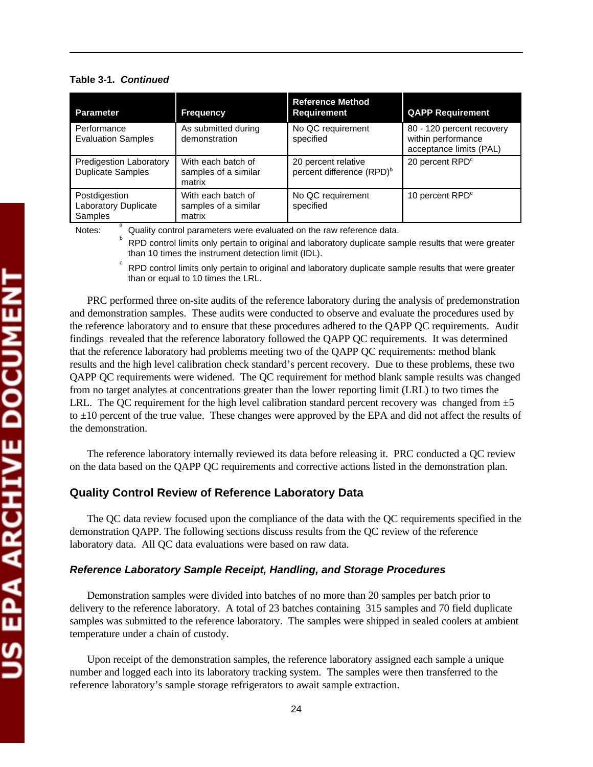**Table 3-1. *Continued***

| Parameter | Frequency | Reference Method Requirement | QAPP Requirement |
|---|---|---|---|
| Performance Evaluation Samples | As submitted during demonstration | No QC requirement specified | 80 - 120 percent recovery within performance acceptance limits (PAL) |
| Predigestion Laboratory Duplicate Samples | With each batch of samples of a similar matrix | 20 percent relative percent difference (RPD)[b] | 20 percent RPD[c] |
| Postdigestion Laboratory Duplicate Samples | With each batch of samples of a similar matrix | No QC requirement specified | 10 percent RPD[c] |

Notes:
[a] Quality control parameters were evaluated on the raw reference data.
[b] RPD control limits only pertain to original and laboratory duplicate sample results that were greater than 10 times the instrument detection limit (IDL).
[c] RPD control limits only pertain to original and laboratory duplicate sample results that were greater than or equal to 10 times the LRL.

PRC performed three on-site audits of the reference laboratory during the analysis of predemonstration and demonstration samples. These audits were conducted to observe and evaluate the procedures used by the reference laboratory and to ensure that these procedures adhered to the QAPP QC requirements. Audit findings revealed that the reference laboratory followed the QAPP QC requirements. It was determined that the reference laboratory had problems meeting two of the QAPP QC requirements: method blank results and the high level calibration check standard's percent recovery. Due to these problems, these two QAPP QC requirements were widened. The QC requirement for method blank sample results was changed from no target analytes at concentrations greater than the lower reporting limit (LRL) to two times the LRL. The QC requirement for the high level calibration standard percent recovery was changed from ±5 to ±10 percent of the true value. These changes were approved by the EPA and did not affect the results of the demonstration.

The reference laboratory internally reviewed its data before releasing it. PRC conducted a QC review on the data based on the QAPP QC requirements and corrective actions listed in the demonstration plan.

## Quality Control Review of Reference Laboratory Data

The QC data review focused upon the compliance of the data with the QC requirements specified in the demonstration QAPP. The following sections discuss results from the QC review of the reference laboratory data. All QC data evaluations were based on raw data.

### *Reference Laboratory Sample Receipt, Handling, and Storage Procedures*

Demonstration samples were divided into batches of no more than 20 samples per batch prior to delivery to the reference laboratory. A total of 23 batches containing 315 samples and 70 field duplicate samples was submitted to the reference laboratory. The samples were shipped in sealed coolers at ambient temperature under a chain of custody.

Upon receipt of the demonstration samples, the reference laboratory assigned each sample a unique number and logged each into its laboratory tracking system. The samples were then transferred to the reference laboratory's sample storage refrigerators to await sample extraction.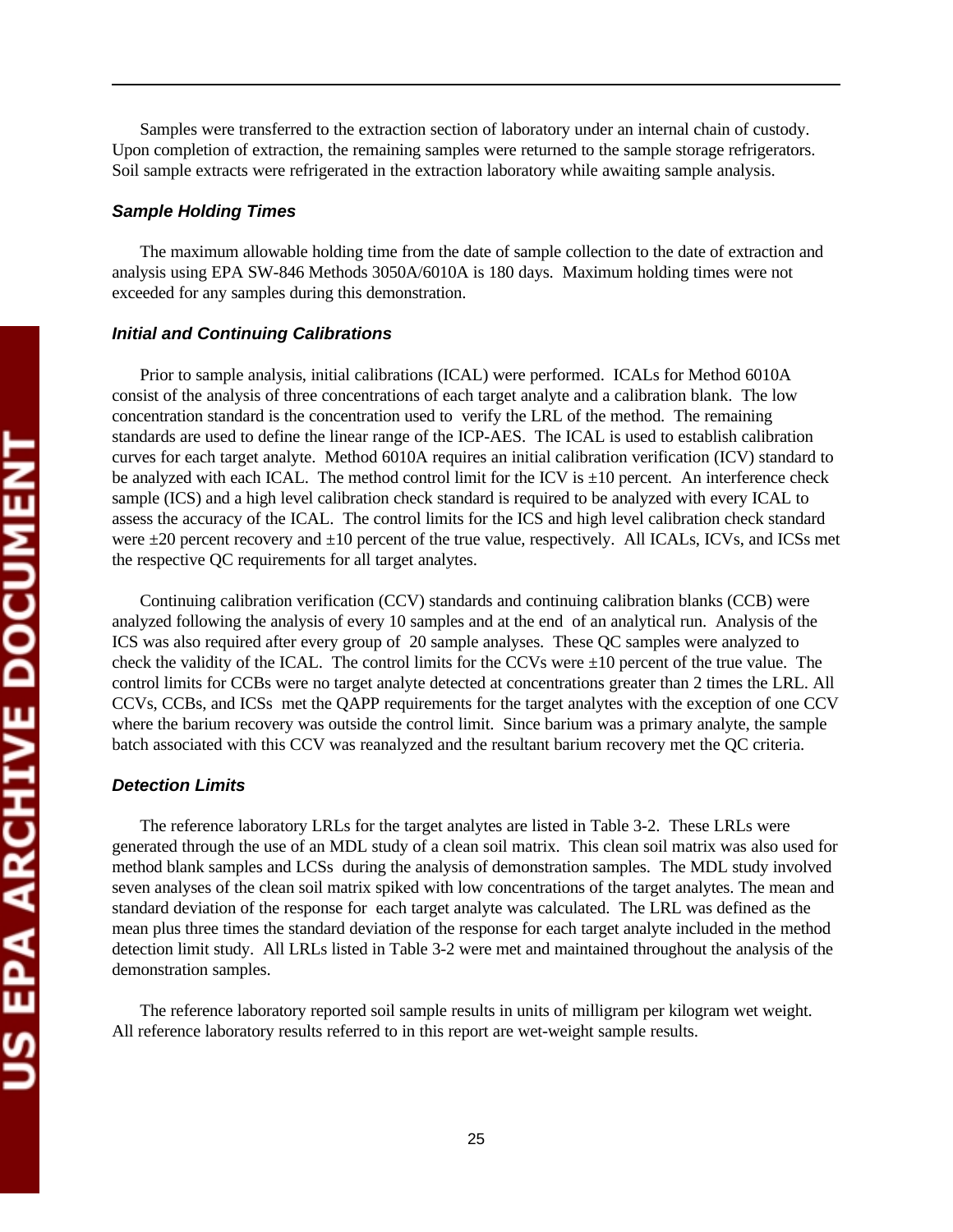Samples were transferred to the extraction section of laboratory under an internal chain of custody. Upon completion of extraction, the remaining samples were returned to the sample storage refrigerators. Soil sample extracts were refrigerated in the extraction laboratory while awaiting sample analysis.

### *Sample Holding Times*

The maximum allowable holding time from the date of sample collection to the date of extraction and analysis using EPA SW-846 Methods 3050A/6010A is 180 days. Maximum holding times were not exceeded for any samples during this demonstration.

### *Initial and Continuing Calibrations*

Prior to sample analysis, initial calibrations (ICAL) were performed. ICALs for Method 6010A consist of the analysis of three concentrations of each target analyte and a calibration blank. The low concentration standard is the concentration used to verify the LRL of the method. The remaining standards are used to define the linear range of the ICP-AES. The ICAL is used to establish calibration curves for each target analyte. Method 6010A requires an initial calibration verification (ICV) standard to be analyzed with each ICAL. The method control limit for the ICV is ±10 percent. An interference check sample (ICS) and a high level calibration check standard is required to be analyzed with every ICAL to assess the accuracy of the ICAL. The control limits for the ICS and high level calibration check standard were ±20 percent recovery and ±10 percent of the true value, respectively. All ICALs, ICVs, and ICSs met the respective QC requirements for all target analytes.

Continuing calibration verification (CCV) standards and continuing calibration blanks (CCB) were analyzed following the analysis of every 10 samples and at the end of an analytical run. Analysis of the ICS was also required after every group of 20 sample analyses. These QC samples were analyzed to check the validity of the ICAL. The control limits for the CCVs were ±10 percent of the true value. The control limits for CCBs were no target analyte detected at concentrations greater than 2 times the LRL. All CCVs, CCBs, and ICSs met the QAPP requirements for the target analytes with the exception of one CCV where the barium recovery was outside the control limit. Since barium was a primary analyte, the sample batch associated with this CCV was reanalyzed and the resultant barium recovery met the QC criteria.

### *Detection Limits*

The reference laboratory LRLs for the target analytes are listed in Table 3-2. These LRLs were generated through the use of an MDL study of a clean soil matrix. This clean soil matrix was also used for method blank samples and LCSs during the analysis of demonstration samples. The MDL study involved seven analyses of the clean soil matrix spiked with low concentrations of the target analytes. The mean and standard deviation of the response for each target analyte was calculated. The LRL was defined as the mean plus three times the standard deviation of the response for each target analyte included in the method detection limit study. All LRLs listed in Table 3-2 were met and maintained throughout the analysis of the demonstration samples.

The reference laboratory reported soil sample results in units of milligram per kilogram wet weight. All reference laboratory results referred to in this report are wet-weight sample results.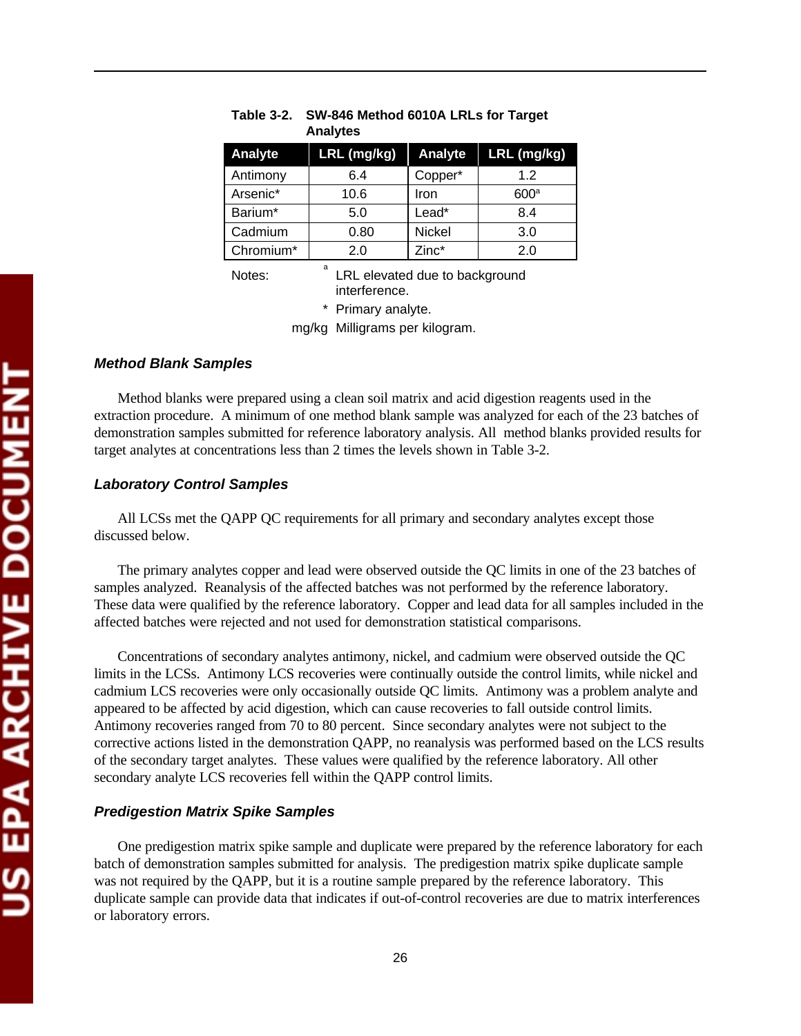**Table 3-2. SW-846 Method 6010A LRLs for Target Analytes**

| Analyte | LRL (mg/kg) | Analyte | LRL (mg/kg) |
|---|---|---|---|
| Antimony | 6.4 | Copper* | 1.2 |
| Arsenic* | 10.6 | Iron | 600[a] |
| Barium* | 5.0 | Lead* | 8.4 |
| Cadmium | 0.80 | Nickel | 3.0 |
| Chromium* | 2.0 | Zinc* | 2.0 |

Notes:
[a] LRL elevated due to background interference.
\* Primary analyte.
mg/kg Milligrams per kilogram.

### *Method Blank Samples*

Method blanks were prepared using a clean soil matrix and acid digestion reagents used in the extraction procedure. A minimum of one method blank sample was analyzed for each of the 23 batches of demonstration samples submitted for reference laboratory analysis. All method blanks provided results for target analytes at concentrations less than 2 times the levels shown in Table 3-2.

### *Laboratory Control Samples*

All LCSs met the QAPP QC requirements for all primary and secondary analytes except those discussed below.

The primary analytes copper and lead were observed outside the QC limits in one of the 23 batches of samples analyzed. Reanalysis of the affected batches was not performed by the reference laboratory. These data were qualified by the reference laboratory. Copper and lead data for all samples included in the affected batches were rejected and not used for demonstration statistical comparisons.

Concentrations of secondary analytes antimony, nickel, and cadmium were observed outside the QC limits in the LCSs. Antimony LCS recoveries were continually outside the control limits, while nickel and cadmium LCS recoveries were only occasionally outside QC limits. Antimony was a problem analyte and appeared to be affected by acid digestion, which can cause recoveries to fall outside control limits. Antimony recoveries ranged from 70 to 80 percent. Since secondary analytes were not subject to the corrective actions listed in the demonstration QAPP, no reanalysis was performed based on the LCS results of the secondary target analytes. These values were qualified by the reference laboratory. All other secondary analyte LCS recoveries fell within the QAPP control limits.

### *Predigestion Matrix Spike Samples*

One predigestion matrix spike sample and duplicate were prepared by the reference laboratory for each batch of demonstration samples submitted for analysis. The predigestion matrix spike duplicate sample was not required by the QAPP, but it is a routine sample prepared by the reference laboratory. This duplicate sample can provide data that indicates if out-of-control recoveries are due to matrix interferences or laboratory errors.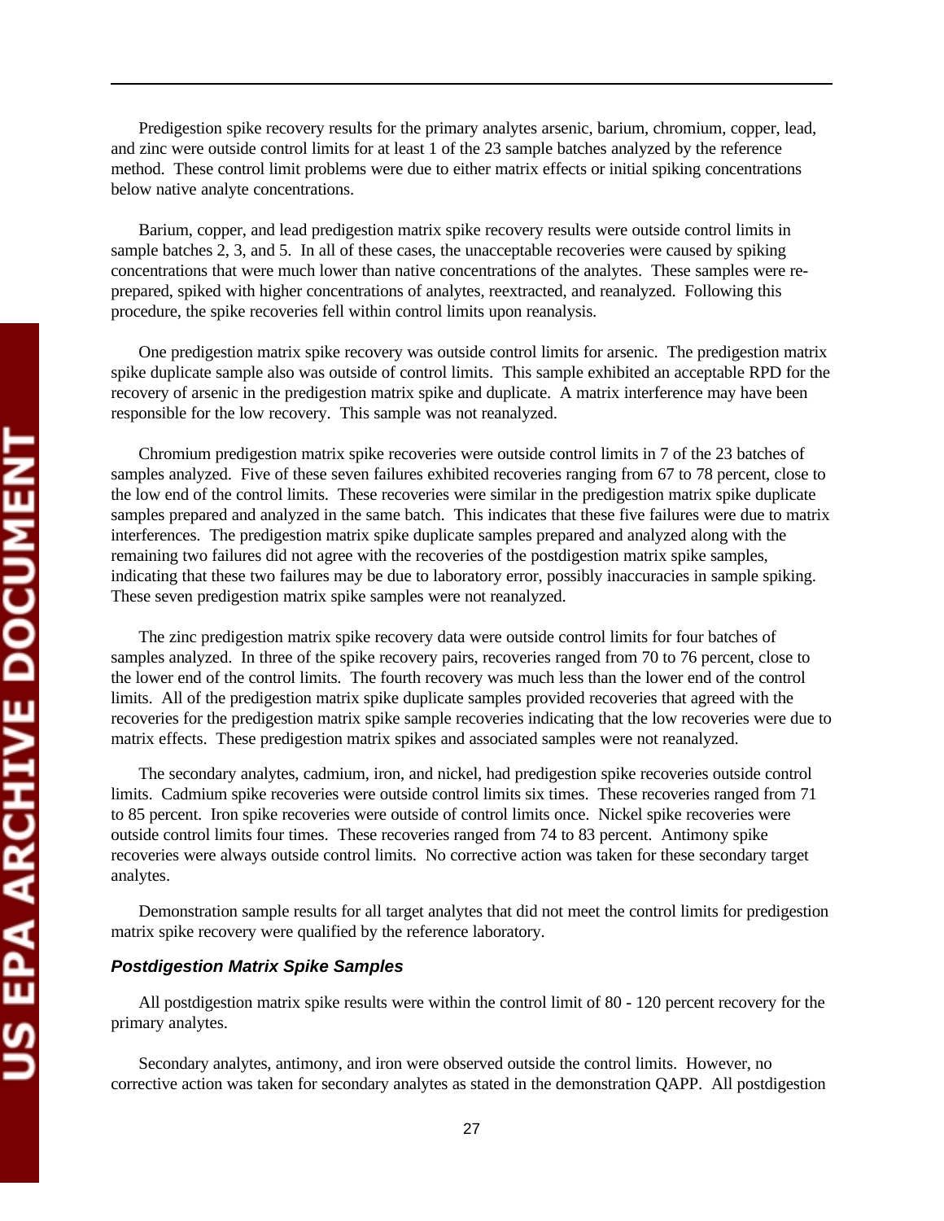Predigestion spike recovery results for the primary analytes arsenic, barium, chromium, copper, lead, and zinc were outside control limits for at least 1 of the 23 sample batches analyzed by the reference method. These control limit problems were due to either matrix effects or initial spiking concentrations below native analyte concentrations.

Barium, copper, and lead predigestion matrix spike recovery results were outside control limits in sample batches 2, 3, and 5. In all of these cases, the unacceptable recoveries were caused by spiking concentrations that were much lower than native concentrations of the analytes. These samples were re-prepared, spiked with higher concentrations of analytes, reextracted, and reanalyzed. Following this procedure, the spike recoveries fell within control limits upon reanalysis.

One predigestion matrix spike recovery was outside control limits for arsenic. The predigestion matrix spike duplicate sample also was outside of control limits. This sample exhibited an acceptable RPD for the recovery of arsenic in the predigestion matrix spike and duplicate. A matrix interference may have been responsible for the low recovery. This sample was not reanalyzed.

Chromium predigestion matrix spike recoveries were outside control limits in 7 of the 23 batches of samples analyzed. Five of these seven failures exhibited recoveries ranging from 67 to 78 percent, close to the low end of the control limits. These recoveries were similar in the predigestion matrix spike duplicate samples prepared and analyzed in the same batch. This indicates that these five failures were due to matrix interferences. The predigestion matrix spike duplicate samples prepared and analyzed along with the remaining two failures did not agree with the recoveries of the postdigestion matrix spike samples, indicating that these two failures may be due to laboratory error, possibly inaccuracies in sample spiking. These seven predigestion matrix spike samples were not reanalyzed.

The zinc predigestion matrix spike recovery data were outside control limits for four batches of samples analyzed. In three of the spike recovery pairs, recoveries ranged from 70 to 76 percent, close to the lower end of the control limits. The fourth recovery was much less than the lower end of the control limits. All of the predigestion matrix spike duplicate samples provided recoveries that agreed with the recoveries for the predigestion matrix spike sample recoveries indicating that the low recoveries were due to matrix effects. These predigestion matrix spikes and associated samples were not reanalyzed.

The secondary analytes, cadmium, iron, and nickel, had predigestion spike recoveries outside control limits. Cadmium spike recoveries were outside control limits six times. These recoveries ranged from 71 to 85 percent. Iron spike recoveries were outside of control limits once. Nickel spike recoveries were outside control limits four times. These recoveries ranged from 74 to 83 percent. Antimony spike recoveries were always outside control limits. No corrective action was taken for these secondary target analytes.

Demonstration sample results for all target analytes that did not meet the control limits for predigestion matrix spike recovery were qualified by the reference laboratory.

### ***Postdigestion Matrix Spike Samples***

All postdigestion matrix spike results were within the control limit of 80 - 120 percent recovery for the primary analytes.

Secondary analytes, antimony, and iron were observed outside the control limits. However, no corrective action was taken for secondary analytes as stated in the demonstration QAPP. All postdigestion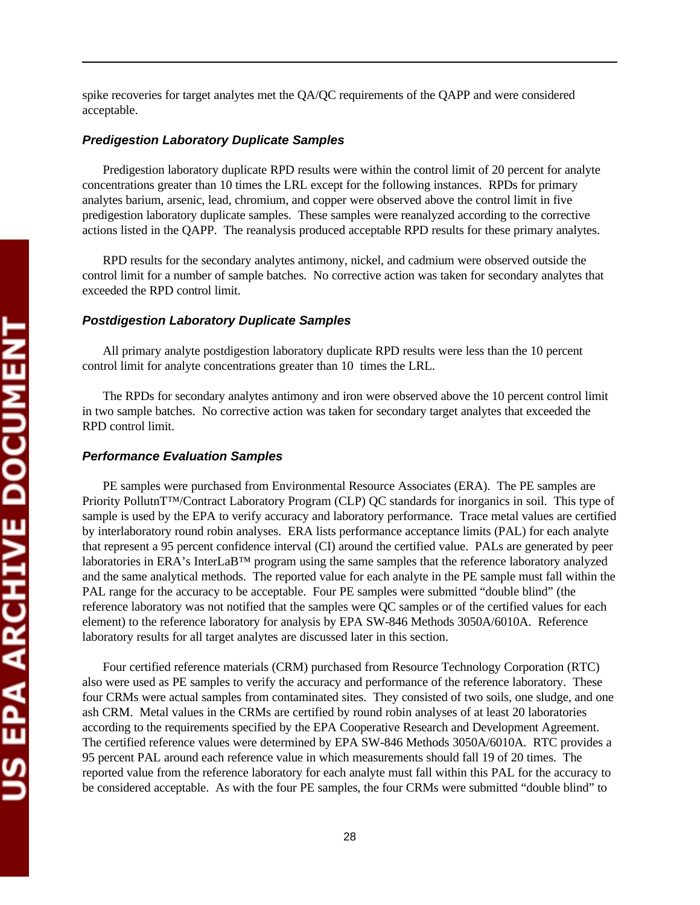spike recoveries for target analytes met the QA/QC requirements of the QAPP and were considered acceptable.

### *Predigestion Laboratory Duplicate Samples*

Predigestion laboratory duplicate RPD results were within the control limit of 20 percent for analyte concentrations greater than 10 times the LRL except for the following instances. RPDs for primary analytes barium, arsenic, lead, chromium, and copper were observed above the control limit in five predigestion laboratory duplicate samples. These samples were reanalyzed according to the corrective actions listed in the QAPP. The reanalysis produced acceptable RPD results for these primary analytes.

RPD results for the secondary analytes antimony, nickel, and cadmium were observed outside the control limit for a number of sample batches. No corrective action was taken for secondary analytes that exceeded the RPD control limit.

### *Postdigestion Laboratory Duplicate Samples*

All primary analyte postdigestion laboratory duplicate RPD results were less than the 10 percent control limit for analyte concentrations greater than 10 times the LRL.

The RPDs for secondary analytes antimony and iron were observed above the 10 percent control limit in two sample batches. No corrective action was taken for secondary target analytes that exceeded the RPD control limit.

### *Performance Evaluation Samples*

PE samples were purchased from Environmental Resource Associates (ERA). The PE samples are Priority PollutnT™/Contract Laboratory Program (CLP) QC standards for inorganics in soil. This type of sample is used by the EPA to verify accuracy and laboratory performance. Trace metal values are certified by interlaboratory round robin analyses. ERA lists performance acceptance limits (PAL) for each analyte that represent a 95 percent confidence interval (CI) around the certified value. PALs are generated by peer laboratories in ERA's InterLaB™ program using the same samples that the reference laboratory analyzed and the same analytical methods. The reported value for each analyte in the PE sample must fall within the PAL range for the accuracy to be acceptable. Four PE samples were submitted "double blind" (the reference laboratory was not notified that the samples were QC samples or of the certified values for each element) to the reference laboratory for analysis by EPA SW-846 Methods 3050A/6010A. Reference laboratory results for all target analytes are discussed later in this section.

Four certified reference materials (CRM) purchased from Resource Technology Corporation (RTC) also were used as PE samples to verify the accuracy and performance of the reference laboratory. These four CRMs were actual samples from contaminated sites. They consisted of two soils, one sludge, and one ash CRM. Metal values in the CRMs are certified by round robin analyses of at least 20 laboratories according to the requirements specified by the EPA Cooperative Research and Development Agreement. The certified reference values were determined by EPA SW-846 Methods 3050A/6010A. RTC provides a 95 percent PAL around each reference value in which measurements should fall 19 of 20 times. The reported value from the reference laboratory for each analyte must fall within this PAL for the accuracy to be considered acceptable. As with the four PE samples, the four CRMs were submitted "double blind" to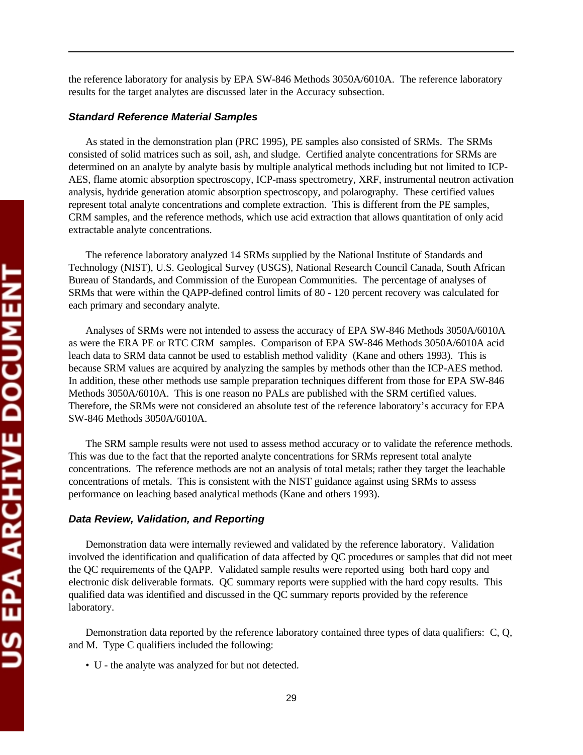the reference laboratory for analysis by EPA SW-846 Methods 3050A/6010A. The reference laboratory results for the target analytes are discussed later in the Accuracy subsection.

### *Standard Reference Material Samples*

As stated in the demonstration plan (PRC 1995), PE samples also consisted of SRMs. The SRMs consisted of solid matrices such as soil, ash, and sludge. Certified analyte concentrations for SRMs are determined on an analyte by analyte basis by multiple analytical methods including but not limited to ICP-AES, flame atomic absorption spectroscopy, ICP-mass spectrometry, XRF, instrumental neutron activation analysis, hydride generation atomic absorption spectroscopy, and polarography. These certified values represent total analyte concentrations and complete extraction. This is different from the PE samples, CRM samples, and the reference methods, which use acid extraction that allows quantitation of only acid extractable analyte concentrations.

The reference laboratory analyzed 14 SRMs supplied by the National Institute of Standards and Technology (NIST), U.S. Geological Survey (USGS), National Research Council Canada, South African Bureau of Standards, and Commission of the European Communities. The percentage of analyses of SRMs that were within the QAPP-defined control limits of 80 - 120 percent recovery was calculated for each primary and secondary analyte.

Analyses of SRMs were not intended to assess the accuracy of EPA SW-846 Methods 3050A/6010A as were the ERA PE or RTC CRM samples. Comparison of EPA SW-846 Methods 3050A/6010A acid leach data to SRM data cannot be used to establish method validity (Kane and others 1993). This is because SRM values are acquired by analyzing the samples by methods other than the ICP-AES method. In addition, these other methods use sample preparation techniques different from those for EPA SW-846 Methods 3050A/6010A. This is one reason no PALs are published with the SRM certified values. Therefore, the SRMs were not considered an absolute test of the reference laboratory's accuracy for EPA SW-846 Methods 3050A/6010A.

The SRM sample results were not used to assess method accuracy or to validate the reference methods. This was due to the fact that the reported analyte concentrations for SRMs represent total analyte concentrations. The reference methods are not an analysis of total metals; rather they target the leachable concentrations of metals. This is consistent with the NIST guidance against using SRMs to assess performance on leaching based analytical methods (Kane and others 1993).

### *Data Review, Validation, and Reporting*

Demonstration data were internally reviewed and validated by the reference laboratory. Validation involved the identification and qualification of data affected by QC procedures or samples that did not meet the QC requirements of the QAPP. Validated sample results were reported using both hard copy and electronic disk deliverable formats. QC summary reports were supplied with the hard copy results. This qualified data was identified and discussed in the QC summary reports provided by the reference laboratory.

Demonstration data reported by the reference laboratory contained three types of data qualifiers: C, Q, and M. Type C qualifiers included the following:

- U - the analyte was analyzed for but not detected.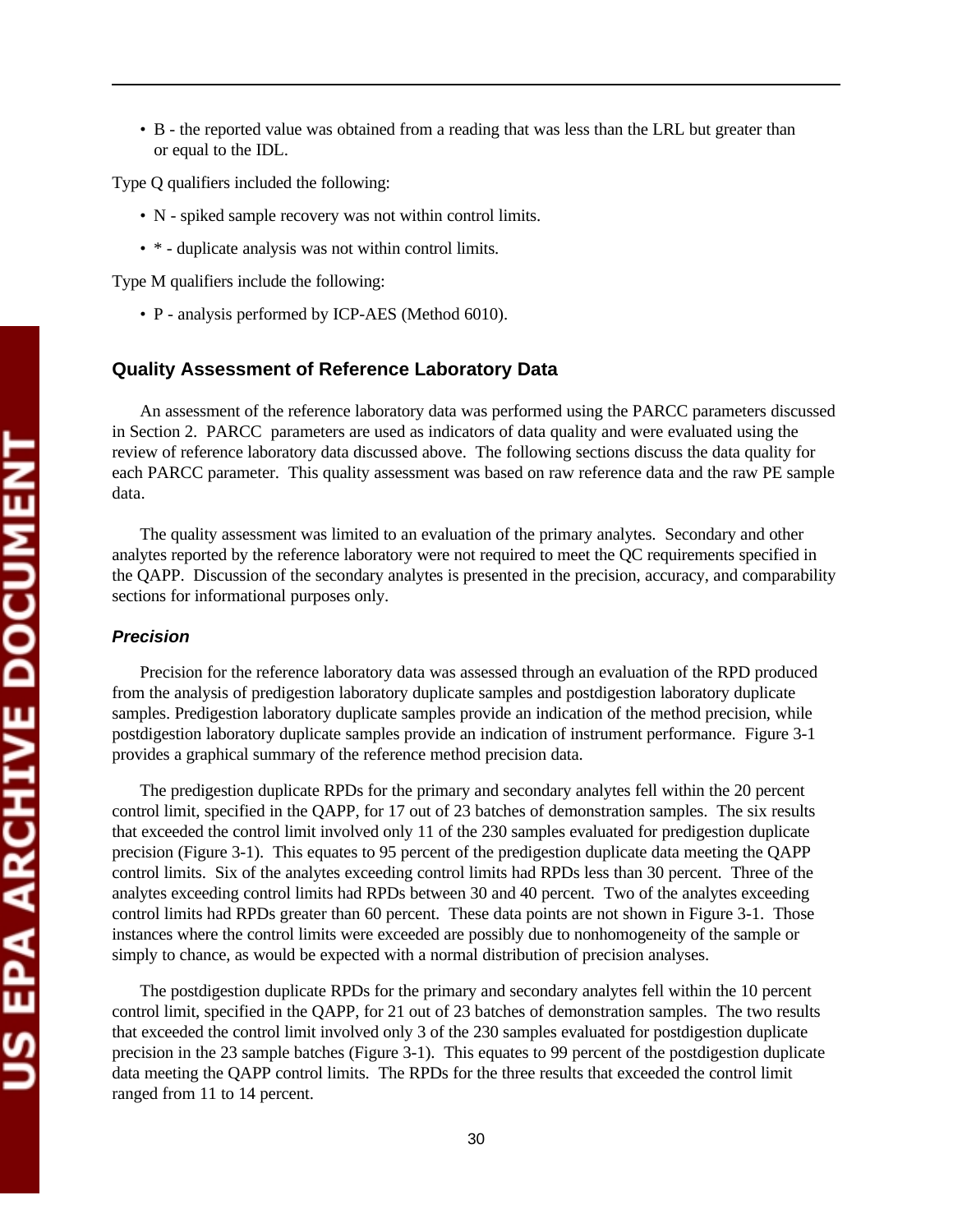- B - the reported value was obtained from a reading that was less than the LRL but greater than or equal to the IDL.

Type Q qualifiers included the following:

- N - spiked sample recovery was not within control limits.
- * - duplicate analysis was not within control limits.

Type M qualifiers include the following:

- P - analysis performed by ICP-AES (Method 6010).

### Quality Assessment of Reference Laboratory Data

An assessment of the reference laboratory data was performed using the PARCC parameters discussed in Section 2. PARCC parameters are used as indicators of data quality and were evaluated using the review of reference laboratory data discussed above. The following sections discuss the data quality for each PARCC parameter. This quality assessment was based on raw reference data and the raw PE sample data.

The quality assessment was limited to an evaluation of the primary analytes. Secondary and other analytes reported by the reference laboratory were not required to meet the QC requirements specified in the QAPP. Discussion of the secondary analytes is presented in the precision, accuracy, and comparability sections for informational purposes only.

#### *Precision*

Precision for the reference laboratory data was assessed through an evaluation of the RPD produced from the analysis of predigestion laboratory duplicate samples and postdigestion laboratory duplicate samples. Predigestion laboratory duplicate samples provide an indication of the method precision, while postdigestion laboratory duplicate samples provide an indication of instrument performance. Figure 3-1 provides a graphical summary of the reference method precision data.

The predigestion duplicate RPDs for the primary and secondary analytes fell within the 20 percent control limit, specified in the QAPP, for 17 out of 23 batches of demonstration samples. The six results that exceeded the control limit involved only 11 of the 230 samples evaluated for predigestion duplicate precision (Figure 3-1). This equates to 95 percent of the predigestion duplicate data meeting the QAPP control limits. Six of the analytes exceeding control limits had RPDs less than 30 percent. Three of the analytes exceeding control limits had RPDs between 30 and 40 percent. Two of the analytes exceeding control limits had RPDs greater than 60 percent. These data points are not shown in Figure 3-1. Those instances where the control limits were exceeded are possibly due to nonhomogeneity of the sample or simply to chance, as would be expected with a normal distribution of precision analyses.

The postdigestion duplicate RPDs for the primary and secondary analytes fell within the 10 percent control limit, specified in the QAPP, for 21 out of 23 batches of demonstration samples. The two results that exceeded the control limit involved only 3 of the 230 samples evaluated for postdigestion duplicate precision in the 23 sample batches (Figure 3-1). This equates to 99 percent of the postdigestion duplicate data meeting the QAPP control limits. The RPDs for the three results that exceeded the control limit ranged from 11 to 14 percent.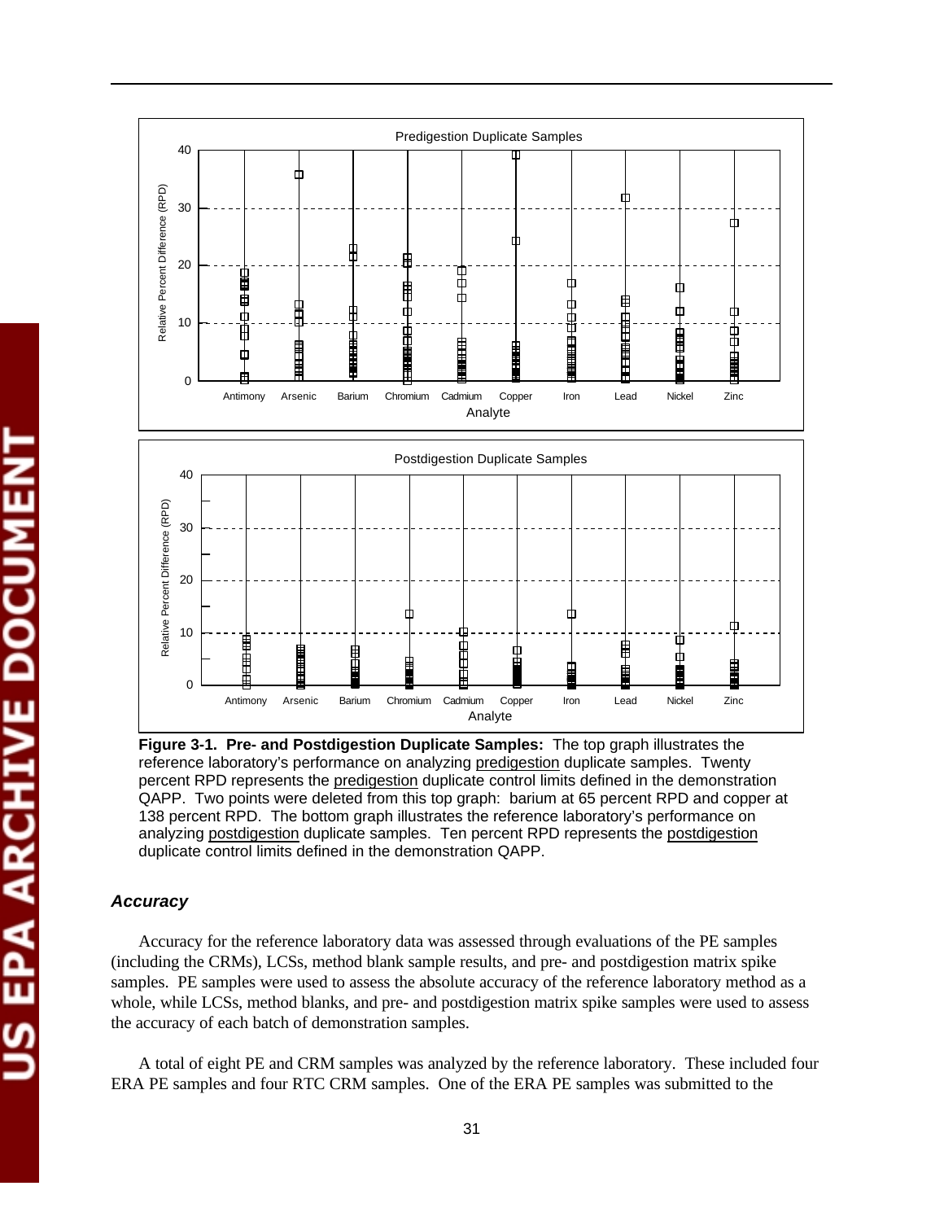**Figure 3-1. Pre- and Postdigestion Duplicate Samples:** The top graph illustrates the reference laboratory's performance on analyzing predigestion duplicate samples. Twenty percent RPD represents the predigestion duplicate control limits defined in the demonstration QAPP. Two points were deleted from this top graph: barium at 65 percent RPD and copper at 138 percent RPD. The bottom graph illustrates the reference laboratory's performance on analyzing postdigestion duplicate samples. Ten percent RPD represents the postdigestion duplicate control limits defined in the demonstration QAPP.

### *Accuracy*

Accuracy for the reference laboratory data was assessed through evaluations of the PE samples (including the CRMs), LCSs, method blank sample results, and pre- and postdigestion matrix spike samples. PE samples were used to assess the absolute accuracy of the reference laboratory method as a whole, while LCSs, method blanks, and pre- and postdigestion matrix spike samples were used to assess the accuracy of each batch of demonstration samples.

A total of eight PE and CRM samples was analyzed by the reference laboratory. These included four ERA PE samples and four RTC CRM samples. One of the ERA PE samples was submitted to the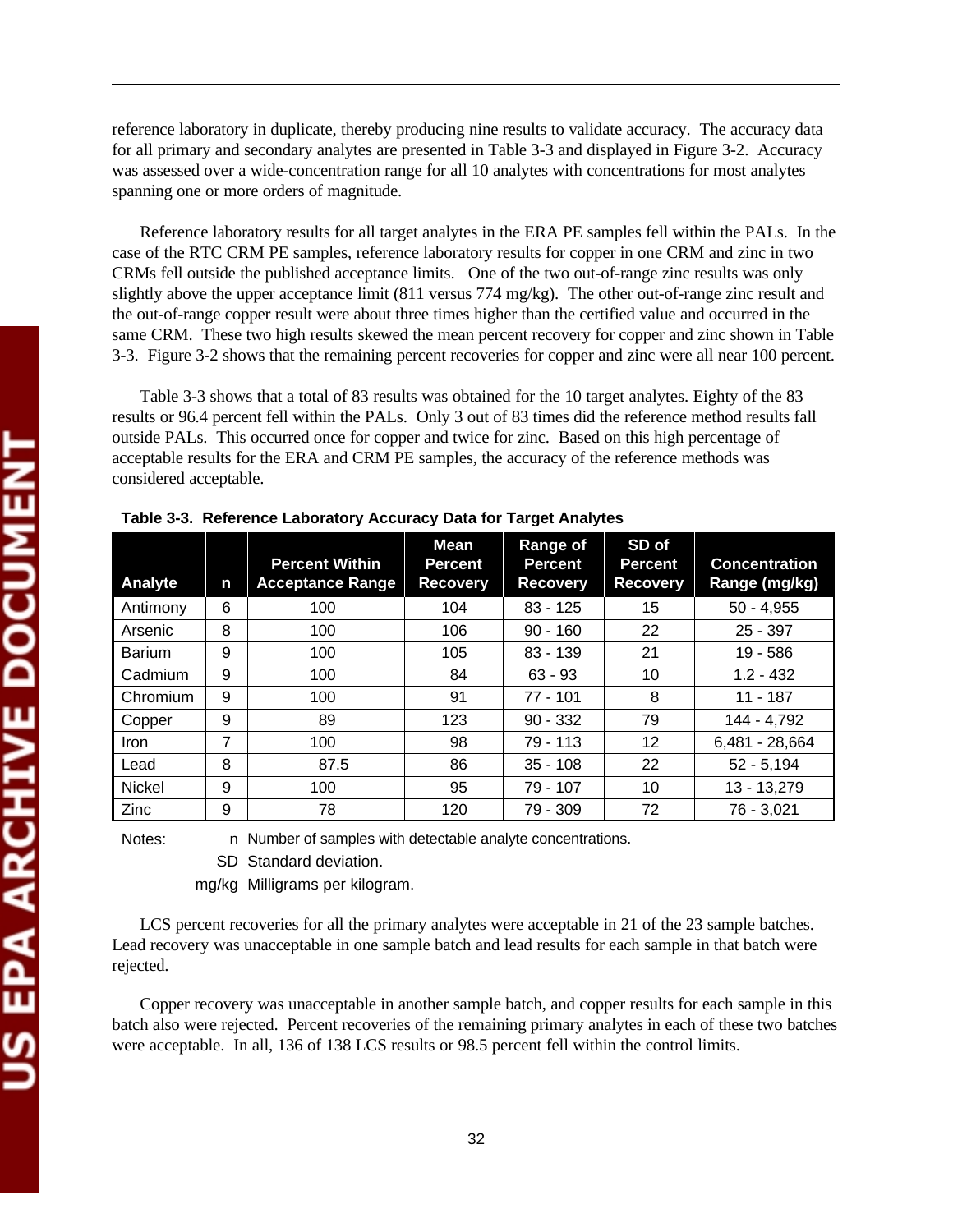reference laboratory in duplicate, thereby producing nine results to validate accuracy. The accuracy data for all primary and secondary analytes are presented in Table 3-3 and displayed in Figure 3-2. Accuracy was assessed over a wide-concentration range for all 10 analytes with concentrations for most analytes spanning one or more orders of magnitude.

Reference laboratory results for all target analytes in the ERA PE samples fell within the PALs. In the case of the RTC CRM PE samples, reference laboratory results for copper in one CRM and zinc in two CRMs fell outside the published acceptance limits. One of the two out-of-range zinc results was only slightly above the upper acceptance limit (811 versus 774 mg/kg). The other out-of-range zinc result and the out-of-range copper result were about three times higher than the certified value and occurred in the same CRM. These two high results skewed the mean percent recovery for copper and zinc shown in Table 3-3. Figure 3-2 shows that the remaining percent recoveries for copper and zinc were all near 100 percent.

Table 3-3 shows that a total of 83 results was obtained for the 10 target analytes. Eighty of the 83 results or 96.4 percent fell within the PALs. Only 3 out of 83 times did the reference method results fall outside PALs. This occurred once for copper and twice for zinc. Based on this high percentage of acceptable results for the ERA and CRM PE samples, the accuracy of the reference methods was considered acceptable.

**Table 3-3. Reference Laboratory Accuracy Data for Target Analytes**

| Analyte | n | Percent Within Acceptance Range | Mean Percent Recovery | Range of Percent Recovery | SD of Percent Recovery | Concentration Range (mg/kg) |
|---|---|---|---|---|---|---|
| Antimony | 6 | 100 | 104 | 83 - 125 | 15 | 50 - 4,955 |
| Arsenic | 8 | 100 | 106 | 90 - 160 | 22 | 25 - 397 |
| Barium | 9 | 100 | 105 | 83 - 139 | 21 | 19 - 586 |
| Cadmium | 9 | 100 | 84 | 63 - 93 | 10 | 1.2 - 432 |
| Chromium | 9 | 100 | 91 | 77 - 101 | 8 | 11 - 187 |
| Copper | 9 | 89 | 123 | 90 - 332 | 79 | 144 - 4,792 |
| Iron | 7 | 100 | 98 | 79 - 113 | 12 | 6,481 - 28,664 |
| Lead | 8 | 87.5 | 86 | 35 - 108 | 22 | 52 - 5,194 |
| Nickel | 9 | 100 | 95 | 79 - 107 | 10 | 13 - 13,279 |
| Zinc | 9 | 78 | 120 | 79 - 309 | 72 | 76 - 3,021 |

Notes:
- n Number of samples with detectable analyte concentrations.
- SD Standard deviation.
- mg/kg Milligrams per kilogram.

LCS percent recoveries for all the primary analytes were acceptable in 21 of the 23 sample batches. Lead recovery was unacceptable in one sample batch and lead results for each sample in that batch were rejected.

Copper recovery was unacceptable in another sample batch, and copper results for each sample in this batch also were rejected. Percent recoveries of the remaining primary analytes in each of these two batches were acceptable. In all, 136 of 138 LCS results or 98.5 percent fell within the control limits.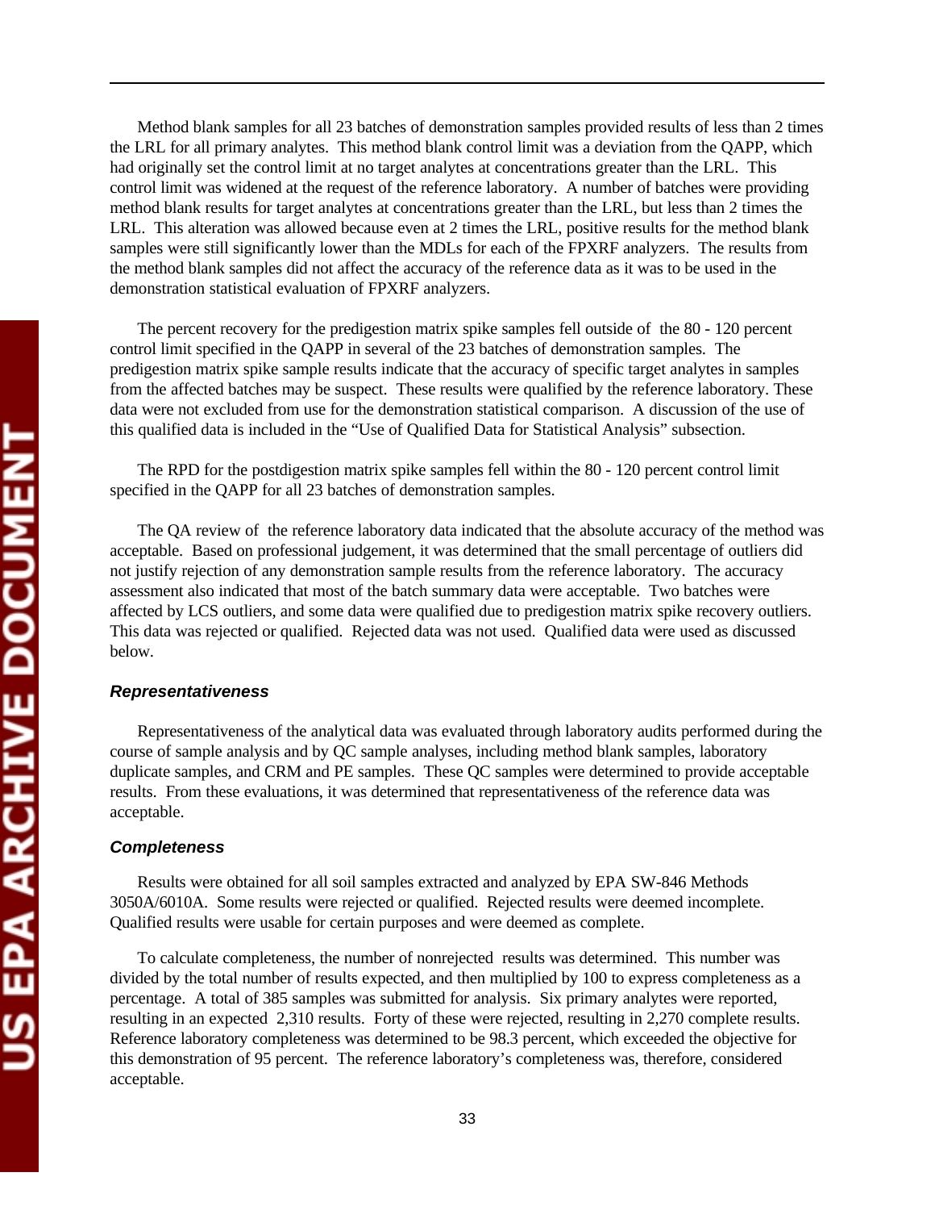Method blank samples for all 23 batches of demonstration samples provided results of less than 2 times the LRL for all primary analytes. This method blank control limit was a deviation from the QAPP, which had originally set the control limit at no target analytes at concentrations greater than the LRL. This control limit was widened at the request of the reference laboratory. A number of batches were providing method blank results for target analytes at concentrations greater than the LRL, but less than 2 times the LRL. This alteration was allowed because even at 2 times the LRL, positive results for the method blank samples were still significantly lower than the MDLs for each of the FPXRF analyzers. The results from the method blank samples did not affect the accuracy of the reference data as it was to be used in the demonstration statistical evaluation of FPXRF analyzers.

The percent recovery for the predigestion matrix spike samples fell outside of the 80 - 120 percent control limit specified in the QAPP in several of the 23 batches of demonstration samples. The predigestion matrix spike sample results indicate that the accuracy of specific target analytes in samples from the affected batches may be suspect. These results were qualified by the reference laboratory. These data were not excluded from use for the demonstration statistical comparison. A discussion of the use of this qualified data is included in the "Use of Qualified Data for Statistical Analysis" subsection.

The RPD for the postdigestion matrix spike samples fell within the 80 - 120 percent control limit specified in the QAPP for all 23 batches of demonstration samples.

The QA review of the reference laboratory data indicated that the absolute accuracy of the method was acceptable. Based on professional judgement, it was determined that the small percentage of outliers did not justify rejection of any demonstration sample results from the reference laboratory. The accuracy assessment also indicated that most of the batch summary data were acceptable. Two batches were affected by LCS outliers, and some data were qualified due to predigestion matrix spike recovery outliers. This data was rejected or qualified. Rejected data was not used. Qualified data were used as discussed below.

### *Representativeness*

Representativeness of the analytical data was evaluated through laboratory audits performed during the course of sample analysis and by QC sample analyses, including method blank samples, laboratory duplicate samples, and CRM and PE samples. These QC samples were determined to provide acceptable results. From these evaluations, it was determined that representativeness of the reference data was acceptable.

### *Completeness*

Results were obtained for all soil samples extracted and analyzed by EPA SW-846 Methods 3050A/6010A. Some results were rejected or qualified. Rejected results were deemed incomplete. Qualified results were usable for certain purposes and were deemed as complete.

To calculate completeness, the number of nonrejected results was determined. This number was divided by the total number of results expected, and then multiplied by 100 to express completeness as a percentage. A total of 385 samples was submitted for analysis. Six primary analytes were reported, resulting in an expected 2,310 results. Forty of these were rejected, resulting in 2,270 complete results. Reference laboratory completeness was determined to be 98.3 percent, which exceeded the objective for this demonstration of 95 percent. The reference laboratory's completeness was, therefore, considered acceptable.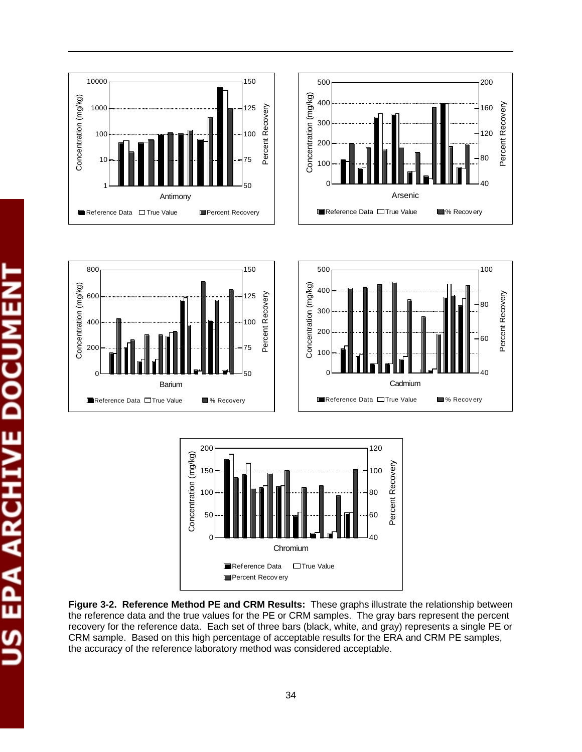Figure 3-2. Reference Method PE and CRM Results: These graphs illustrate the relationship between the reference data and the true values for the PE or CRM samples. The gray bars represent the percent recovery for the reference data. Each set of three bars (black, white, and gray) represents a single PE or CRM sample. Based on this high percentage of acceptable results for the ERA and CRM PE samples, the accuracy of the reference laboratory method was considered acceptable.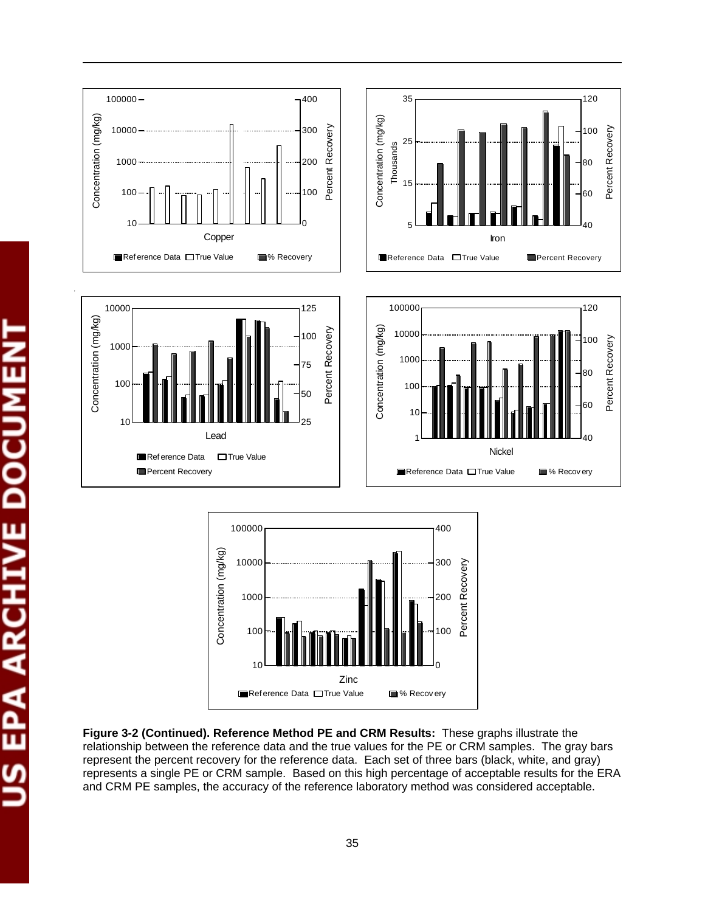**Figure 3-2 (Continued). Reference Method PE and CRM Results:** These graphs illustrate the relationship between the reference data and the true values for the PE or CRM samples. The gray bars represent the percent recovery for the reference data. Each set of three bars (black, white, and gray) represents a single PE or CRM sample. Based on this high percentage of acceptable results for the ERA and CRM PE samples, the accuracy of the reference laboratory method was considered acceptable.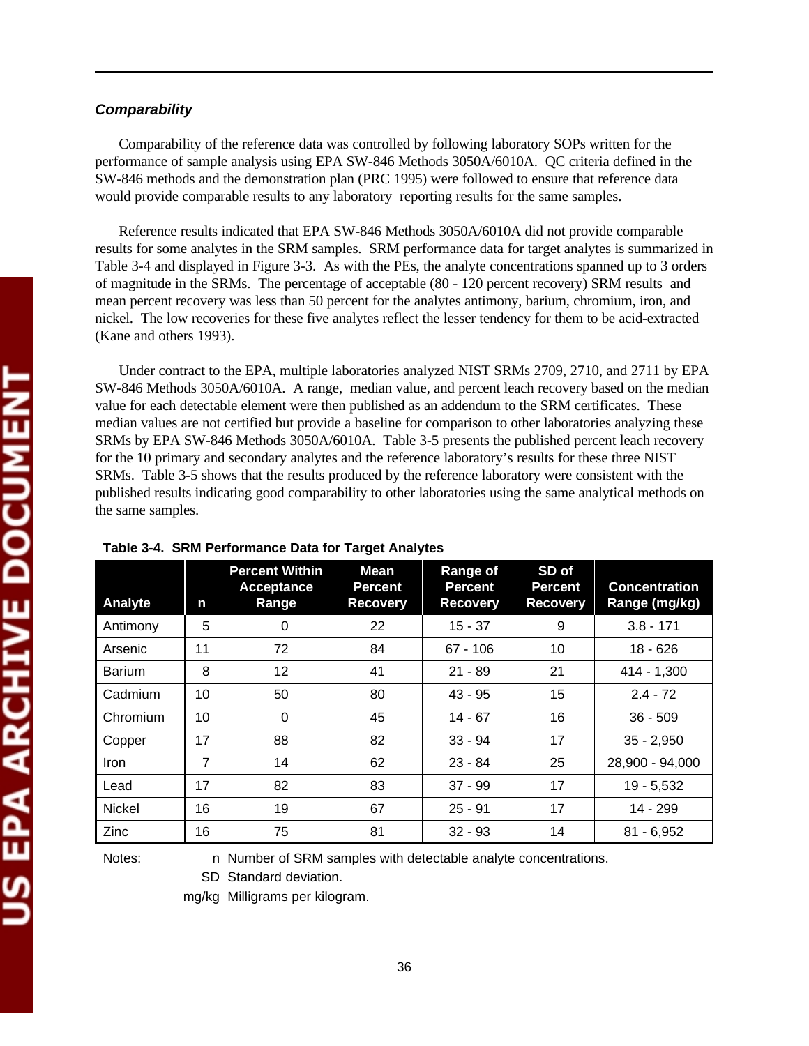### *Comparability*

Comparability of the reference data was controlled by following laboratory SOPs written for the performance of sample analysis using EPA SW-846 Methods 3050A/6010A. QC criteria defined in the SW-846 methods and the demonstration plan (PRC 1995) were followed to ensure that reference data would provide comparable results to any laboratory reporting results for the same samples.

Reference results indicated that EPA SW-846 Methods 3050A/6010A did not provide comparable results for some analytes in the SRM samples. SRM performance data for target analytes is summarized in Table 3-4 and displayed in Figure 3-3. As with the PEs, the analyte concentrations spanned up to 3 orders of magnitude in the SRMs. The percentage of acceptable (80 - 120 percent recovery) SRM results and mean percent recovery was less than 50 percent for the analytes antimony, barium, chromium, iron, and nickel. The low recoveries for these five analytes reflect the lesser tendency for them to be acid-extracted (Kane and others 1993).

Under contract to the EPA, multiple laboratories analyzed NIST SRMs 2709, 2710, and 2711 by EPA SW-846 Methods 3050A/6010A. A range, median value, and percent leach recovery based on the median value for each detectable element were then published as an addendum to the SRM certificates. These median values are not certified but provide a baseline for comparison to other laboratories analyzing these SRMs by EPA SW-846 Methods 3050A/6010A. Table 3-5 presents the published percent leach recovery for the 10 primary and secondary analytes and the reference laboratory's results for these three NIST SRMs. Table 3-5 shows that the results produced by the reference laboratory were consistent with the published results indicating good comparability to other laboratories using the same analytical methods on the same samples.

**Table 3-4. SRM Performance Data for Target Analytes**

| Analyte | n | Percent Within Acceptance Range | Mean Percent Recovery | Range of Percent Recovery | SD of Percent Recovery | Concentration Range (mg/kg) |
|---|---|---|---|---|---|---|
| Antimony | 5 | 0 | 22 | 15 - 37 | 9 | 3.8 - 171 |
| Arsenic | 11 | 72 | 84 | 67 - 106 | 10 | 18 - 626 |
| Barium | 8 | 12 | 41 | 21 - 89 | 21 | 414 - 1,300 |
| Cadmium | 10 | 50 | 80 | 43 - 95 | 15 | 2.4 - 72 |
| Chromium | 10 | 0 | 45 | 14 - 67 | 16 | 36 - 509 |
| Copper | 17 | 88 | 82 | 33 - 94 | 17 | 35 - 2,950 |
| Iron | 7 | 14 | 62 | 23 - 84 | 25 | 28,900 - 94,000 |
| Lead | 17 | 82 | 83 | 37 - 99 | 17 | 19 - 5,532 |
| Nickel | 16 | 19 | 67 | 25 - 91 | 17 | 14 - 299 |
| Zinc | 16 | 75 | 81 | 32 - 93 | 14 | 81 - 6,952 |

Notes:
n Number of SRM samples with detectable analyte concentrations.
SD Standard deviation.
mg/kg Milligrams per kilogram.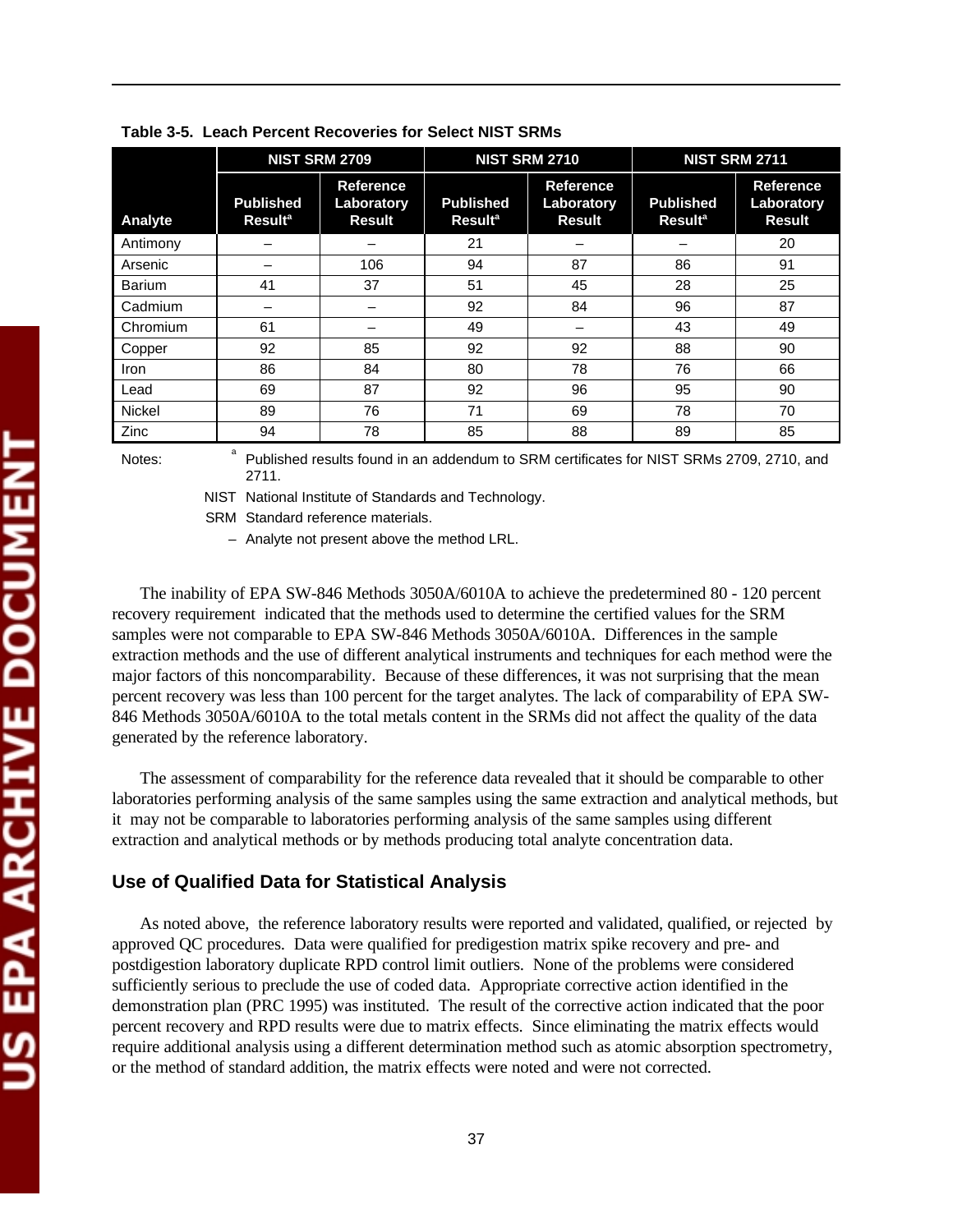**Table 3-5. Leach Percent Recoveries for Select NIST SRMs**

| Analyte | NIST SRM 2709 | | NIST SRM 2710 | | NIST SRM 2711 | |
|---|---|---|---|---|---|---|
| | Published Result[a] | Reference Laboratory Result | Published Result[a] | Reference Laboratory Result | Published Result[a] | Reference Laboratory Result |
| Antimony | – | – | 21 | – | – | 20 |
| Arsenic | – | 106 | 94 | 87 | 86 | 91 |
| Barium | 41 | 37 | 51 | 45 | 28 | 25 |
| Cadmium | – | – | 92 | 84 | 96 | 87 |
| Chromium | 61 | – | 49 | – | 43 | 49 |
| Copper | 92 | 85 | 92 | 92 | 88 | 90 |
| Iron | 86 | 84 | 80 | 78 | 76 | 66 |
| Lead | 69 | 87 | 92 | 96 | 95 | 90 |
| Nickel | 89 | 76 | 71 | 69 | 78 | 70 |
| Zinc | 94 | 78 | 85 | 88 | 89 | 85 |

Notes:
[a] Published results found in an addendum to SRM certificates for NIST SRMs 2709, 2710, and 2711.
NIST National Institute of Standards and Technology.
SRM Standard reference materials.
– Analyte not present above the method LRL.

The inability of EPA SW-846 Methods 3050A/6010A to achieve the predetermined 80 - 120 percent recovery requirement indicated that the methods used to determine the certified values for the SRM samples were not comparable to EPA SW-846 Methods 3050A/6010A. Differences in the sample extraction methods and the use of different analytical instruments and techniques for each method were the major factors of this noncomparability. Because of these differences, it was not surprising that the mean percent recovery was less than 100 percent for the target analytes. The lack of comparability of EPA SW-846 Methods 3050A/6010A to the total metals content in the SRMs did not affect the quality of the data generated by the reference laboratory.

The assessment of comparability for the reference data revealed that it should be comparable to other laboratories performing analysis of the same samples using the same extraction and analytical methods, but it may not be comparable to laboratories performing analysis of the same samples using different extraction and analytical methods or by methods producing total analyte concentration data.

## Use of Qualified Data for Statistical Analysis

As noted above, the reference laboratory results were reported and validated, qualified, or rejected by approved QC procedures. Data were qualified for predigestion matrix spike recovery and pre- and postdigestion laboratory duplicate RPD control limit outliers. None of the problems were considered sufficiently serious to preclude the use of coded data. Appropriate corrective action identified in the demonstration plan (PRC 1995) was instituted. The result of the corrective action indicated that the poor percent recovery and RPD results were due to matrix effects. Since eliminating the matrix effects would require additional analysis using a different determination method such as atomic absorption spectrometry, or the method of standard addition, the matrix effects were noted and were not corrected.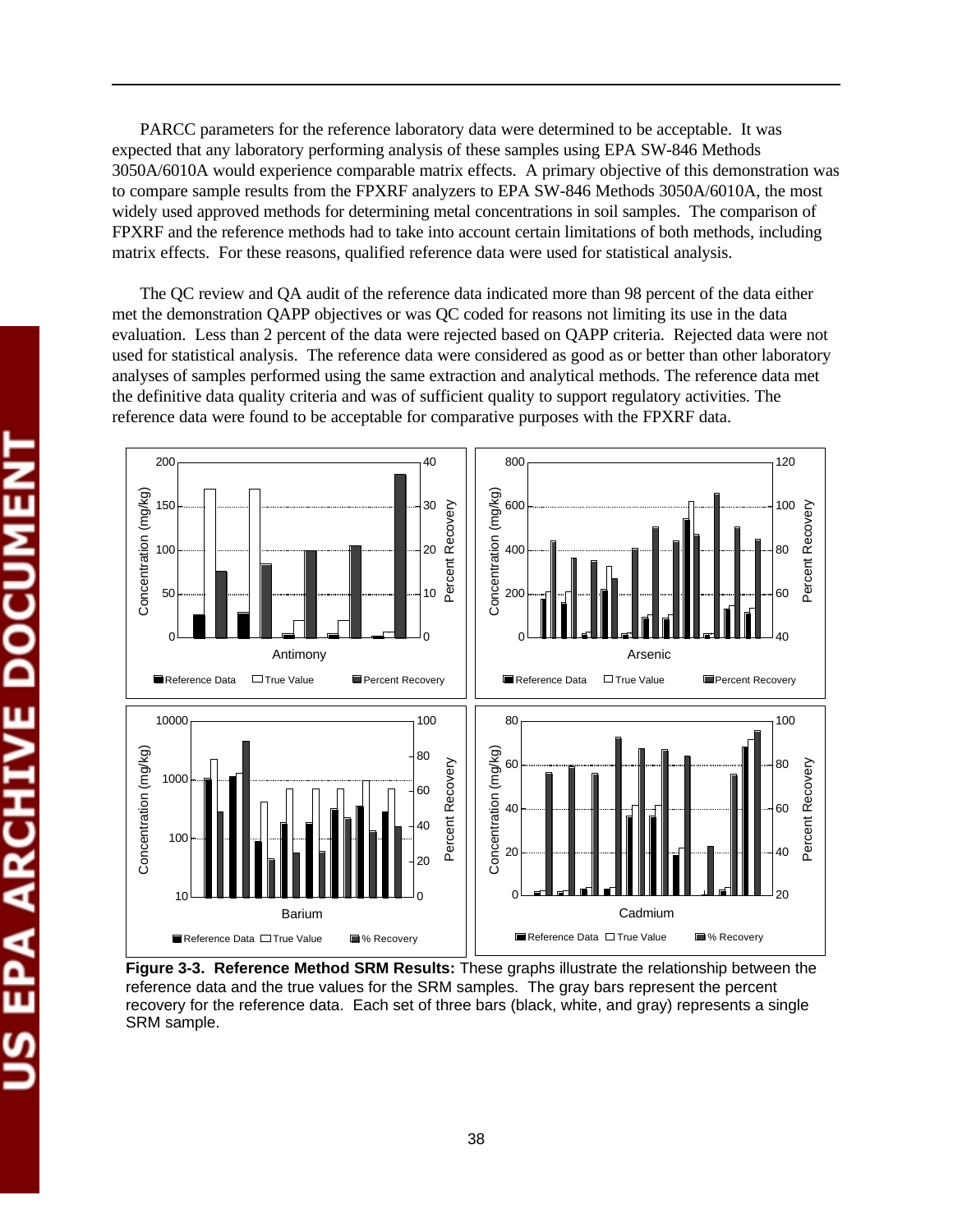PARCC parameters for the reference laboratory data were determined to be acceptable. It was expected that any laboratory performing analysis of these samples using EPA SW-846 Methods 3050A/6010A would experience comparable matrix effects. A primary objective of this demonstration was to compare sample results from the FPXRF analyzers to EPA SW-846 Methods 3050A/6010A, the most widely used approved methods for determining metal concentrations in soil samples. The comparison of FPXRF and the reference methods had to take into account certain limitations of both methods, including matrix effects. For these reasons, qualified reference data were used for statistical analysis.

The QC review and QA audit of the reference data indicated more than 98 percent of the data either met the demonstration QAPP objectives or was QC coded for reasons not limiting its use in the data evaluation. Less than 2 percent of the data were rejected based on QAPP criteria. Rejected data were not used for statistical analysis. The reference data were considered as good as or better than other laboratory analyses of samples performed using the same extraction and analytical methods. The reference data met the definitive data quality criteria and was of sufficient quality to support regulatory activities. The reference data were found to be acceptable for comparative purposes with the FPXRF data.

**Figure 3-3. Reference Method SRM Results:** These graphs illustrate the relationship between the reference data and the true values for the SRM samples. The gray bars represent the percent recovery for the reference data. Each set of three bars (black, white, and gray) represents a single SRM sample.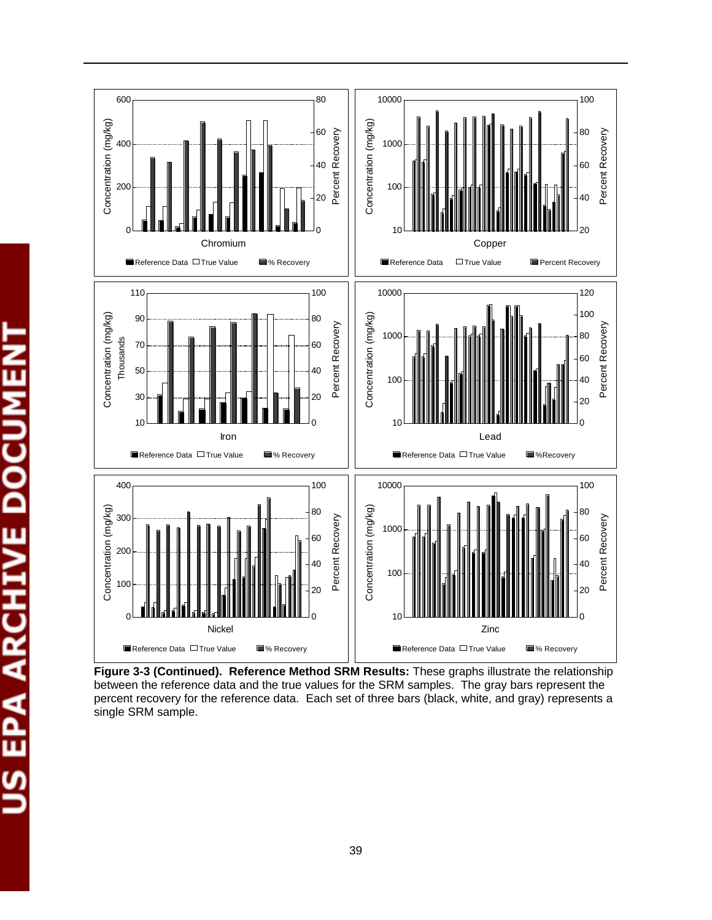**Figure 3-3 (Continued). Reference Method SRM Results:** These graphs illustrate the relationship between the reference data and the true values for the SRM samples. The gray bars represent the percent recovery for the reference data. Each set of three bars (black, white, and gray) represents a single SRM sample.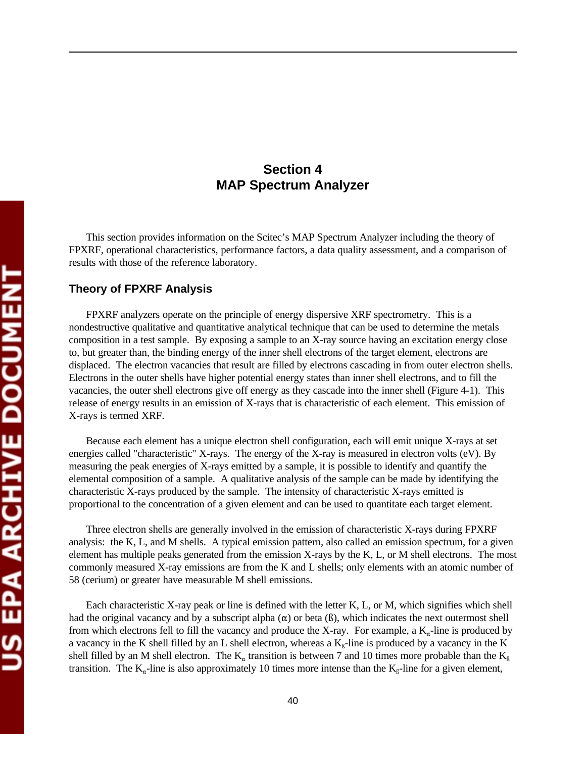# Section 4
# MAP Spectrum Analyzer

This section provides information on the Scitec's MAP Spectrum Analyzer including the theory of FPXRF, operational characteristics, performance factors, a data quality assessment, and a comparison of results with those of the reference laboratory.

## Theory of FPXRF Analysis

FPXRF analyzers operate on the principle of energy dispersive XRF spectrometry. This is a nondestructive qualitative and quantitative analytical technique that can be used to determine the metals composition in a test sample. By exposing a sample to an X-ray source having an excitation energy close to, but greater than, the binding energy of the inner shell electrons of the target element, electrons are displaced. The electron vacancies that result are filled by electrons cascading in from outer electron shells. Electrons in the outer shells have higher potential energy states than inner shell electrons, and to fill the vacancies, the outer shell electrons give off energy as they cascade into the inner shell (Figure 4-1). This release of energy results in an emission of X-rays that is characteristic of each element. This emission of X-rays is termed XRF.

Because each element has a unique electron shell configuration, each will emit unique X-rays at set energies called "characteristic" X-rays. The energy of the X-ray is measured in electron volts (eV). By measuring the peak energies of X-rays emitted by a sample, it is possible to identify and quantify the elemental composition of a sample. A qualitative analysis of the sample can be made by identifying the characteristic X-rays produced by the sample. The intensity of characteristic X-rays emitted is proportional to the concentration of a given element and can be used to quantitate each target element.

Three electron shells are generally involved in the emission of characteristic X-rays during FPXRF analysis: the K, L, and M shells. A typical emission pattern, also called an emission spectrum, for a given element has multiple peaks generated from the emission X-rays by the K, L, or M shell electrons. The most commonly measured X-ray emissions are from the K and L shells; only elements with an atomic number of 58 (cerium) or greater have measurable M shell emissions.

Each characteristic X-ray peak or line is defined with the letter K, L, or M, which signifies which shell had the original vacancy and by a subscript alpha (α) or beta (ß), which indicates the next outermost shell from which electrons fell to fill the vacancy and produce the X-ray. For example, a $K_{\alpha}$-line is produced by a vacancy in the K shell filled by an L shell electron, whereas a $K_{\beta}$-line is produced by a vacancy in the K shell filled by an M shell electron. The $K_{\alpha}$ transition is between 7 and 10 times more probable than the $K_{\beta}$ transition. The $K_{\alpha}$-line is also approximately 10 times more intense than the $K_{\beta}$-line for a given element,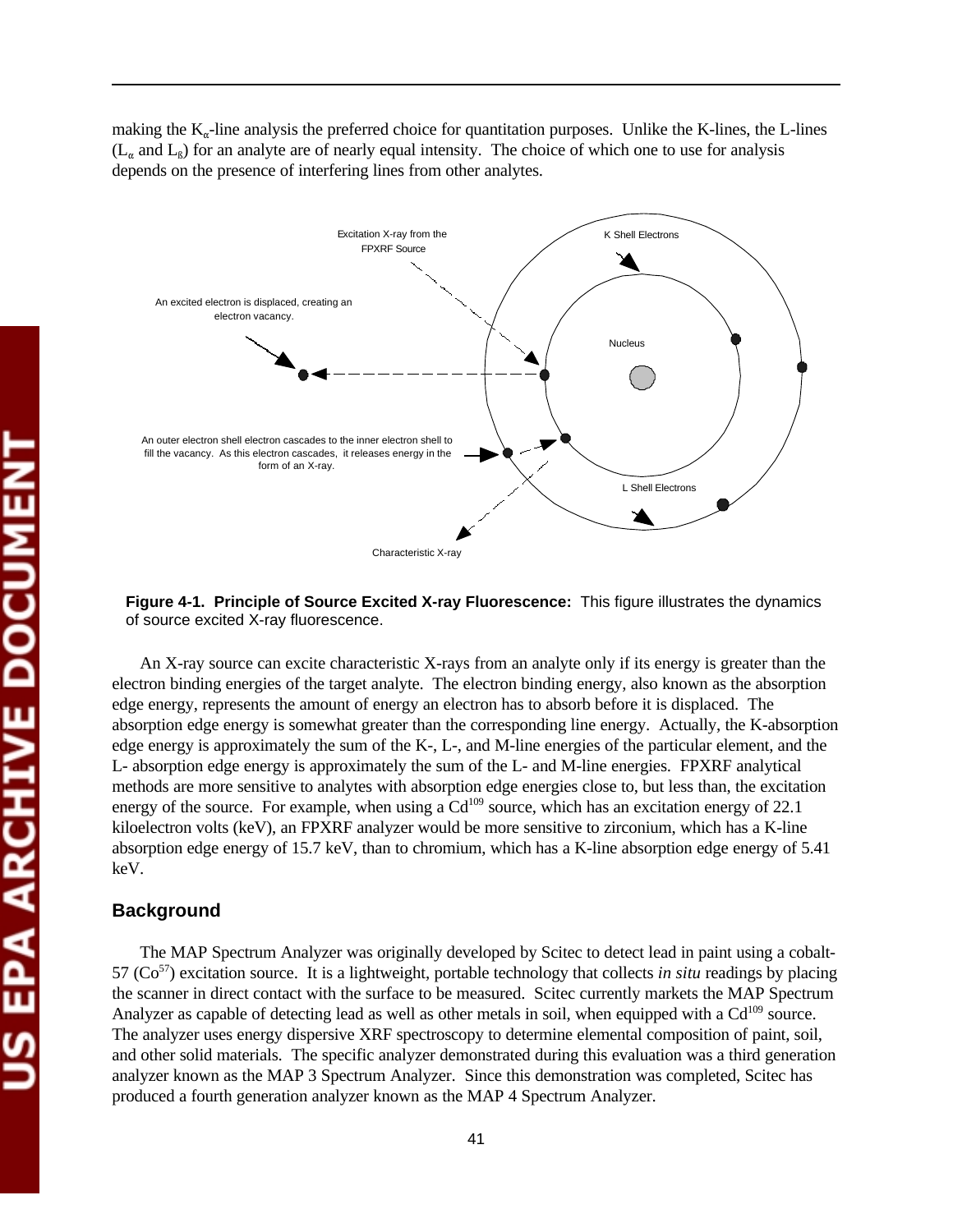making the $K_\alpha$-line analysis the preferred choice for quantitation purposes. Unlike the K-lines, the L-lines ($L_\alpha$ and $L_\beta$) for an analyte are of nearly equal intensity. The choice of which one to use for analysis depends on the presence of interfering lines from other analytes.

**Figure 4-1. Principle of Source Excited X-ray Fluorescence:** This figure illustrates the dynamics of source excited X-ray fluorescence.

An X-ray source can excite characteristic X-rays from an analyte only if its energy is greater than the electron binding energies of the target analyte. The electron binding energy, also known as the absorption edge energy, represents the amount of energy an electron has to absorb before it is displaced. The absorption edge energy is somewhat greater than the corresponding line energy. Actually, the K-absorption edge energy is approximately the sum of the K-, L-, and M-line energies of the particular element, and the L- absorption edge energy is approximately the sum of the L- and M-line energies. FPXRF analytical methods are more sensitive to analytes with absorption edge energies close to, but less than, the excitation energy of the source. For example, when using a $Cd^{109}$ source, which has an excitation energy of 22.1 kiloelectron volts (keV), an FPXRF analyzer would be more sensitive to zirconium, which has a K-line absorption edge energy of 15.7 keV, than to chromium, which has a K-line absorption edge energy of 5.41 keV.

## Background

The MAP Spectrum Analyzer was originally developed by Scitec to detect lead in paint using a cobalt-57 ($Co^{57}$) excitation source. It is a lightweight, portable technology that collects *in situ* readings by placing the scanner in direct contact with the surface to be measured. Scitec currently markets the MAP Spectrum Analyzer as capable of detecting lead as well as other metals in soil, when equipped with a $Cd^{109}$ source. The analyzer uses energy dispersive XRF spectroscopy to determine elemental composition of paint, soil, and other solid materials. The specific analyzer demonstrated during this evaluation was a third generation analyzer known as the MAP 3 Spectrum Analyzer. Since this demonstration was completed, Scitec has produced a fourth generation analyzer known as the MAP 4 Spectrum Analyzer.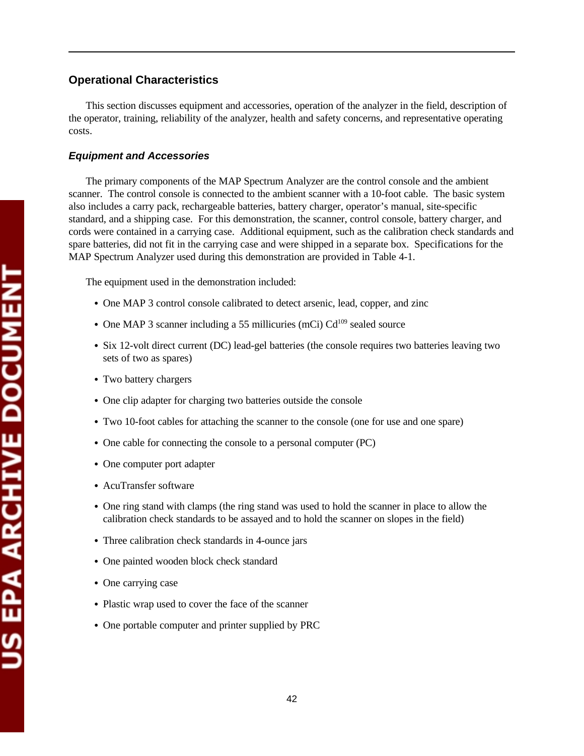## Operational Characteristics

This section discusses equipment and accessories, operation of the analyzer in the field, description of the operator, training, reliability of the analyzer, health and safety concerns, and representative operating costs.

### *Equipment and Accessories*

The primary components of the MAP Spectrum Analyzer are the control console and the ambient scanner. The control console is connected to the ambient scanner with a 10-foot cable. The basic system also includes a carry pack, rechargeable batteries, battery charger, operator's manual, site-specific standard, and a shipping case. For this demonstration, the scanner, control console, battery charger, and cords were contained in a carrying case. Additional equipment, such as the calibration check standards and spare batteries, did not fit in the carrying case and were shipped in a separate box. Specifications for the MAP Spectrum Analyzer used during this demonstration are provided in Table 4-1.

The equipment used in the demonstration included:

- One MAP 3 control console calibrated to detect arsenic, lead, copper, and zinc
- One MAP 3 scanner including a 55 millicuries (mCi) $Cd^{109}$ sealed source
- Six 12-volt direct current (DC) lead-gel batteries (the console requires two batteries leaving two sets of two as spares)
- Two battery chargers
- One clip adapter for charging two batteries outside the console
- Two 10-foot cables for attaching the scanner to the console (one for use and one spare)
- One cable for connecting the console to a personal computer (PC)
- One computer port adapter
- AcuTransfer software
- One ring stand with clamps (the ring stand was used to hold the scanner in place to allow the calibration check standards to be assayed and to hold the scanner on slopes in the field)
- Three calibration check standards in 4-ounce jars
- One painted wooden block check standard
- One carrying case
- Plastic wrap used to cover the face of the scanner
- One portable computer and printer supplied by PRC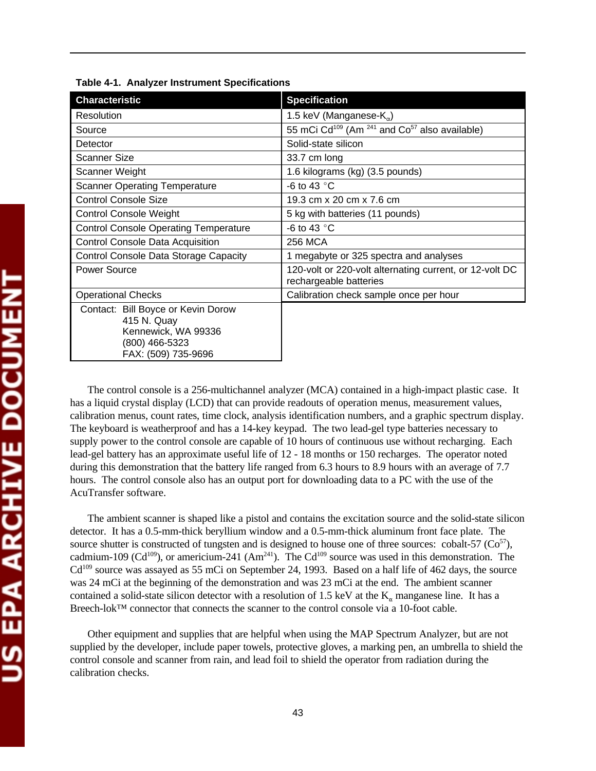**Table 4-1. Analyzer Instrument Specifications**

| Characteristic | Specification |
|---|---|
| Resolution | 1.5 keV (Manganese-$K_\alpha$) |
| Source | 55 mCi $Cd^{109}$ ($Am^{241}$ and $Co^{57}$ also available) |
| Detector | Solid-state silicon |
| Scanner Size | 33.7 cm long |
| Scanner Weight | 1.6 kilograms (kg) (3.5 pounds) |
| Scanner Operating Temperature | -6 to 43 °C |
| Control Console Size | 19.3 cm x 20 cm x 7.6 cm |
| Control Console Weight | 5 kg with batteries (11 pounds) |
| Control Console Operating Temperature | -6 to 43 °C |
| Control Console Data Acquisition | 256 MCA |
| Control Console Data Storage Capacity | 1 megabyte or 325 spectra and analyses |
| Power Source | 120-volt or 220-volt alternating current, or 12-volt DC rechargeable batteries |
| Operational Checks | Calibration check sample once per hour |
| Contact: Bill Boyce or Kevin Dorow<br>415 N. Quay<br>Kennewick, WA 99336<br>(800) 466-5323<br>FAX: (509) 735-9696 | |

The control console is a 256-multichannel analyzer (MCA) contained in a high-impact plastic case. It has a liquid crystal display (LCD) that can provide readouts of operation menus, measurement values, calibration menus, count rates, time clock, analysis identification numbers, and a graphic spectrum display. The keyboard is weatherproof and has a 14-key keypad. The two lead-gel type batteries necessary to supply power to the control console are capable of 10 hours of continuous use without recharging. Each lead-gel battery has an approximate useful life of 12 - 18 months or 150 recharges. The operator noted during this demonstration that the battery life ranged from 6.3 hours to 8.9 hours with an average of 7.7 hours. The control console also has an output port for downloading data to a PC with the use of the AcuTransfer software.

The ambient scanner is shaped like a pistol and contains the excitation source and the solid-state silicon detector. It has a 0.5-mm-thick beryllium window and a 0.5-mm-thick aluminum front face plate. The source shutter is constructed of tungsten and is designed to house one of three sources: cobalt-57 ($Co^{57}$), cadmium-109 ($Cd^{109}$), or americium-241 ($Am^{241}$). The $Cd^{109}$ source was used in this demonstration. The $Cd^{109}$ source was assayed as 55 mCi on September 24, 1993. Based on a half life of 462 days, the source was 24 mCi at the beginning of the demonstration and was 23 mCi at the end. The ambient scanner contained a solid-state silicon detector with a resolution of 1.5 keV at the $K_\alpha$ manganese line. It has a Breech-lok™ connector that connects the scanner to the control console via a 10-foot cable.

Other equipment and supplies that are helpful when using the MAP Spectrum Analyzer, but are not supplied by the developer, include paper towels, protective gloves, a marking pen, an umbrella to shield the control console and scanner from rain, and lead foil to shield the operator from radiation during the calibration checks.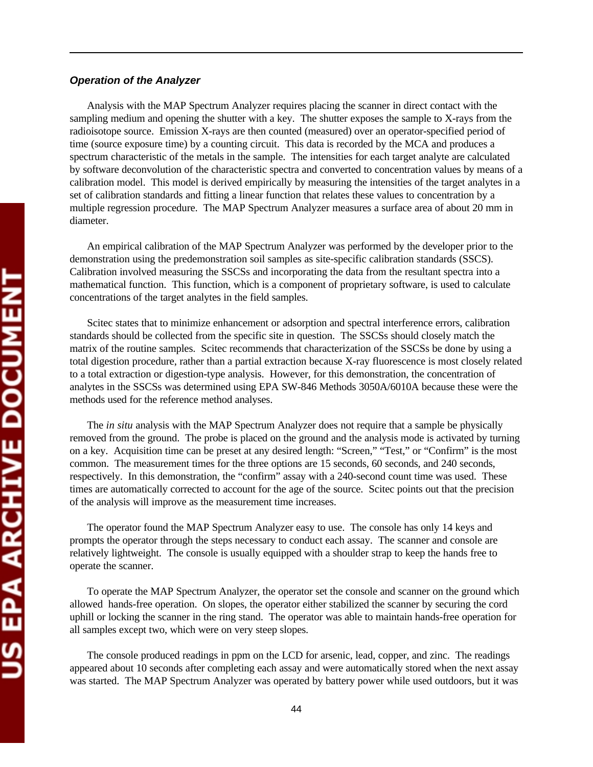### *Operation of the Analyzer*

Analysis with the MAP Spectrum Analyzer requires placing the scanner in direct contact with the sampling medium and opening the shutter with a key. The shutter exposes the sample to X-rays from the radioisotope source. Emission X-rays are then counted (measured) over an operator-specified period of time (source exposure time) by a counting circuit. This data is recorded by the MCA and produces a spectrum characteristic of the metals in the sample. The intensities for each target analyte are calculated by software deconvolution of the characteristic spectra and converted to concentration values by means of a calibration model. This model is derived empirically by measuring the intensities of the target analytes in a set of calibration standards and fitting a linear function that relates these values to concentration by a multiple regression procedure. The MAP Spectrum Analyzer measures a surface area of about 20 mm in diameter.

An empirical calibration of the MAP Spectrum Analyzer was performed by the developer prior to the demonstration using the predemonstration soil samples as site-specific calibration standards (SSCS). Calibration involved measuring the SSCSs and incorporating the data from the resultant spectra into a mathematical function. This function, which is a component of proprietary software, is used to calculate concentrations of the target analytes in the field samples.

Scitec states that to minimize enhancement or adsorption and spectral interference errors, calibration standards should be collected from the specific site in question. The SSCSs should closely match the matrix of the routine samples. Scitec recommends that characterization of the SSCSs be done by using a total digestion procedure, rather than a partial extraction because X-ray fluorescence is most closely related to a total extraction or digestion-type analysis. However, for this demonstration, the concentration of analytes in the SSCSs was determined using EPA SW-846 Methods 3050A/6010A because these were the methods used for the reference method analyses.

The *in situ* analysis with the MAP Spectrum Analyzer does not require that a sample be physically removed from the ground. The probe is placed on the ground and the analysis mode is activated by turning on a key. Acquisition time can be preset at any desired length: "Screen," "Test," or "Confirm" is the most common. The measurement times for the three options are 15 seconds, 60 seconds, and 240 seconds, respectively. In this demonstration, the "confirm" assay with a 240-second count time was used. These times are automatically corrected to account for the age of the source. Scitec points out that the precision of the analysis will improve as the measurement time increases.

The operator found the MAP Spectrum Analyzer easy to use. The console has only 14 keys and prompts the operator through the steps necessary to conduct each assay. The scanner and console are relatively lightweight. The console is usually equipped with a shoulder strap to keep the hands free to operate the scanner.

To operate the MAP Spectrum Analyzer, the operator set the console and scanner on the ground which allowed hands-free operation. On slopes, the operator either stabilized the scanner by securing the cord uphill or locking the scanner in the ring stand. The operator was able to maintain hands-free operation for all samples except two, which were on very steep slopes.

The console produced readings in ppm on the LCD for arsenic, lead, copper, and zinc. The readings appeared about 10 seconds after completing each assay and were automatically stored when the next assay was started. The MAP Spectrum Analyzer was operated by battery power while used outdoors, but it was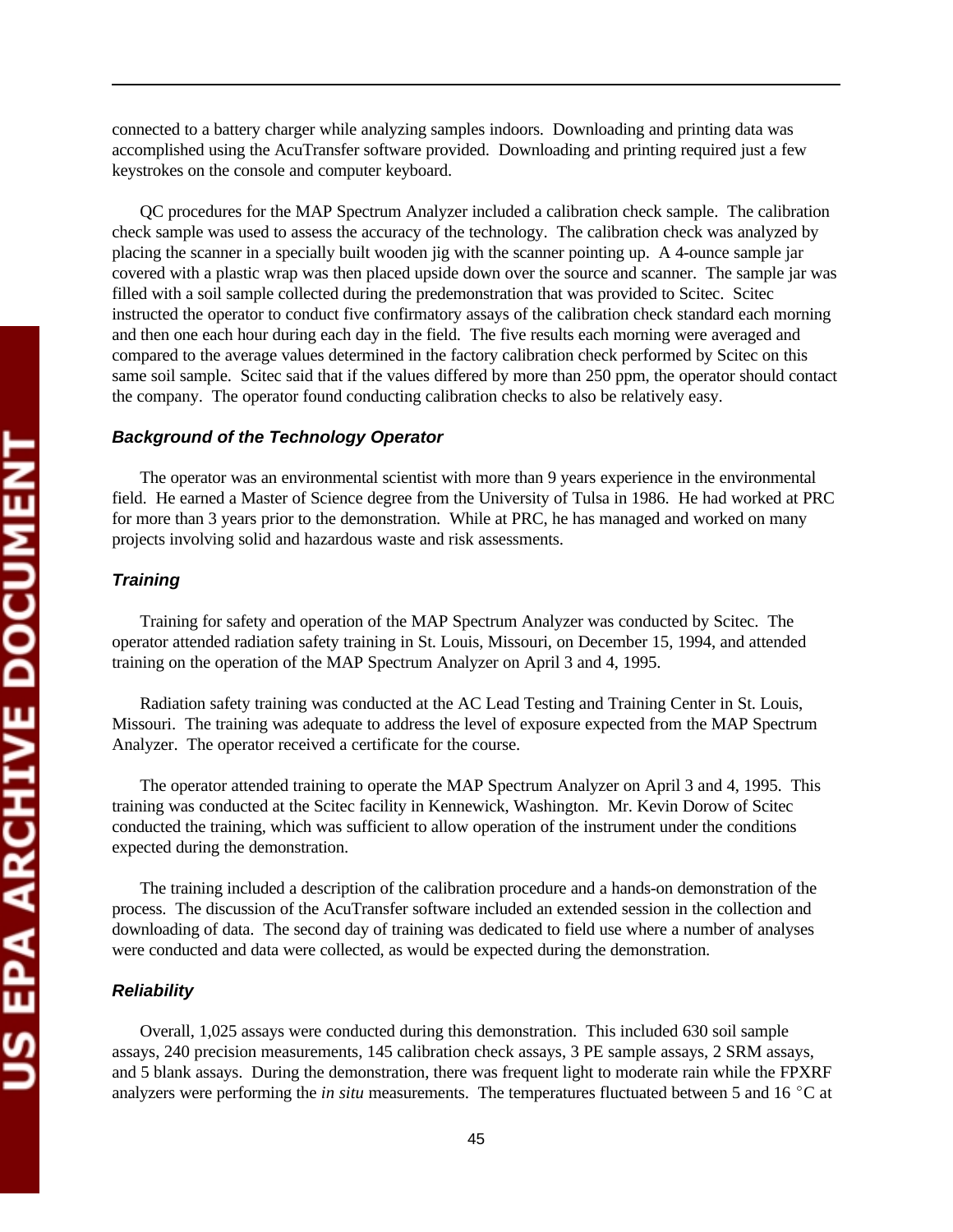connected to a battery charger while analyzing samples indoors. Downloading and printing data was accomplished using the AcuTransfer software provided. Downloading and printing required just a few keystrokes on the console and computer keyboard.

QC procedures for the MAP Spectrum Analyzer included a calibration check sample. The calibration check sample was used to assess the accuracy of the technology. The calibration check was analyzed by placing the scanner in a specially built wooden jig with the scanner pointing up. A 4-ounce sample jar covered with a plastic wrap was then placed upside down over the source and scanner. The sample jar was filled with a soil sample collected during the predemonstration that was provided to Scitec. Scitec instructed the operator to conduct five confirmatory assays of the calibration check standard each morning and then one each hour during each day in the field. The five results each morning were averaged and compared to the average values determined in the factory calibration check performed by Scitec on this same soil sample. Scitec said that if the values differed by more than 250 ppm, the operator should contact the company. The operator found conducting calibration checks to also be relatively easy.

### *Background of the Technology Operator*

The operator was an environmental scientist with more than 9 years experience in the environmental field. He earned a Master of Science degree from the University of Tulsa in 1986. He had worked at PRC for more than 3 years prior to the demonstration. While at PRC, he has managed and worked on many projects involving solid and hazardous waste and risk assessments.

### *Training*

Training for safety and operation of the MAP Spectrum Analyzer was conducted by Scitec. The operator attended radiation safety training in St. Louis, Missouri, on December 15, 1994, and attended training on the operation of the MAP Spectrum Analyzer on April 3 and 4, 1995.

Radiation safety training was conducted at the AC Lead Testing and Training Center in St. Louis, Missouri. The training was adequate to address the level of exposure expected from the MAP Spectrum Analyzer. The operator received a certificate for the course.

The operator attended training to operate the MAP Spectrum Analyzer on April 3 and 4, 1995. This training was conducted at the Scitec facility in Kennewick, Washington. Mr. Kevin Dorow of Scitec conducted the training, which was sufficient to allow operation of the instrument under the conditions expected during the demonstration.

The training included a description of the calibration procedure and a hands-on demonstration of the process. The discussion of the AcuTransfer software included an extended session in the collection and downloading of data. The second day of training was dedicated to field use where a number of analyses were conducted and data were collected, as would be expected during the demonstration.

### *Reliability*

Overall, 1,025 assays were conducted during this demonstration. This included 630 soil sample assays, 240 precision measurements, 145 calibration check assays, 3 PE sample assays, 2 SRM assays, and 5 blank assays. During the demonstration, there was frequent light to moderate rain while the FPXRF analyzers were performing the *in situ* measurements. The temperatures fluctuated between 5 and 16 °C at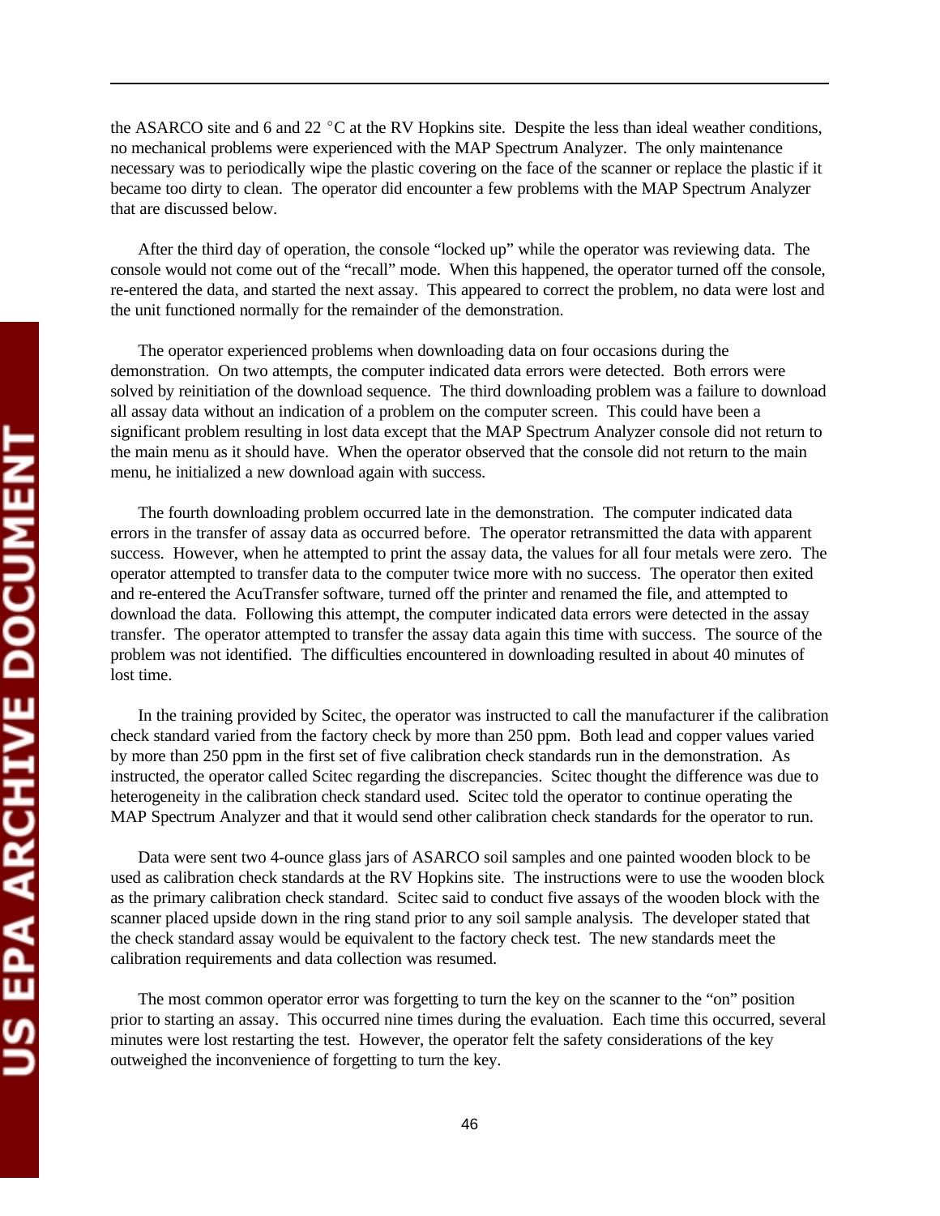the ASARCO site and 6 and 22 °C at the RV Hopkins site. Despite the less than ideal weather conditions, no mechanical problems were experienced with the MAP Spectrum Analyzer. The only maintenance necessary was to periodically wipe the plastic covering on the face of the scanner or replace the plastic if it became too dirty to clean. The operator did encounter a few problems with the MAP Spectrum Analyzer that are discussed below.

After the third day of operation, the console "locked up" while the operator was reviewing data. The console would not come out of the "recall" mode. When this happened, the operator turned off the console, re-entered the data, and started the next assay. This appeared to correct the problem, no data were lost and the unit functioned normally for the remainder of the demonstration.

The operator experienced problems when downloading data on four occasions during the demonstration. On two attempts, the computer indicated data errors were detected. Both errors were solved by reinitiation of the download sequence. The third downloading problem was a failure to download all assay data without an indication of a problem on the computer screen. This could have been a significant problem resulting in lost data except that the MAP Spectrum Analyzer console did not return to the main menu as it should have. When the operator observed that the console did not return to the main menu, he initialized a new download again with success.

The fourth downloading problem occurred late in the demonstration. The computer indicated data errors in the transfer of assay data as occurred before. The operator retransmitted the data with apparent success. However, when he attempted to print the assay data, the values for all four metals were zero. The operator attempted to transfer data to the computer twice more with no success. The operator then exited and re-entered the AcuTransfer software, turned off the printer and renamed the file, and attempted to download the data. Following this attempt, the computer indicated data errors were detected in the assay transfer. The operator attempted to transfer the assay data again this time with success. The source of the problem was not identified. The difficulties encountered in downloading resulted in about 40 minutes of lost time.

In the training provided by Scitec, the operator was instructed to call the manufacturer if the calibration check standard varied from the factory check by more than 250 ppm. Both lead and copper values varied by more than 250 ppm in the first set of five calibration check standards run in the demonstration. As instructed, the operator called Scitec regarding the discrepancies. Scitec thought the difference was due to heterogeneity in the calibration check standard used. Scitec told the operator to continue operating the MAP Spectrum Analyzer and that it would send other calibration check standards for the operator to run.

Data were sent two 4-ounce glass jars of ASARCO soil samples and one painted wooden block to be used as calibration check standards at the RV Hopkins site. The instructions were to use the wooden block as the primary calibration check standard. Scitec said to conduct five assays of the wooden block with the scanner placed upside down in the ring stand prior to any soil sample analysis. The developer stated that the check standard assay would be equivalent to the factory check test. The new standards meet the calibration requirements and data collection was resumed.

The most common operator error was forgetting to turn the key on the scanner to the "on" position prior to starting an assay. This occurred nine times during the evaluation. Each time this occurred, several minutes were lost restarting the test. However, the operator felt the safety considerations of the key outweighed the inconvenience of forgetting to turn the key.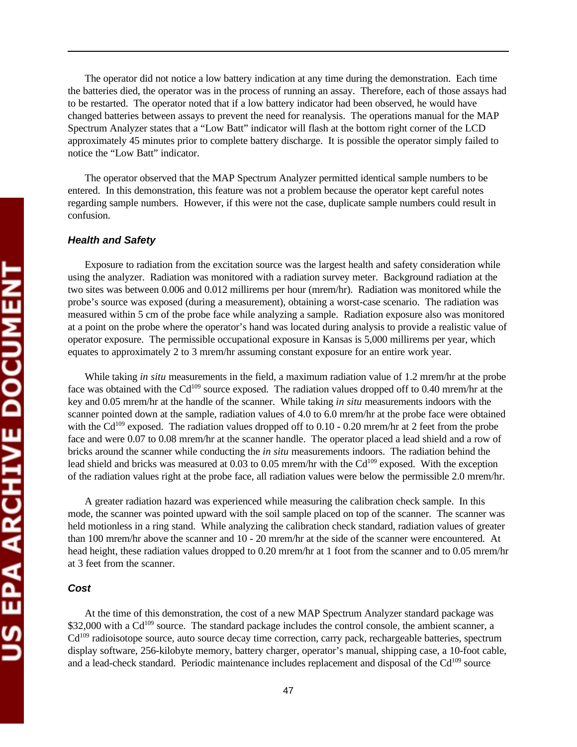The operator did not notice a low battery indication at any time during the demonstration. Each time the batteries died, the operator was in the process of running an assay. Therefore, each of those assays had to be restarted. The operator noted that if a low battery indicator had been observed, he would have changed batteries between assays to prevent the need for reanalysis. The operations manual for the MAP Spectrum Analyzer states that a "Low Batt" indicator will flash at the bottom right corner of the LCD approximately 45 minutes prior to complete battery discharge. It is possible the operator simply failed to notice the "Low Batt" indicator.

The operator observed that the MAP Spectrum Analyzer permitted identical sample numbers to be entered. In this demonstration, this feature was not a problem because the operator kept careful notes regarding sample numbers. However, if this were not the case, duplicate sample numbers could result in confusion.

### *Health and Safety*

Exposure to radiation from the excitation source was the largest health and safety consideration while using the analyzer. Radiation was monitored with a radiation survey meter. Background radiation at the two sites was between 0.006 and 0.012 millirems per hour (mrem/hr). Radiation was monitored while the probe's source was exposed (during a measurement), obtaining a worst-case scenario. The radiation was measured within 5 cm of the probe face while analyzing a sample. Radiation exposure also was monitored at a point on the probe where the operator's hand was located during analysis to provide a realistic value of operator exposure. The permissible occupational exposure in Kansas is 5,000 millirems per year, which equates to approximately 2 to 3 mrem/hr assuming constant exposure for an entire work year.

While taking *in situ* measurements in the field, a maximum radiation value of 1.2 mrem/hr at the probe face was obtained with the $Cd^{109}$ source exposed. The radiation values dropped off to 0.40 mrem/hr at the key and 0.05 mrem/hr at the handle of the scanner. While taking *in situ* measurements indoors with the scanner pointed down at the sample, radiation values of 4.0 to 6.0 mrem/hr at the probe face were obtained with the $Cd^{109}$ exposed. The radiation values dropped off to 0.10 - 0.20 mrem/hr at 2 feet from the probe face and were 0.07 to 0.08 mrem/hr at the scanner handle. The operator placed a lead shield and a row of bricks around the scanner while conducting the *in situ* measurements indoors. The radiation behind the lead shield and bricks was measured at 0.03 to 0.05 mrem/hr with the $Cd^{109}$ exposed. With the exception of the radiation values right at the probe face, all radiation values were below the permissible 2.0 mrem/hr.

A greater radiation hazard was experienced while measuring the calibration check sample. In this mode, the scanner was pointed upward with the soil sample placed on top of the scanner. The scanner was held motionless in a ring stand. While analyzing the calibration check standard, radiation values of greater than 100 mrem/hr above the scanner and 10 - 20 mrem/hr at the side of the scanner were encountered. At head height, these radiation values dropped to 0.20 mrem/hr at 1 foot from the scanner and to 0.05 mrem/hr at 3 feet from the scanner.

### *Cost*

At the time of this demonstration, the cost of a new MAP Spectrum Analyzer standard package was \$32,000 with a $Cd^{109}$ source. The standard package includes the control console, the ambient scanner, a $Cd^{109}$ radioisotope source, auto source decay time correction, carry pack, rechargeable batteries, spectrum display software, 256-kilobyte memory, battery charger, operator's manual, shipping case, a 10-foot cable, and a lead-check standard. Periodic maintenance includes replacement and disposal of the $Cd^{109}$ source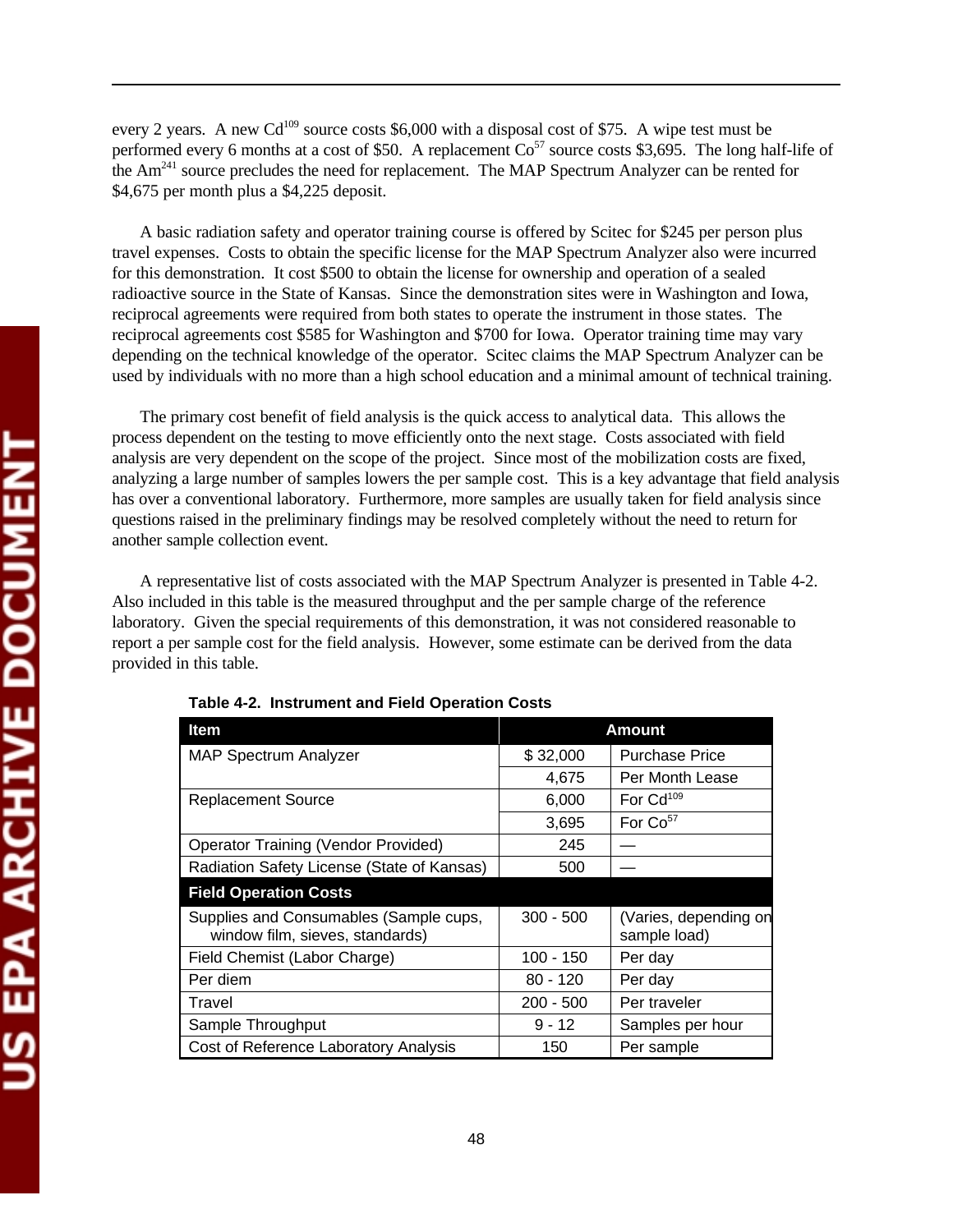every 2 years. A new $Cd^{109}$ source costs $6,000 with a disposal cost of $75. A wipe test must be performed every 6 months at a cost of $50. A replacement $Co^{57}$ source costs $3,695. The long half-life of the $Am^{241}$ source precludes the need for replacement. The MAP Spectrum Analyzer can be rented for $4,675 per month plus a $4,225 deposit.

A basic radiation safety and operator training course is offered by Scitec for $245 per person plus travel expenses. Costs to obtain the specific license for the MAP Spectrum Analyzer also were incurred for this demonstration. It cost $500 to obtain the license for ownership and operation of a sealed radioactive source in the State of Kansas. Since the demonstration sites were in Washington and Iowa, reciprocal agreements were required from both states to operate the instrument in those states. The reciprocal agreements cost $585 for Washington and $700 for Iowa. Operator training time may vary depending on the technical knowledge of the operator. Scitec claims the MAP Spectrum Analyzer can be used by individuals with no more than a high school education and a minimal amount of technical training.

The primary cost benefit of field analysis is the quick access to analytical data. This allows the process dependent on the testing to move efficiently onto the next stage. Costs associated with field analysis are very dependent on the scope of the project. Since most of the mobilization costs are fixed, analyzing a large number of samples lowers the per sample cost. This is a key advantage that field analysis has over a conventional laboratory. Furthermore, more samples are usually taken for field analysis since questions raised in the preliminary findings may be resolved completely without the need to return for another sample collection event.

A representative list of costs associated with the MAP Spectrum Analyzer is presented in Table 4-2. Also included in this table is the measured throughput and the per sample charge of the reference laboratory. Given the special requirements of this demonstration, it was not considered reasonable to report a per sample cost for the field analysis. However, some estimate can be derived from the data provided in this table.

**Table 4-2. Instrument and Field Operation Costs**

| Item | Amount | |
|---|---|---|
| MAP Spectrum Analyzer | $ 32,000 | Purchase Price |
| | 4,675 | Per Month Lease |
| Replacement Source | 6,000 | For $Cd^{109}$ |
| | 3,695 | For $Co^{57}$ |
| Operator Training (Vendor Provided) | 245 | — |
| Radiation Safety License (State of Kansas) | 500 | — |
| **Field Operation Costs** | | |
| Supplies and Consumables (Sample cups, window film, sieves, standards) | 300 - 500 | (Varies, depending on sample load) |
| Field Chemist (Labor Charge) | 100 - 150 | Per day |
| Per diem | 80 - 120 | Per day |
| Travel | 200 - 500 | Per traveler |
| Sample Throughput | 9 - 12 | Samples per hour |
| Cost of Reference Laboratory Analysis | 150 | Per sample |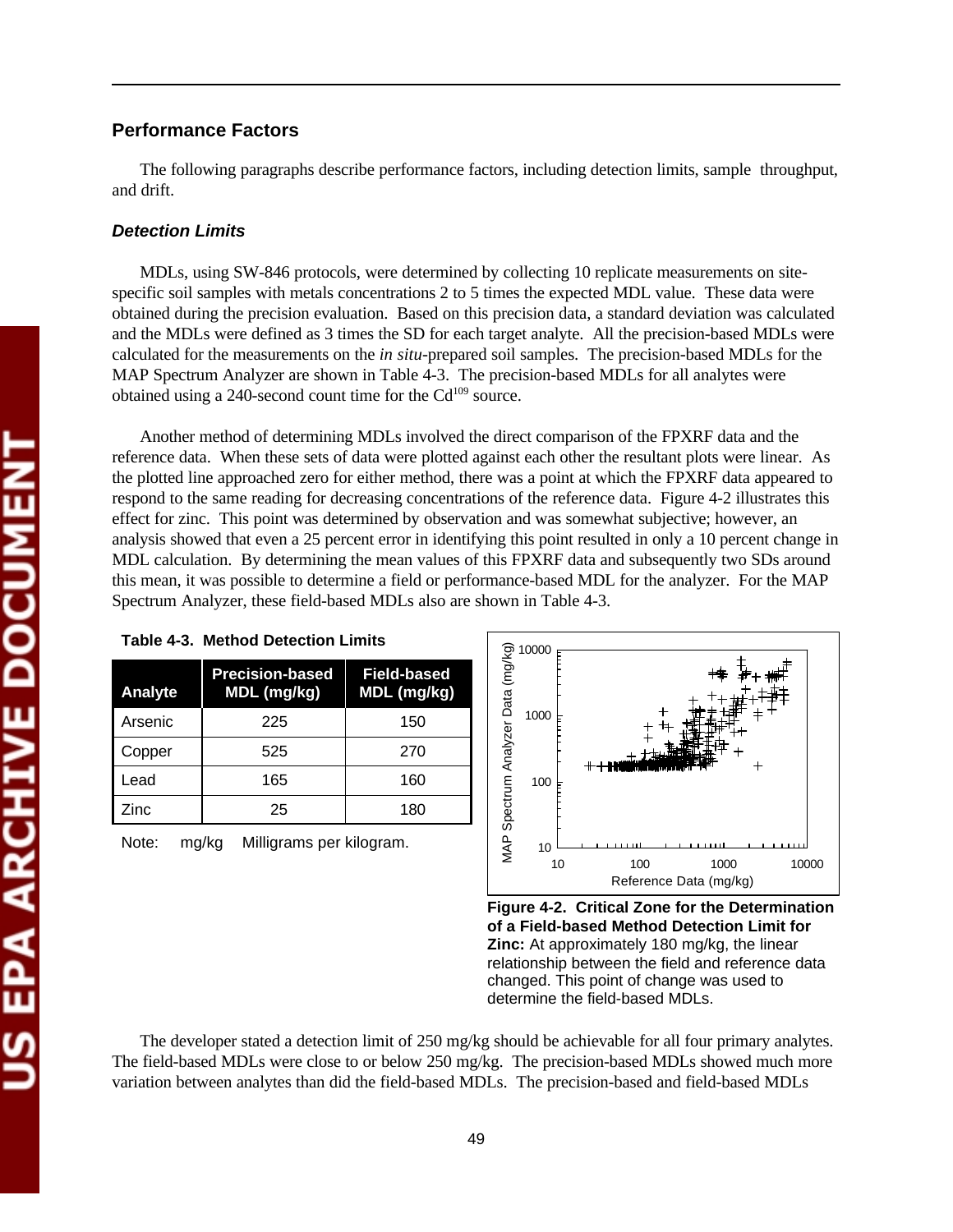## Performance Factors

The following paragraphs describe performance factors, including detection limits, sample throughput, and drift.

### *Detection Limits*

MDLs, using SW-846 protocols, were determined by collecting 10 replicate measurements on site-specific soil samples with metals concentrations 2 to 5 times the expected MDL value. These data were obtained during the precision evaluation. Based on this precision data, a standard deviation was calculated and the MDLs were defined as 3 times the SD for each target analyte. All the precision-based MDLs were calculated for the measurements on the *in situ*-prepared soil samples. The precision-based MDLs for the MAP Spectrum Analyzer are shown in Table 4-3. The precision-based MDLs for all analytes were obtained using a 240-second count time for the $Cd^{109}$ source.

Another method of determining MDLs involved the direct comparison of the FPXRF data and the reference data. When these sets of data were plotted against each other the resultant plots were linear. As the plotted line approached zero for either method, there was a point at which the FPXRF data appeared to respond to the same reading for decreasing concentrations of the reference data. Figure 4-2 illustrates this effect for zinc. This point was determined by observation and was somewhat subjective; however, an analysis showed that even a 25 percent error in identifying this point resulted in only a 10 percent change in MDL calculation. By determining the mean values of this FPXRF data and subsequently two SDs around this mean, it was possible to determine a field or performance-based MDL for the analyzer. For the MAP Spectrum Analyzer, these field-based MDLs also are shown in Table 4-3.

**Table 4-3. Method Detection Limits**

| Analyte | Precision-based MDL (mg/kg) | Field-based MDL (mg/kg) |
|---|---|---|
| Arsenic | 225 | 150 |
| Copper | 525 | 270 |
| Lead | 165 | 160 |
| Zinc | 25 | 180 |

Note: mg/kg Milligrams per kilogram.

**Figure 4-2. Critical Zone for the Determination of a Field-based Method Detection Limit for Zinc:** At approximately 180 mg/kg, the linear relationship between the field and reference data changed. This point of change was used to determine the field-based MDLs.

The developer stated a detection limit of 250 mg/kg should be achievable for all four primary analytes. The field-based MDLs were close to or below 250 mg/kg. The precision-based MDLs showed much more variation between analytes than did the field-based MDLs. The precision-based and field-based MDLs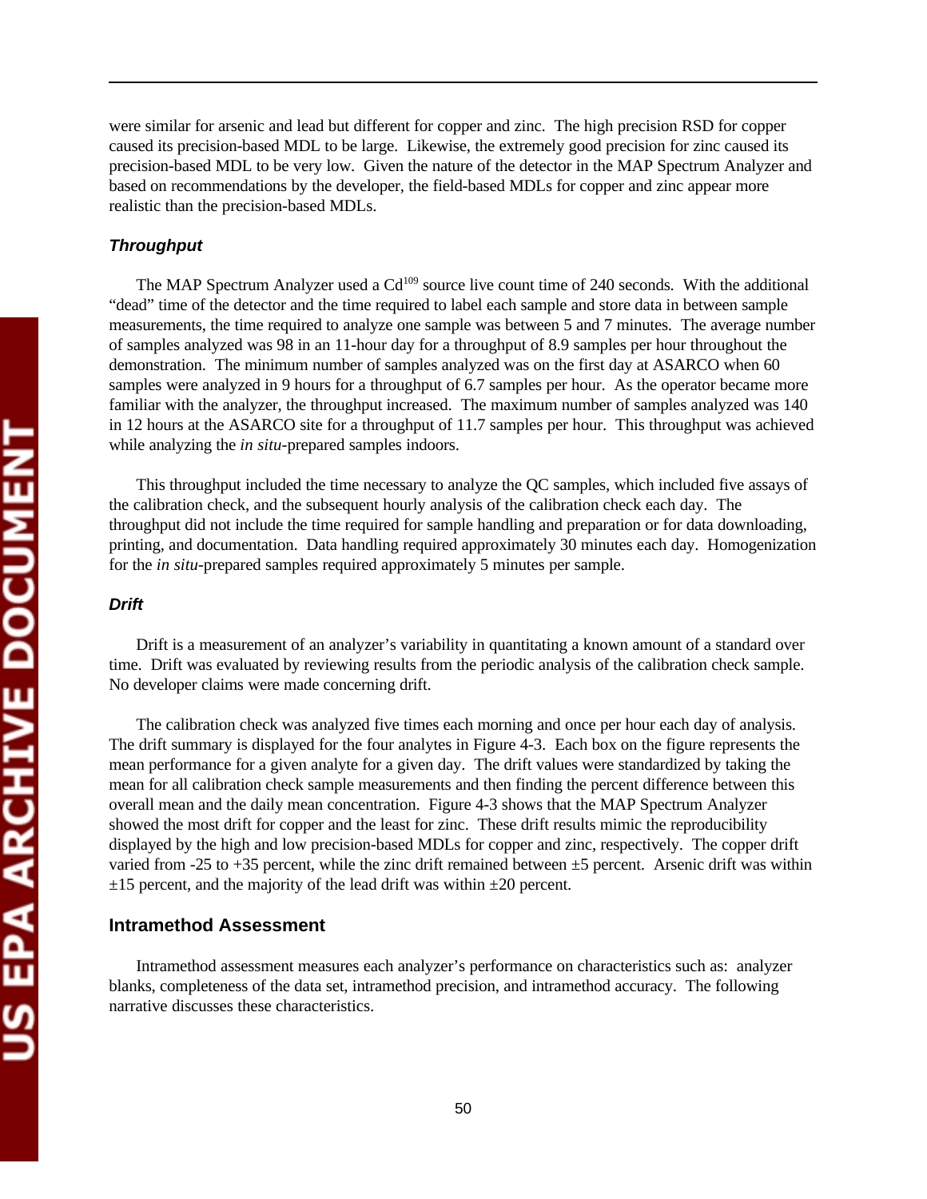were similar for arsenic and lead but different for copper and zinc. The high precision RSD for copper caused its precision-based MDL to be large. Likewise, the extremely good precision for zinc caused its precision-based MDL to be very low. Given the nature of the detector in the MAP Spectrum Analyzer and based on recommendations by the developer, the field-based MDLs for copper and zinc appear more realistic than the precision-based MDLs.

### *Throughput*

The MAP Spectrum Analyzer used a $Cd^{109}$ source live count time of 240 seconds. With the additional "dead" time of the detector and the time required to label each sample and store data in between sample measurements, the time required to analyze one sample was between 5 and 7 minutes. The average number of samples analyzed was 98 in an 11-hour day for a throughput of 8.9 samples per hour throughout the demonstration. The minimum number of samples analyzed was on the first day at ASARCO when 60 samples were analyzed in 9 hours for a throughput of 6.7 samples per hour. As the operator became more familiar with the analyzer, the throughput increased. The maximum number of samples analyzed was 140 in 12 hours at the ASARCO site for a throughput of 11.7 samples per hour. This throughput was achieved while analyzing the *in situ*-prepared samples indoors.

This throughput included the time necessary to analyze the QC samples, which included five assays of the calibration check, and the subsequent hourly analysis of the calibration check each day. The throughput did not include the time required for sample handling and preparation or for data downloading, printing, and documentation. Data handling required approximately 30 minutes each day. Homogenization for the *in situ*-prepared samples required approximately 5 minutes per sample.

### *Drift*

Drift is a measurement of an analyzer's variability in quantitating a known amount of a standard over time. Drift was evaluated by reviewing results from the periodic analysis of the calibration check sample. No developer claims were made concerning drift.

The calibration check was analyzed five times each morning and once per hour each day of analysis. The drift summary is displayed for the four analytes in Figure 4-3. Each box on the figure represents the mean performance for a given analyte for a given day. The drift values were standardized by taking the mean for all calibration check sample measurements and then finding the percent difference between this overall mean and the daily mean concentration. Figure 4-3 shows that the MAP Spectrum Analyzer showed the most drift for copper and the least for zinc. These drift results mimic the reproducibility displayed by the high and low precision-based MDLs for copper and zinc, respectively. The copper drift varied from -25 to +35 percent, while the zinc drift remained between ±5 percent. Arsenic drift was within ±15 percent, and the majority of the lead drift was within ±20 percent.

## Intramethod Assessment

Intramethod assessment measures each analyzer's performance on characteristics such as: analyzer blanks, completeness of the data set, intramethod precision, and intramethod accuracy. The following narrative discusses these characteristics.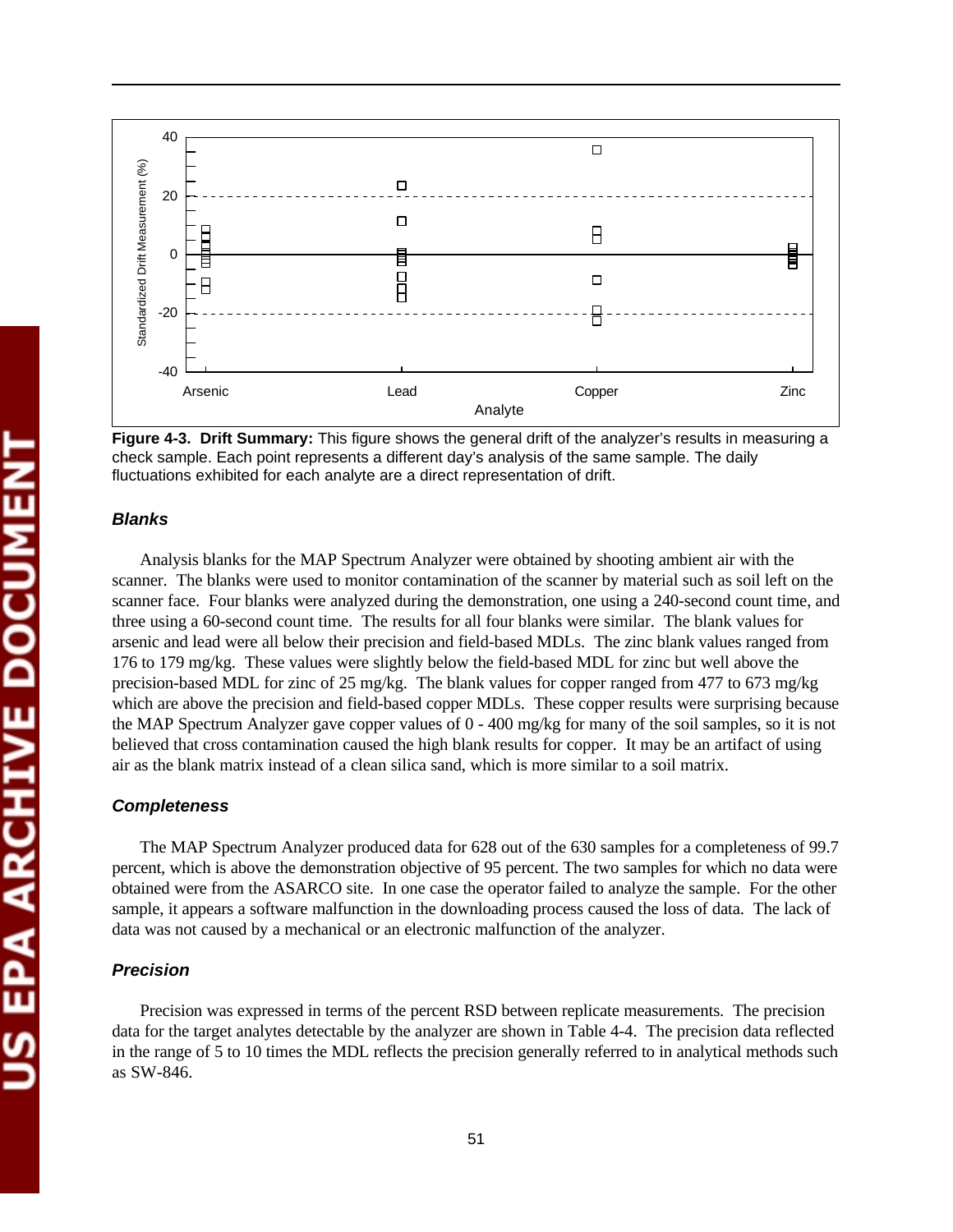Figure 4-3. **Drift Summary:** This figure shows the general drift of the analyzer's results in measuring a check sample. Each point represents a different day's analysis of the same sample. The daily fluctuations exhibited for each analyte are a direct representation of drift.

### *Blanks*

Analysis blanks for the MAP Spectrum Analyzer were obtained by shooting ambient air with the scanner. The blanks were used to monitor contamination of the scanner by material such as soil left on the scanner face. Four blanks were analyzed during the demonstration, one using a 240-second count time, and three using a 60-second count time. The results for all four blanks were similar. The blank values for arsenic and lead were all below their precision and field-based MDLs. The zinc blank values ranged from 176 to 179 mg/kg. These values were slightly below the field-based MDL for zinc but well above the precision-based MDL for zinc of 25 mg/kg. The blank values for copper ranged from 477 to 673 mg/kg which are above the precision and field-based copper MDLs. These copper results were surprising because the MAP Spectrum Analyzer gave copper values of 0 - 400 mg/kg for many of the soil samples, so it is not believed that cross contamination caused the high blank results for copper. It may be an artifact of using air as the blank matrix instead of a clean silica sand, which is more similar to a soil matrix.

### *Completeness*

The MAP Spectrum Analyzer produced data for 628 out of the 630 samples for a completeness of 99.7 percent, which is above the demonstration objective of 95 percent. The two samples for which no data were obtained were from the ASARCO site. In one case the operator failed to analyze the sample. For the other sample, it appears a software malfunction in the downloading process caused the loss of data. The lack of data was not caused by a mechanical or an electronic malfunction of the analyzer.

### *Precision*

Precision was expressed in terms of the percent RSD between replicate measurements. The precision data for the target analytes detectable by the analyzer are shown in Table 4-4. The precision data reflected in the range of 5 to 10 times the MDL reflects the precision generally referred to in analytical methods such as SW-846.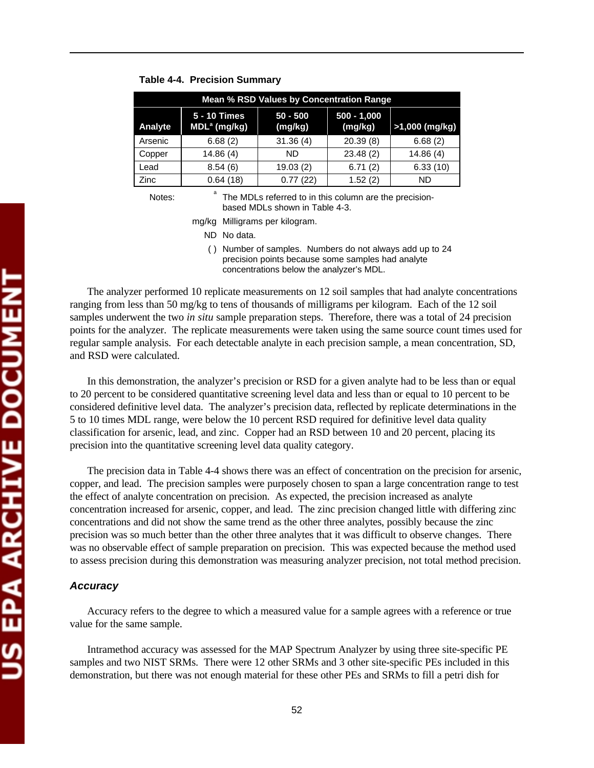**Table 4-4. Precision Summary**

| Analyte | Mean % RSD Values by Concentration Range | | | |
|---|---|---|---|---|
| | 5 - 10 Times MDL[a] (mg/kg) | 50 - 500 (mg/kg) | 500 - 1,000 (mg/kg) | >1,000 (mg/kg) |
| Arsenic | 6.68 (2) | 31.36 (4) | 20.39 (8) | 6.68 (2) |
| Copper | 14.86 (4) | ND | 23.48 (2) | 14.86 (4) |
| Lead | 8.54 (6) | 19.03 (2) | 6.71 (2) | 6.33 (10) |
| Zinc | 0.64 (18) | 0.77 (22) | 1.52 (2) | ND |

Notes: [a] The MDLs referred to in this column are the precision-based MDLs shown in Table 4-3.

mg/kg Milligrams per kilogram.

ND No data.

( ) Number of samples. Numbers do not always add up to 24 precision points because some samples had analyte concentrations below the analyzer's MDL.

The analyzer performed 10 replicate measurements on 12 soil samples that had analyte concentrations ranging from less than 50 mg/kg to tens of thousands of milligrams per kilogram. Each of the 12 soil samples underwent the two *in situ* sample preparation steps. Therefore, there was a total of 24 precision points for the analyzer. The replicate measurements were taken using the same source count times used for regular sample analysis. For each detectable analyte in each precision sample, a mean concentration, SD, and RSD were calculated.

In this demonstration, the analyzer's precision or RSD for a given analyte had to be less than or equal to 20 percent to be considered quantitative screening level data and less than or equal to 10 percent to be considered definitive level data. The analyzer's precision data, reflected by replicate determinations in the 5 to 10 times MDL range, were below the 10 percent RSD required for definitive level data quality classification for arsenic, lead, and zinc. Copper had an RSD between 10 and 20 percent, placing its precision into the quantitative screening level data quality category.

The precision data in Table 4-4 shows there was an effect of concentration on the precision for arsenic, copper, and lead. The precision samples were purposely chosen to span a large concentration range to test the effect of analyte concentration on precision. As expected, the precision increased as analyte concentration increased for arsenic, copper, and lead. The zinc precision changed little with differing zinc concentrations and did not show the same trend as the other three analytes, possibly because the zinc precision was so much better than the other three analytes that it was difficult to observe changes. There was no observable effect of sample preparation on precision. This was expected because the method used to assess precision during this demonstration was measuring analyzer precision, not total method precision.

### *Accuracy*

Accuracy refers to the degree to which a measured value for a sample agrees with a reference or true value for the same sample.

Intramethod accuracy was assessed for the MAP Spectrum Analyzer by using three site-specific PE samples and two NIST SRMs. There were 12 other SRMs and 3 other site-specific PEs included in this demonstration, but there was not enough material for these other PEs and SRMs to fill a petri dish for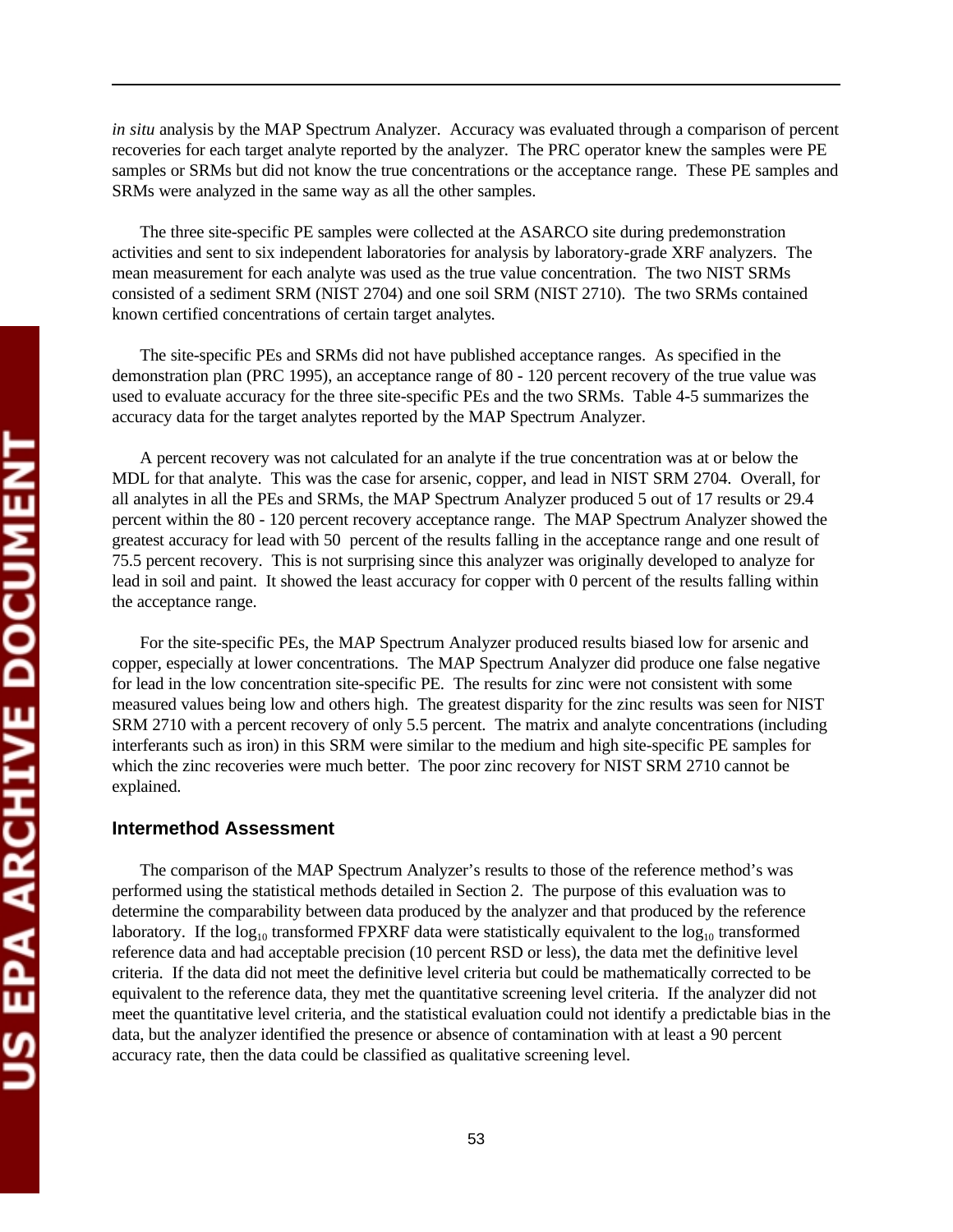*in situ* analysis by the MAP Spectrum Analyzer. Accuracy was evaluated through a comparison of percent recoveries for each target analyte reported by the analyzer. The PRC operator knew the samples were PE samples or SRMs but did not know the true concentrations or the acceptance range. These PE samples and SRMs were analyzed in the same way as all the other samples.

The three site-specific PE samples were collected at the ASARCO site during predemonstration activities and sent to six independent laboratories for analysis by laboratory-grade XRF analyzers. The mean measurement for each analyte was used as the true value concentration. The two NIST SRMs consisted of a sediment SRM (NIST 2704) and one soil SRM (NIST 2710). The two SRMs contained known certified concentrations of certain target analytes.

The site-specific PEs and SRMs did not have published acceptance ranges. As specified in the demonstration plan (PRC 1995), an acceptance range of 80 - 120 percent recovery of the true value was used to evaluate accuracy for the three site-specific PEs and the two SRMs. Table 4-5 summarizes the accuracy data for the target analytes reported by the MAP Spectrum Analyzer.

A percent recovery was not calculated for an analyte if the true concentration was at or below the MDL for that analyte. This was the case for arsenic, copper, and lead in NIST SRM 2704. Overall, for all analytes in all the PEs and SRMs, the MAP Spectrum Analyzer produced 5 out of 17 results or 29.4 percent within the 80 - 120 percent recovery acceptance range. The MAP Spectrum Analyzer showed the greatest accuracy for lead with 50 percent of the results falling in the acceptance range and one result of 75.5 percent recovery. This is not surprising since this analyzer was originally developed to analyze for lead in soil and paint. It showed the least accuracy for copper with 0 percent of the results falling within the acceptance range.

For the site-specific PEs, the MAP Spectrum Analyzer produced results biased low for arsenic and copper, especially at lower concentrations. The MAP Spectrum Analyzer did produce one false negative for lead in the low concentration site-specific PE. The results for zinc were not consistent with some measured values being low and others high. The greatest disparity for the zinc results was seen for NIST SRM 2710 with a percent recovery of only 5.5 percent. The matrix and analyte concentrations (including interferants such as iron) in this SRM were similar to the medium and high site-specific PE samples for which the zinc recoveries were much better. The poor zinc recovery for NIST SRM 2710 cannot be explained.

## Intermethod Assessment

The comparison of the MAP Spectrum Analyzer's results to those of the reference method's was performed using the statistical methods detailed in Section 2. The purpose of this evaluation was to determine the comparability between data produced by the analyzer and that produced by the reference laboratory. If the $\log_{10}$ transformed FPXRF data were statistically equivalent to the $\log_{10}$ transformed reference data and had acceptable precision (10 percent RSD or less), the data met the definitive level criteria. If the data did not meet the definitive level criteria but could be mathematically corrected to be equivalent to the reference data, they met the quantitative screening level criteria. If the analyzer did not meet the quantitative level criteria, and the statistical evaluation could not identify a predictable bias in the data, but the analyzer identified the presence or absence of contamination with at least a 90 percent accuracy rate, then the data could be classified as qualitative screening level.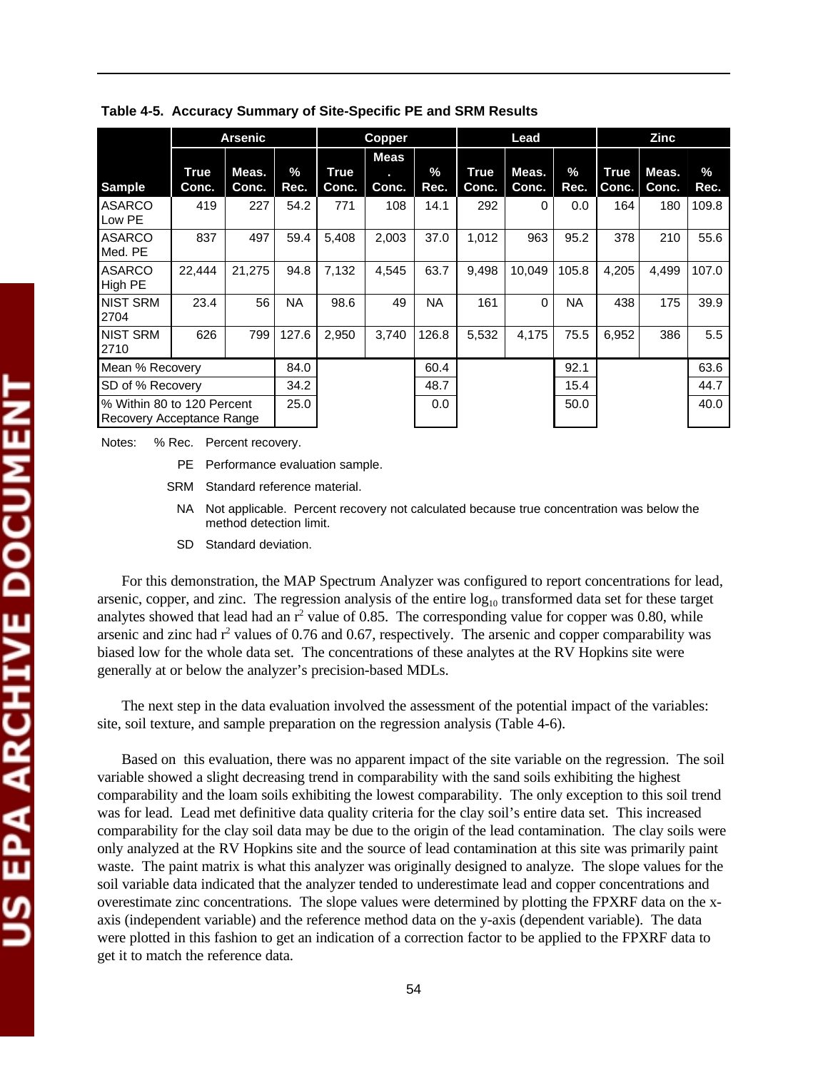**Table 4-5. Accuracy Summary of Site-Specific PE and SRM Results**

| Sample | Arsenic | | | Copper | | | Lead | | | Zinc | | |
|---|---|---|---|---|---|---|---|---|---|---|---|---|
| | True Conc. | Meas. Conc. | % Rec. | True Conc. | Meas. Conc. | % Rec. | True Conc. | Meas. Conc. | % Rec. | True Conc. | Meas. Conc. | % Rec. |
| ASARCO Low PE | 419 | 227 | 54.2 | 771 | 108 | 14.1 | 292 | 0 | 0.0 | 164 | 180 | 109.8 |
| ASARCO Med. PE | 837 | 497 | 59.4 | 5,408 | 2,003 | 37.0 | 1,012 | 963 | 95.2 | 378 | 210 | 55.6 |
| ASARCO High PE | 22,444 | 21,275 | 94.8 | 7,132 | 4,545 | 63.7 | 9,498 | 10,049 | 105.8 | 4,205 | 4,499 | 107.0 |
| NIST SRM 2704 | 23.4 | 56 | NA | 98.6 | 49 | NA | 161 | 0 | NA | 438 | 175 | 39.9 |
| NIST SRM 2710 | 626 | 799 | 127.6 | 2,950 | 3,740 | 126.8 | 5,532 | 4,175 | 75.5 | 6,952 | 386 | 5.5 |
| Mean % Recovery | | | 84.0 | | | 60.4 | | | 92.1 | | | 63.6 |
| SD of % Recovery | | | 34.2 | | | 48.7 | | | 15.4 | | | 44.7 |
| % Within 80 to 120 Percent Recovery Acceptance Range | | | 25.0 | | | 0.0 | | | 50.0 | | | 40.0 |

Notes: % Rec. Percent recovery.
PE Performance evaluation sample.
SRM Standard reference material.
NA Not applicable. Percent recovery not calculated because true concentration was below the method detection limit.
SD Standard deviation.

For this demonstration, the MAP Spectrum Analyzer was configured to report concentrations for lead, arsenic, copper, and zinc. The regression analysis of the entire $\log_{10}$ transformed data set for these target analytes showed that lead had an $r^2$ value of 0.85. The corresponding value for copper was 0.80, while arsenic and zinc had $r^2$ values of 0.76 and 0.67, respectively. The arsenic and copper comparability was biased low for the whole data set. The concentrations of these analytes at the RV Hopkins site were generally at or below the analyzer's precision-based MDLs.

The next step in the data evaluation involved the assessment of the potential impact of the variables: site, soil texture, and sample preparation on the regression analysis (Table 4-6).

Based on this evaluation, there was no apparent impact of the site variable on the regression. The soil variable showed a slight decreasing trend in comparability with the sand soils exhibiting the highest comparability and the loam soils exhibiting the lowest comparability. The only exception to this soil trend was for lead. Lead met definitive data quality criteria for the clay soil's entire data set. This increased comparability for the clay soil data may be due to the origin of the lead contamination. The clay soils were only analyzed at the RV Hopkins site and the source of lead contamination at this site was primarily paint waste. The paint matrix is what this analyzer was originally designed to analyze. The slope values for the soil variable data indicated that the analyzer tended to underestimate lead and copper concentrations and overestimate zinc concentrations. The slope values were determined by plotting the FPXRF data on the x-axis (independent variable) and the reference method data on the y-axis (dependent variable). The data were plotted in this fashion to get an indication of a correction factor to be applied to the FPXRF data to get it to match the reference data.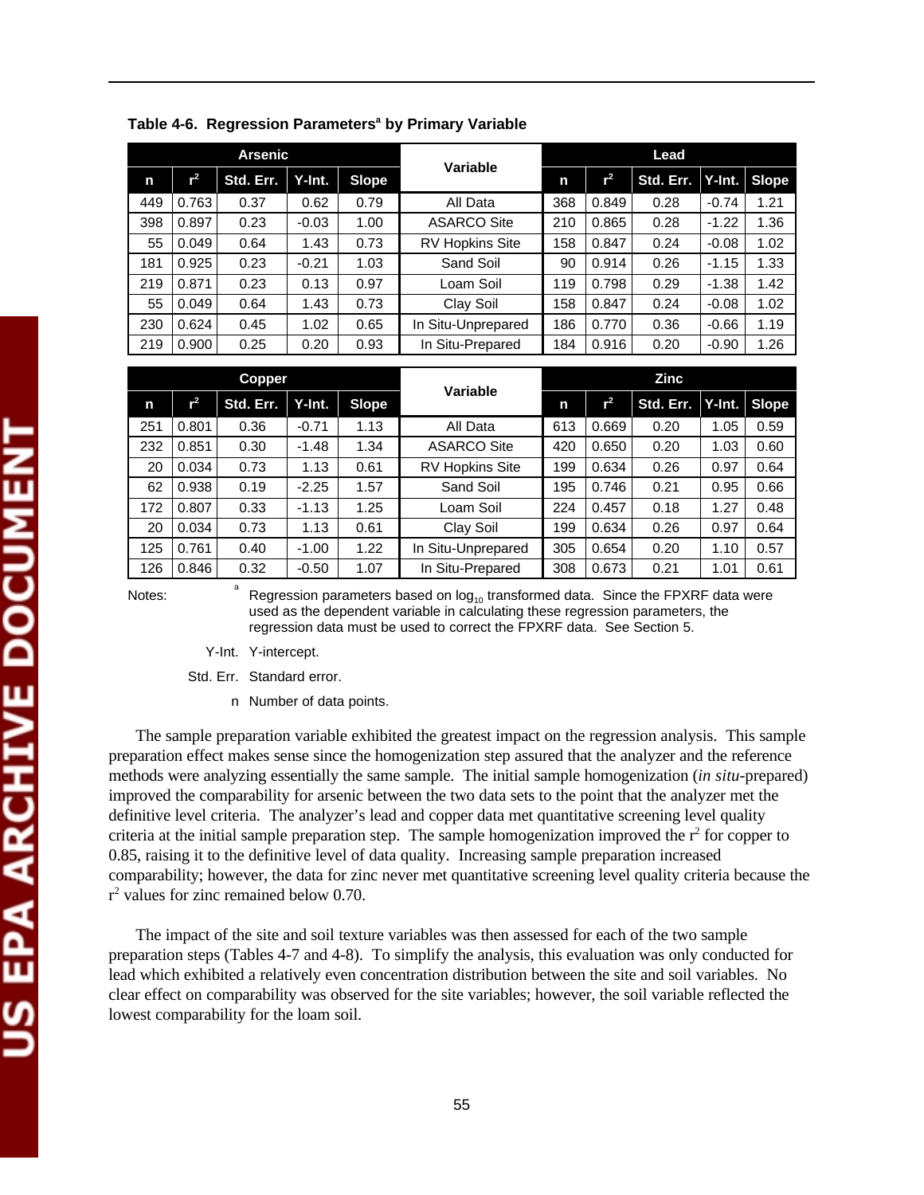**Table 4-6. Regression Parameters[a] by Primary Variable**

| Arsenic | | | | | Variable | Lead | | | | |
|---|---|---|---|---|---|---|---|---|---|---|
| n | $r^2$ | Std. Err. | Y-Int. | Slope | | n | $r^2$ | Std. Err. | Y-Int. | Slope |
| 449 | 0.763 | 0.37 | 0.62 | 0.79 | All Data | 368 | 0.849 | 0.28 | -0.74 | 1.21 |
| 398 | 0.897 | 0.23 | -0.03 | 1.00 | ASARCO Site | 210 | 0.865 | 0.28 | -1.22 | 1.36 |
| 55 | 0.049 | 0.64 | 1.43 | 0.73 | RV Hopkins Site | 158 | 0.847 | 0.24 | -0.08 | 1.02 |
| 181 | 0.925 | 0.23 | -0.21 | 1.03 | Sand Soil | 90 | 0.914 | 0.26 | -1.15 | 1.33 |
| 219 | 0.871 | 0.23 | 0.13 | 0.97 | Loam Soil | 119 | 0.798 | 0.29 | -1.38 | 1.42 |
| 55 | 0.049 | 0.64 | 1.43 | 0.73 | Clay Soil | 158 | 0.847 | 0.24 | -0.08 | 1.02 |
| 230 | 0.624 | 0.45 | 1.02 | 0.65 | In Situ-Unprepared | 186 | 0.770 | 0.36 | -0.66 | 1.19 |
| 219 | 0.900 | 0.25 | 0.20 | 0.93 | In Situ-Prepared | 184 | 0.916 | 0.20 | -0.90 | 1.26 |

| Copper | | | | | Variable | Zinc | | | | |
|---|---|---|---|---|---|---|---|---|---|---|
| n | $r^2$ | Std. Err. | Y-Int. | Slope | | n | $r^2$ | Std. Err. | Y-Int. | Slope |
| 251 | 0.801 | 0.36 | -0.71 | 1.13 | All Data | 613 | 0.669 | 0.20 | 1.05 | 0.59 |
| 232 | 0.851 | 0.30 | -1.48 | 1.34 | ASARCO Site | 420 | 0.650 | 0.20 | 1.03 | 0.60 |
| 20 | 0.034 | 0.73 | 1.13 | 0.61 | RV Hopkins Site | 199 | 0.634 | 0.26 | 0.97 | 0.64 |
| 62 | 0.938 | 0.19 | -2.25 | 1.57 | Sand Soil | 195 | 0.746 | 0.21 | 0.95 | 0.66 |
| 172 | 0.807 | 0.33 | -1.13 | 1.25 | Loam Soil | 224 | 0.457 | 0.18 | 1.27 | 0.48 |
| 20 | 0.034 | 0.73 | 1.13 | 0.61 | Clay Soil | 199 | 0.634 | 0.26 | 0.97 | 0.64 |
| 125 | 0.761 | 0.40 | -1.00 | 1.22 | In Situ-Unprepared | 305 | 0.654 | 0.20 | 1.10 | 0.57 |
| 126 | 0.846 | 0.32 | -0.50 | 1.07 | In Situ-Prepared | 308 | 0.673 | 0.21 | 1.01 | 0.61 |

Notes:
[a] Regression parameters based on $\log_{10}$ transformed data. Since the FPXRF data were used as the dependent variable in calculating these regression parameters, the regression data must be used to correct the FPXRF data. See Section 5.
Y-Int. Y-intercept.
Std. Err. Standard error.
n Number of data points.

The sample preparation variable exhibited the greatest impact on the regression analysis. This sample preparation effect makes sense since the homogenization step assured that the analyzer and the reference methods were analyzing essentially the same sample. The initial sample homogenization (*in situ*-prepared) improved the comparability for arsenic between the two data sets to the point that the analyzer met the definitive level criteria. The analyzer's lead and copper data met quantitative screening level quality criteria at the initial sample preparation step. The sample homogenization improved the $r^2$ for copper to 0.85, raising it to the definitive level of data quality. Increasing sample preparation increased comparability; however, the data for zinc never met quantitative screening level quality criteria because the $r^2$ values for zinc remained below 0.70.

The impact of the site and soil texture variables was then assessed for each of the two sample preparation steps (Tables 4-7 and 4-8). To simplify the analysis, this evaluation was only conducted for lead which exhibited a relatively even concentration distribution between the site and soil variables. No clear effect on comparability was observed for the site variables; however, the soil variable reflected the lowest comparability for the loam soil.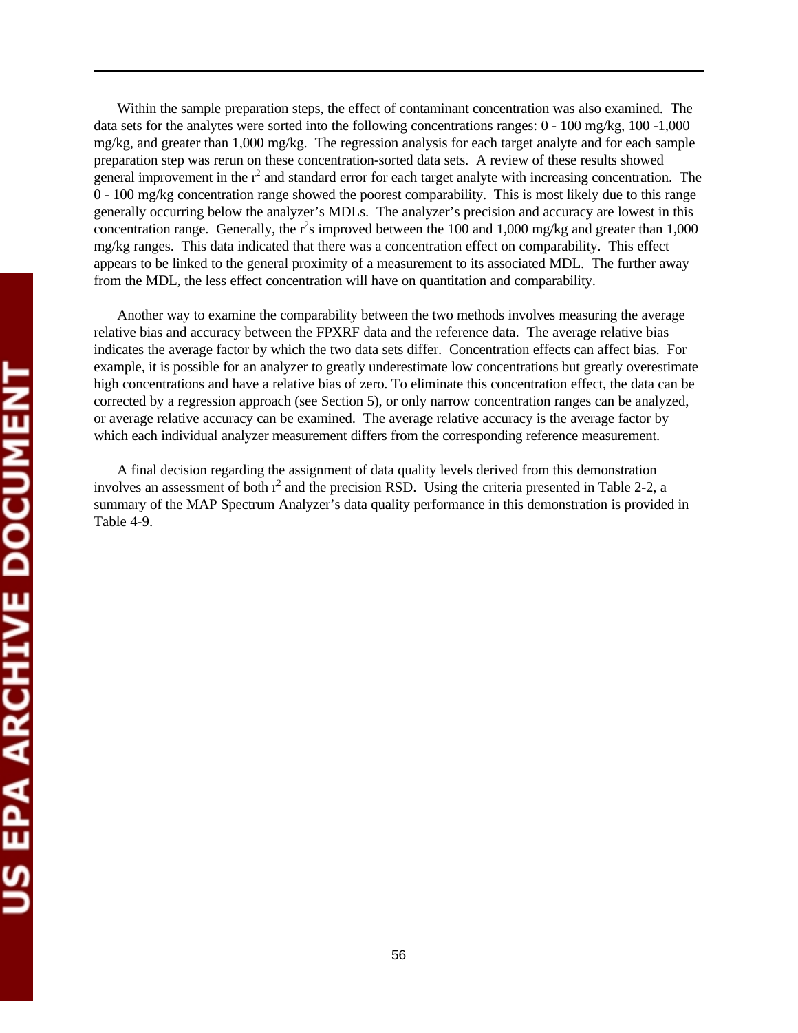Within the sample preparation steps, the effect of contaminant concentration was also examined. The data sets for the analytes were sorted into the following concentrations ranges: 0 - 100 mg/kg, 100 -1,000 mg/kg, and greater than 1,000 mg/kg. The regression analysis for each target analyte and for each sample preparation step was rerun on these concentration-sorted data sets. A review of these results showed general improvement in the $r^2$ and standard error for each target analyte with increasing concentration. The 0 - 100 mg/kg concentration range showed the poorest comparability. This is most likely due to this range generally occurring below the analyzer's MDLs. The analyzer's precision and accuracy are lowest in this concentration range. Generally, the $r^2$s improved between the 100 and 1,000 mg/kg and greater than 1,000 mg/kg ranges. This data indicated that there was a concentration effect on comparability. This effect appears to be linked to the general proximity of a measurement to its associated MDL. The further away from the MDL, the less effect concentration will have on quantitation and comparability.

Another way to examine the comparability between the two methods involves measuring the average relative bias and accuracy between the FPXRF data and the reference data. The average relative bias indicates the average factor by which the two data sets differ. Concentration effects can affect bias. For example, it is possible for an analyzer to greatly underestimate low concentrations but greatly overestimate high concentrations and have a relative bias of zero. To eliminate this concentration effect, the data can be corrected by a regression approach (see Section 5), or only narrow concentration ranges can be analyzed, or average relative accuracy can be examined. The average relative accuracy is the average factor by which each individual analyzer measurement differs from the corresponding reference measurement.

A final decision regarding the assignment of data quality levels derived from this demonstration involves an assessment of both $r^2$ and the precision RSD. Using the criteria presented in Table 2-2, a summary of the MAP Spectrum Analyzer's data quality performance in this demonstration is provided in Table 4-9.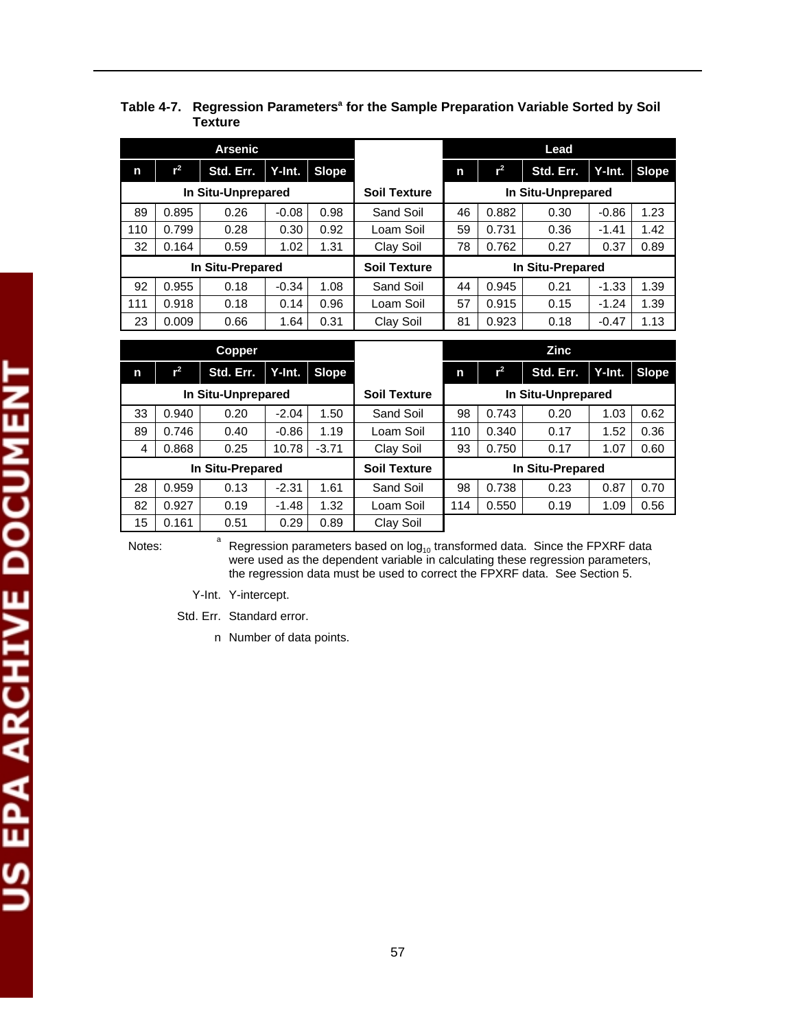**Table 4-7. Regression Parameters[a] for the Sample Preparation Variable Sorted by Soil Texture**

| Arsenic | | | | | | Lead | | | | |
|---|---|---|---|---|---|---|---|---|---|---|
| n | $r^2$ | Std. Err. | Y-Int. | Slope | | n | $r^2$ | Std. Err. | Y-Int. | Slope |
| In Situ-Unprepared | | | | | Soil Texture | In Situ-Unprepared | | | | |
| 89 | 0.895 | 0.26 | -0.08 | 0.98 | Sand Soil | 46 | 0.882 | 0.30 | -0.86 | 1.23 |
| 110 | 0.799 | 0.28 | 0.30 | 0.92 | Loam Soil | 59 | 0.731 | 0.36 | -1.41 | 1.42 |
| 32 | 0.164 | 0.59 | 1.02 | 1.31 | Clay Soil | 78 | 0.762 | 0.27 | 0.37 | 0.89 |
| In Situ-Prepared | | | | | Soil Texture | In Situ-Prepared | | | | |
| 92 | 0.955 | 0.18 | -0.34 | 1.08 | Sand Soil | 44 | 0.945 | 0.21 | -1.33 | 1.39 |
| 111 | 0.918 | 0.18 | 0.14 | 0.96 | Loam Soil | 57 | 0.915 | 0.15 | -1.24 | 1.39 |
| 23 | 0.009 | 0.66 | 1.64 | 0.31 | Clay Soil | 81 | 0.923 | 0.18 | -0.47 | 1.13 |

| Copper | | | | | | Zinc | | | | |
|---|---|---|---|---|---|---|---|---|---|---|
| n | $r^2$ | Std. Err. | Y-Int. | Slope | | n | $r^2$ | Std. Err. | Y-Int. | Slope |
| In Situ-Unprepared | | | | | Soil Texture | In Situ-Unprepared | | | | |
| 33 | 0.940 | 0.20 | -2.04 | 1.50 | Sand Soil | 98 | 0.743 | 0.20 | 1.03 | 0.62 |
| 89 | 0.746 | 0.40 | -0.86 | 1.19 | Loam Soil | 110 | 0.340 | 0.17 | 1.52 | 0.36 |
| 4 | 0.868 | 0.25 | 10.78 | -3.71 | Clay Soil | 93 | 0.750 | 0.17 | 1.07 | 0.60 |
| In Situ-Prepared | | | | | Soil Texture | In Situ-Prepared | | | | |
| 28 | 0.959 | 0.13 | -2.31 | 1.61 | Sand Soil | 98 | 0.738 | 0.23 | 0.87 | 0.70 |
| 82 | 0.927 | 0.19 | -1.48 | 1.32 | Loam Soil | 114 | 0.550 | 0.19 | 1.09 | 0.56 |
| 15 | 0.161 | 0.51 | 0.29 | 0.89 | Clay Soil | | | | | |

Notes:

[a] Regression parameters based on $\log_{10}$ transformed data. Since the FPXRF data were used as the dependent variable in calculating these regression parameters, the regression data must be used to correct the FPXRF data. See Section 5.

Y-Int. Y-intercept.

Std. Err. Standard error.

n Number of data points.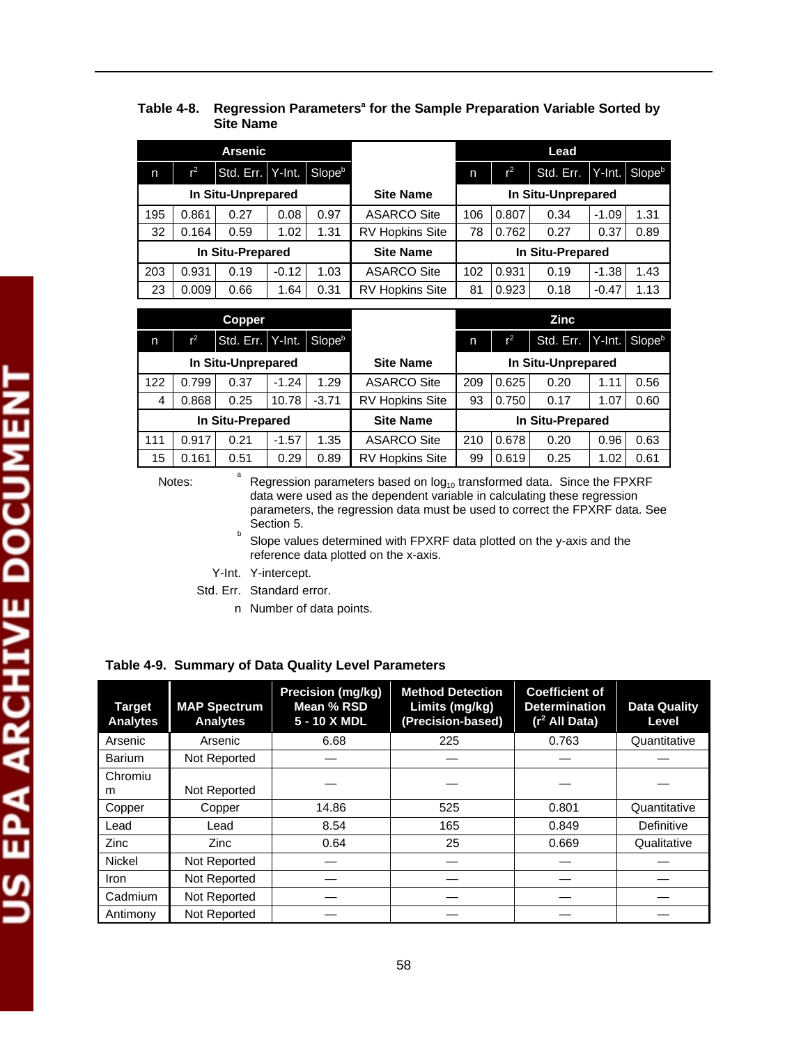**Table 4-8. Regression Parameters[a] for the Sample Preparation Variable Sorted by Site Name**

| Arsenic | | | | | | Lead | | | | |
|---|---|---|---|---|---|---|---|---|---|---|
| n | $r^2$ | Std. Err. | Y-Int. | Slope[b] | | n | $r^2$ | Std. Err. | Y-Int. | Slope[b] |
| In Situ-Unprepared | | | | | Site Name | In Situ-Unprepared | | | | |
| 195 | 0.861 | 0.27 | 0.08 | 0.97 | ASARCO Site | 106 | 0.807 | 0.34 | -1.09 | 1.31 |
| 32 | 0.164 | 0.59 | 1.02 | 1.31 | RV Hopkins Site | 78 | 0.762 | 0.27 | 0.37 | 0.89 |
| In Situ-Prepared | | | | | Site Name | In Situ-Prepared | | | | |
| 203 | 0.931 | 0.19 | -0.12 | 1.03 | ASARCO Site | 102 | 0.931 | 0.19 | -1.38 | 1.43 |
| 23 | 0.009 | 0.66 | 1.64 | 0.31 | RV Hopkins Site | 81 | 0.923 | 0.18 | -0.47 | 1.13 |

| Copper | | | | | | Zinc | | | | |
|---|---|---|---|---|---|---|---|---|---|---|
| n | $r^2$ | Std. Err. | Y-Int. | Slope[b] | | n | $r^2$ | Std. Err. | Y-Int. | Slope[b] |
| In Situ-Unprepared | | | | | Site Name | In Situ-Unprepared | | | | |
| 122 | 0.799 | 0.37 | -1.24 | 1.29 | ASARCO Site | 209 | 0.625 | 0.20 | 1.11 | 0.56 |
| 4 | 0.868 | 0.25 | 10.78 | -3.71 | RV Hopkins Site | 93 | 0.750 | 0.17 | 1.07 | 0.60 |
| In Situ-Prepared | | | | | Site Name | In Situ-Prepared | | | | |
| 111 | 0.917 | 0.21 | -1.57 | 1.35 | ASARCO Site | 210 | 0.678 | 0.20 | 0.96 | 0.63 |
| 15 | 0.161 | 0.51 | 0.29 | 0.89 | RV Hopkins Site | 99 | 0.619 | 0.25 | 1.02 | 0.61 |

Notes:
[a] Regression parameters based on $\log_{10}$ transformed data. Since the FPXRF data were used as the dependent variable in calculating these regression parameters, the regression data must be used to correct the FPXRF data. See Section 5.
[b] Slope values determined with FPXRF data plotted on the y-axis and the reference data plotted on the x-axis.
Y-Int. Y-intercept.
Std. Err. Standard error.
n Number of data points.

**Table 4-9. Summary of Data Quality Level Parameters**

| Target Analytes | MAP Spectrum Analytes | Precision (mg/kg) Mean % RSD 5 - 10 X MDL | Method Detection Limits (mg/kg) (Precision-based) | Coefficient of Determination ($r^2$ All Data) | Data Quality Level |
|---|---|---|---|---|---|
| Arsenic | Arsenic | 6.68 | 225 | 0.763 | Quantitative |
| Barium | Not Reported | — | — | — | — |
| Chromium | Not Reported | — | — | — | — |
| Copper | Copper | 14.86 | 525 | 0.801 | Quantitative |
| Lead | Lead | 8.54 | 165 | 0.849 | Definitive |
| Zinc | Zinc | 0.64 | 25 | 0.669 | Qualitative |
| Nickel | Not Reported | — | — | — | — |
| Iron | Not Reported | — | — | — | — |
| Cadmium | Not Reported | — | — | — | — |
| Antimony | Not Reported | — | — | — | — |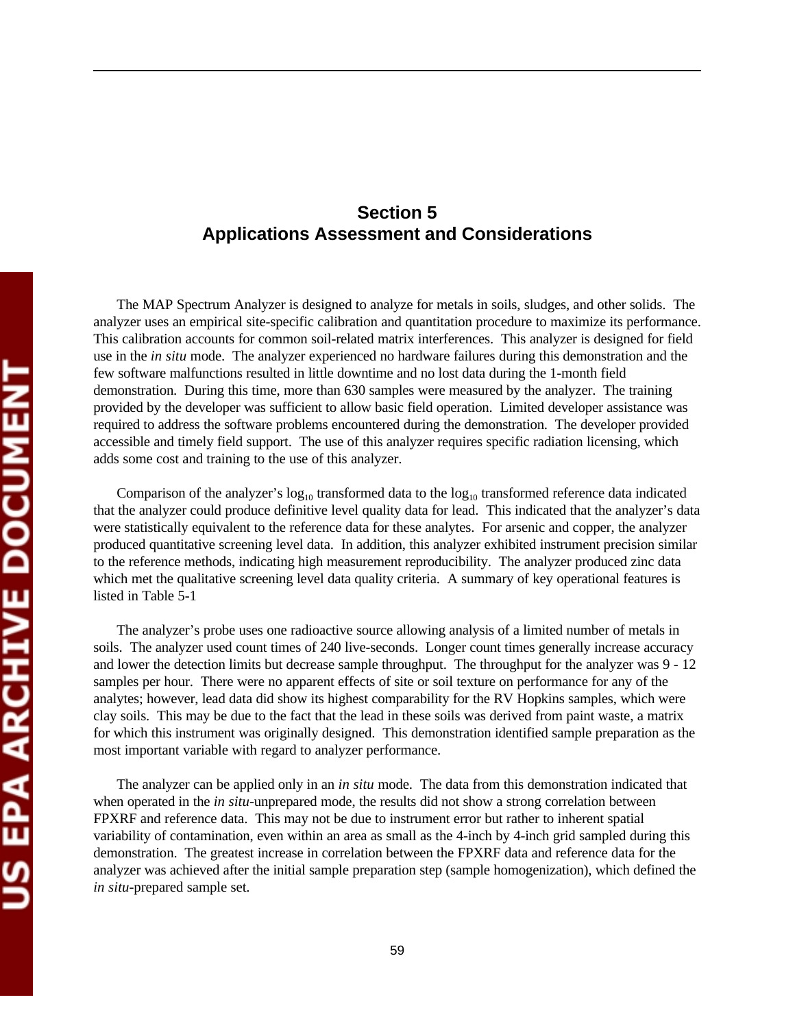# Section 5
# Applications Assessment and Considerations

The MAP Spectrum Analyzer is designed to analyze for metals in soils, sludges, and other solids. The analyzer uses an empirical site-specific calibration and quantitation procedure to maximize its performance. This calibration accounts for common soil-related matrix interferences. This analyzer is designed for field use in the *in situ* mode. The analyzer experienced no hardware failures during this demonstration and the few software malfunctions resulted in little downtime and no lost data during the 1-month field demonstration. During this time, more than 630 samples were measured by the analyzer. The training provided by the developer was sufficient to allow basic field operation. Limited developer assistance was required to address the software problems encountered during the demonstration. The developer provided accessible and timely field support. The use of this analyzer requires specific radiation licensing, which adds some cost and training to the use of this analyzer.

Comparison of the analyzer's $\log_{10}$ transformed data to the $\log_{10}$ transformed reference data indicated that the analyzer could produce definitive level quality data for lead. This indicated that the analyzer's data were statistically equivalent to the reference data for these analytes. For arsenic and copper, the analyzer produced quantitative screening level data. In addition, this analyzer exhibited instrument precision similar to the reference methods, indicating high measurement reproducibility. The analyzer produced zinc data which met the qualitative screening level data quality criteria. A summary of key operational features is listed in Table 5-1

The analyzer's probe uses one radioactive source allowing analysis of a limited number of metals in soils. The analyzer used count times of 240 live-seconds. Longer count times generally increase accuracy and lower the detection limits but decrease sample throughput. The throughput for the analyzer was 9 - 12 samples per hour. There were no apparent effects of site or soil texture on performance for any of the analytes; however, lead data did show its highest comparability for the RV Hopkins samples, which were clay soils. This may be due to the fact that the lead in these soils was derived from paint waste, a matrix for which this instrument was originally designed. This demonstration identified sample preparation as the most important variable with regard to analyzer performance.

The analyzer can be applied only in an *in situ* mode. The data from this demonstration indicated that when operated in the *in situ*-unprepared mode, the results did not show a strong correlation between FPXRF and reference data. This may not be due to instrument error but rather to inherent spatial variability of contamination, even within an area as small as the 4-inch by 4-inch grid sampled during this demonstration. The greatest increase in correlation between the FPXRF data and reference data for the analyzer was achieved after the initial sample preparation step (sample homogenization), which defined the *in situ*-prepared sample set.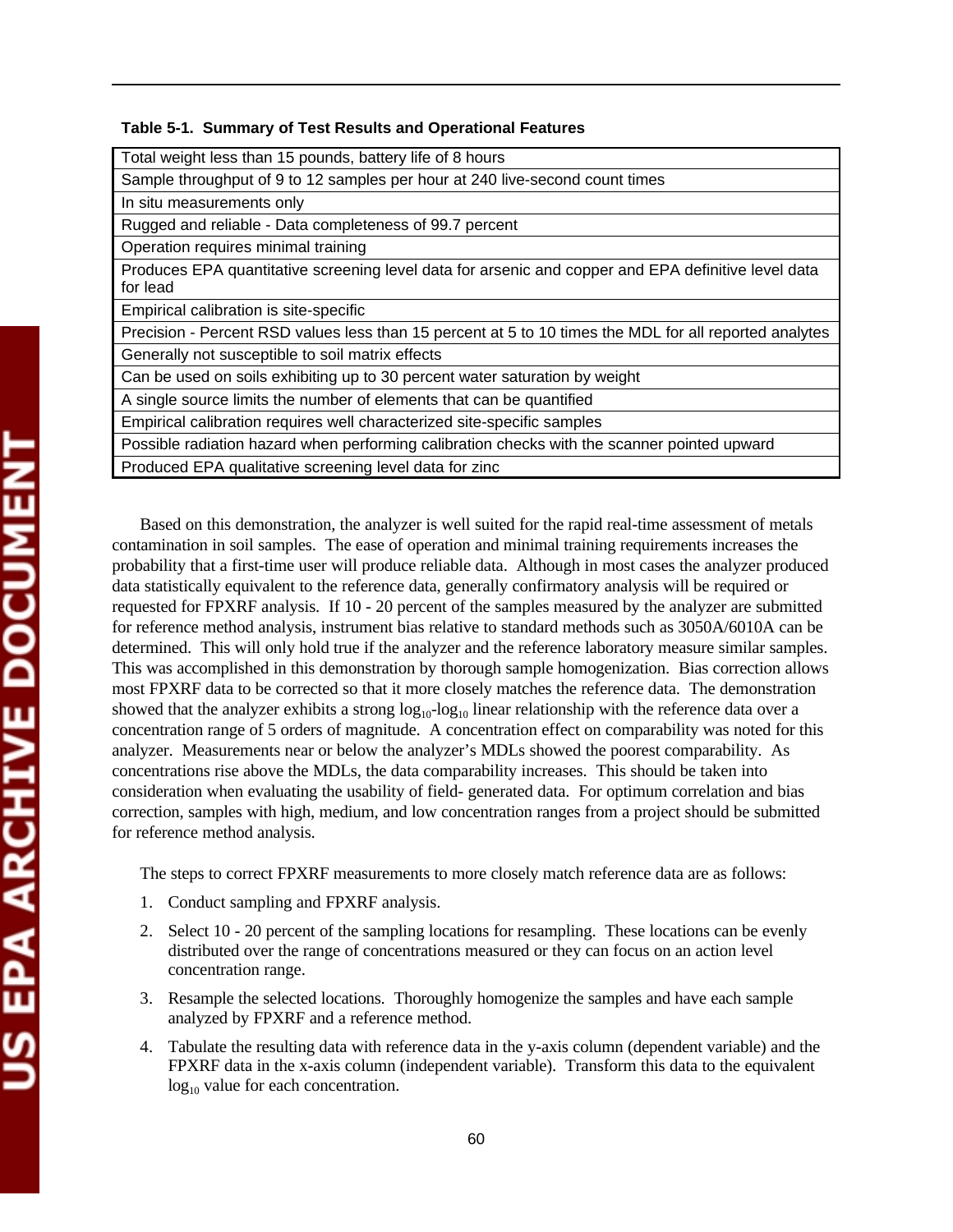**Table 5-1. Summary of Test Results and Operational Features**

| |
|---|
| Total weight less than 15 pounds, battery life of 8 hours |
| Sample throughput of 9 to 12 samples per hour at 240 live-second count times |
| In situ measurements only |
| Rugged and reliable - Data completeness of 99.7 percent |
| Operation requires minimal training |
| Produces EPA quantitative screening level data for arsenic and copper and EPA definitive level data for lead |
| Empirical calibration is site-specific |
| Precision - Percent RSD values less than 15 percent at 5 to 10 times the MDL for all reported analytes |
| Generally not susceptible to soil matrix effects |
| Can be used on soils exhibiting up to 30 percent water saturation by weight |
| A single source limits the number of elements that can be quantified |
| Empirical calibration requires well characterized site-specific samples |
| Possible radiation hazard when performing calibration checks with the scanner pointed upward |
| Produced EPA qualitative screening level data for zinc |

Based on this demonstration, the analyzer is well suited for the rapid real-time assessment of metals contamination in soil samples. The ease of operation and minimal training requirements increases the probability that a first-time user will produce reliable data. Although in most cases the analyzer produced data statistically equivalent to the reference data, generally confirmatory analysis will be required or requested for FPXRF analysis. If 10 - 20 percent of the samples measured by the analyzer are submitted for reference method analysis, instrument bias relative to standard methods such as 3050A/6010A can be determined. This will only hold true if the analyzer and the reference laboratory measure similar samples. This was accomplished in this demonstration by thorough sample homogenization. Bias correction allows most FPXRF data to be corrected so that it more closely matches the reference data. The demonstration showed that the analyzer exhibits a strong $\log_{10}$-$\log_{10}$ linear relationship with the reference data over a concentration range of 5 orders of magnitude. A concentration effect on comparability was noted for this analyzer. Measurements near or below the analyzer's MDLs showed the poorest comparability. As concentrations rise above the MDLs, the data comparability increases. This should be taken into consideration when evaluating the usability of field- generated data. For optimum correlation and bias correction, samples with high, medium, and low concentration ranges from a project should be submitted for reference method analysis.

The steps to correct FPXRF measurements to more closely match reference data are as follows:

1. Conduct sampling and FPXRF analysis.
2. Select 10 - 20 percent of the sampling locations for resampling. These locations can be evenly distributed over the range of concentrations measured or they can focus on an action level concentration range.
3. Resample the selected locations. Thoroughly homogenize the samples and have each sample analyzed by FPXRF and a reference method.
4. Tabulate the resulting data with reference data in the y-axis column (dependent variable) and the FPXRF data in the x-axis column (independent variable). Transform this data to the equivalent $\log_{10}$ value for each concentration.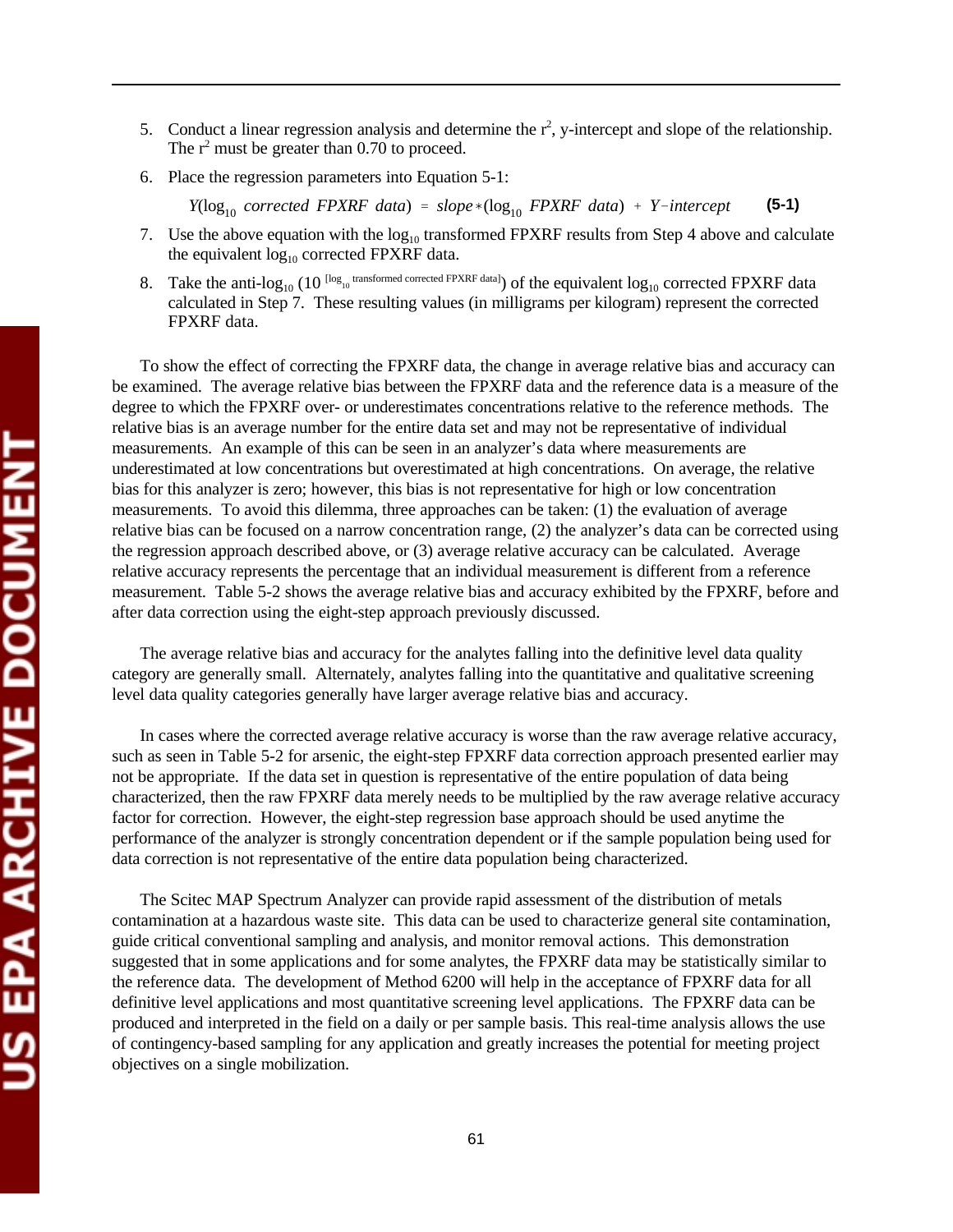5. Conduct a linear regression analysis and determine the $r^2$, y-intercept and slope of the relationship. The $r^2$ must be greater than 0.70 to proceed.

6. Place the regression parameters into Equation 5-1:

$$Y(\log_{10}\ corrected\ FPXRF\ data) = slope * (\log_{10}\ FPXRF\ data) + Y\text{-}intercept \qquad \textbf{(5-1)}$$

7. Use the above equation with the $\log_{10}$ transformed FPXRF results from Step 4 above and calculate the equivalent $\log_{10}$ corrected FPXRF data.

8. Take the anti-$\log_{10}$ ($10^{[\log_{10} \text{ transformed corrected FPXRF data}]}$) of the equivalent $\log_{10}$ corrected FPXRF data calculated in Step 7. These resulting values (in milligrams per kilogram) represent the corrected FPXRF data.

To show the effect of correcting the FPXRF data, the change in average relative bias and accuracy can be examined. The average relative bias between the FPXRF data and the reference data is a measure of the degree to which the FPXRF over- or underestimates concentrations relative to the reference methods. The relative bias is an average number for the entire data set and may not be representative of individual measurements. An example of this can be seen in an analyzer's data where measurements are underestimated at low concentrations but overestimated at high concentrations. On average, the relative bias for this analyzer is zero; however, this bias is not representative for high or low concentration measurements. To avoid this dilemma, three approaches can be taken: (1) the evaluation of average relative bias can be focused on a narrow concentration range, (2) the analyzer's data can be corrected using the regression approach described above, or (3) average relative accuracy can be calculated. Average relative accuracy represents the percentage that an individual measurement is different from a reference measurement. Table 5-2 shows the average relative bias and accuracy exhibited by the FPXRF, before and after data correction using the eight-step approach previously discussed.

The average relative bias and accuracy for the analytes falling into the definitive level data quality category are generally small. Alternately, analytes falling into the quantitative and qualitative screening level data quality categories generally have larger average relative bias and accuracy.

In cases where the corrected average relative accuracy is worse than the raw average relative accuracy, such as seen in Table 5-2 for arsenic, the eight-step FPXRF data correction approach presented earlier may not be appropriate. If the data set in question is representative of the entire population of data being characterized, then the raw FPXRF data merely needs to be multiplied by the raw average relative accuracy factor for correction. However, the eight-step regression base approach should be used anytime the performance of the analyzer is strongly concentration dependent or if the sample population being used for data correction is not representative of the entire data population being characterized.

The Scitec MAP Spectrum Analyzer can provide rapid assessment of the distribution of metals contamination at a hazardous waste site. This data can be used to characterize general site contamination, guide critical conventional sampling and analysis, and monitor removal actions. This demonstration suggested that in some applications and for some analytes, the FPXRF data may be statistically similar to the reference data. The development of Method 6200 will help in the acceptance of FPXRF data for all definitive level applications and most quantitative screening level applications. The FPXRF data can be produced and interpreted in the field on a daily or per sample basis. This real-time analysis allows the use of contingency-based sampling for any application and greatly increases the potential for meeting project objectives on a single mobilization.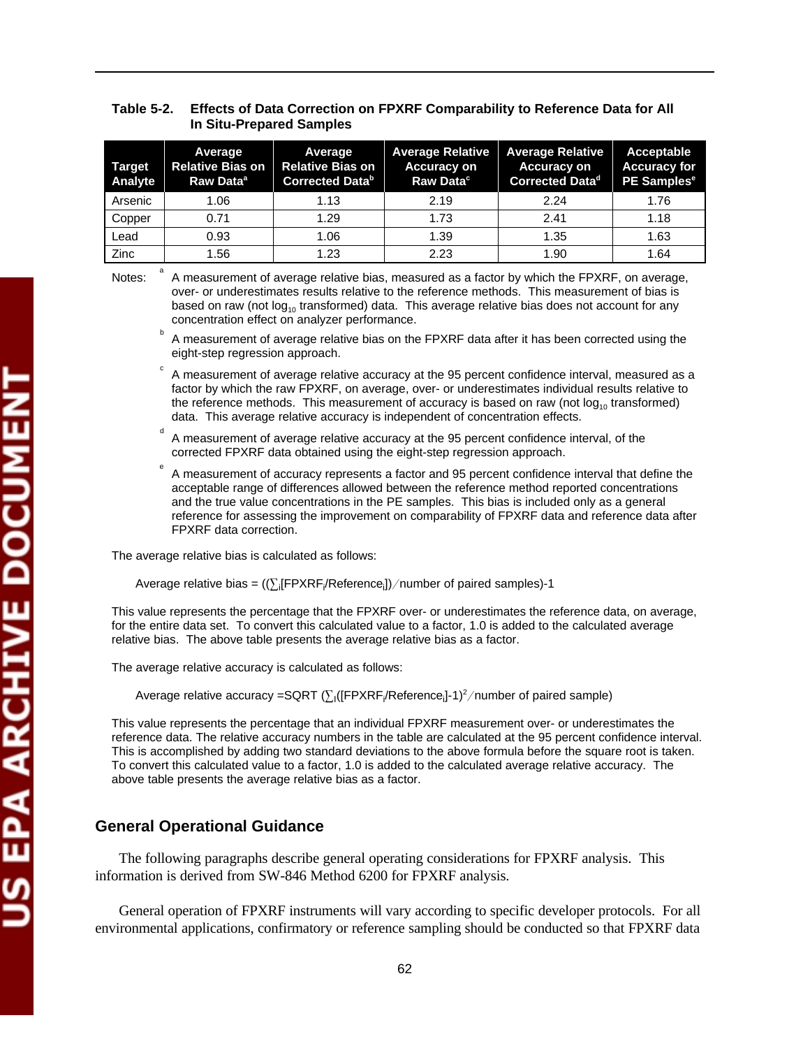**Table 5-2. Effects of Data Correction on FPXRF Comparability to Reference Data for All In Situ-Prepared Samples**

| Target Analyte | Average Relative Bias on Raw Data[a] | Average Relative Bias on Corrected Data[b] | Average Relative Accuracy on Raw Data[c] | Average Relative Accuracy on Corrected Data[d] | Acceptable Accuracy for PE Samples[e] |
|---|---|---|---|---|---|
| Arsenic | 1.06 | 1.13 | 2.19 | 2.24 | 1.76 |
| Copper | 0.71 | 1.29 | 1.73 | 2.41 | 1.18 |
| Lead | 0.93 | 1.06 | 1.39 | 1.35 | 1.63 |
| Zinc | 1.56 | 1.23 | 2.23 | 1.90 | 1.64 |

Notes:

[a] A measurement of average relative bias, measured as a factor by which the FPXRF, on average, over- or underestimates results relative to the reference methods. This measurement of bias is based on raw (not $\log_{10}$ transformed) data. This average relative bias does not account for any concentration effect on analyzer performance.

[b] A measurement of average relative bias on the FPXRF data after it has been corrected using the eight-step regression approach.

[c] A measurement of average relative accuracy at the 95 percent confidence interval, measured as a factor by which the raw FPXRF, on average, over- or underestimates individual results relative to the reference methods. This measurement of accuracy is based on raw (not $\log_{10}$ transformed) data. This average relative accuracy is independent of concentration effects.

[d] A measurement of average relative accuracy at the 95 percent confidence interval, of the corrected FPXRF data obtained using the eight-step regression approach.

[e] A measurement of accuracy represents a factor and 95 percent confidence interval that define the acceptable range of differences allowed between the reference method reported concentrations and the true value concentrations in the PE samples. This bias is included only as a general reference for assessing the improvement on comparability of FPXRF data and reference data after FPXRF data correction.

The average relative bias is calculated as follows:

$$\text{Average relative bias} = \left(\left(\sum_i [\text{FPXRF}_i/\text{Reference}_i]\right)/\text{number of paired samples}\right)-1$$

This value represents the percentage that the FPXRF over- or underestimates the reference data, on average, for the entire data set. To convert this calculated value to a factor, 1.0 is added to the calculated average relative bias. The above table presents the average relative bias as a factor.

The average relative accuracy is calculated as follows:

$$\text{Average relative accuracy} = \text{SQRT}\left(\sum_i ([\text{FPXRF}_i/\text{Reference}_i]-1)^2/\text{number of paired sample}\right)$$

This value represents the percentage that an individual FPXRF measurement over- or underestimates the reference data. The relative accuracy numbers in the table are calculated at the 95 percent confidence interval. This is accomplished by adding two standard deviations to the above formula before the square root is taken. To convert this calculated value to a factor, 1.0 is added to the calculated average relative accuracy. The above table presents the average relative bias as a factor.

## General Operational Guidance

The following paragraphs describe general operating considerations for FPXRF analysis. This information is derived from SW-846 Method 6200 for FPXRF analysis.

General operation of FPXRF instruments will vary according to specific developer protocols. For all environmental applications, confirmatory or reference sampling should be conducted so that FPXRF data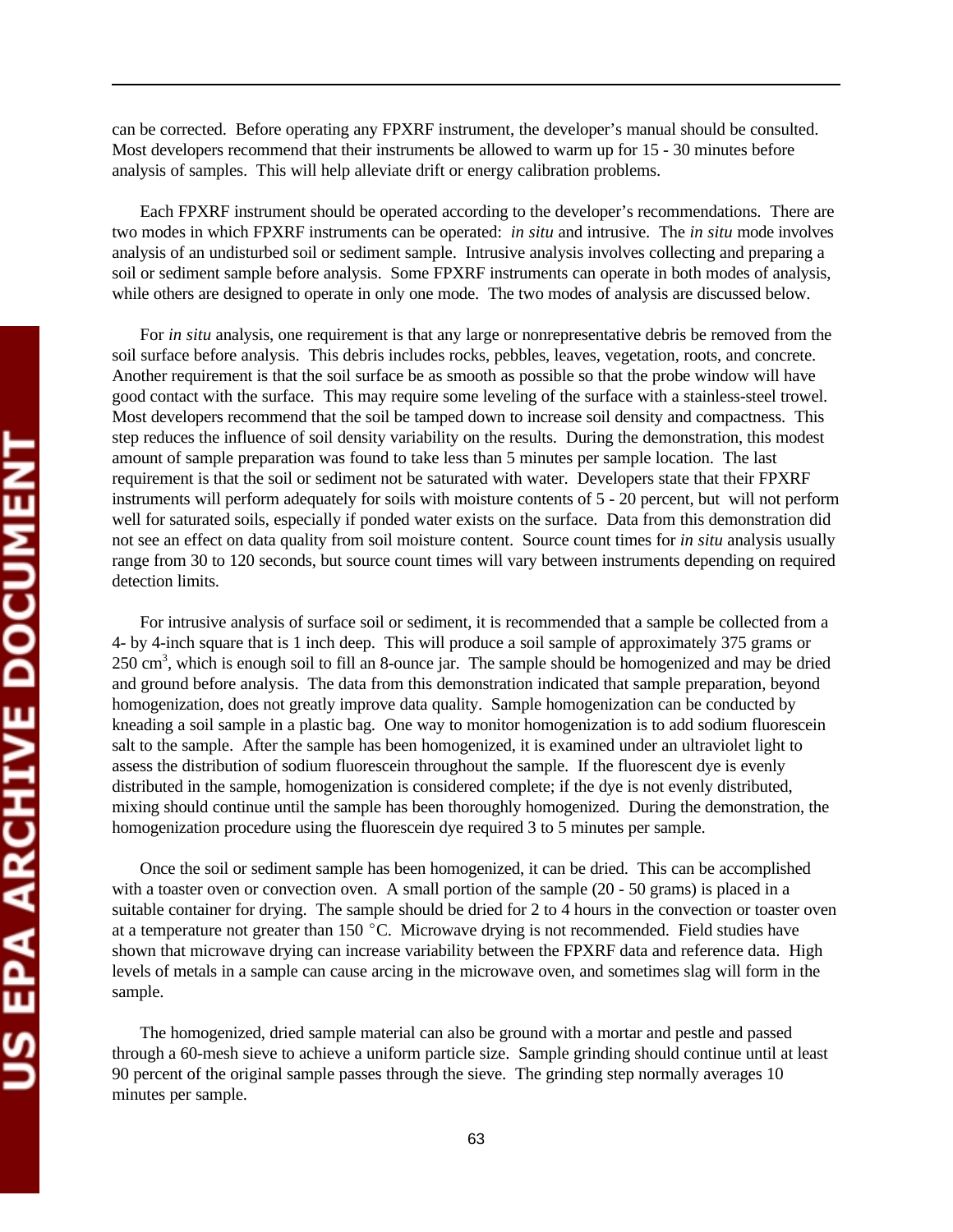can be corrected. Before operating any FPXRF instrument, the developer's manual should be consulted. Most developers recommend that their instruments be allowed to warm up for 15 - 30 minutes before analysis of samples. This will help alleviate drift or energy calibration problems.

Each FPXRF instrument should be operated according to the developer's recommendations. There are two modes in which FPXRF instruments can be operated: *in situ* and intrusive. The *in situ* mode involves analysis of an undisturbed soil or sediment sample. Intrusive analysis involves collecting and preparing a soil or sediment sample before analysis. Some FPXRF instruments can operate in both modes of analysis, while others are designed to operate in only one mode. The two modes of analysis are discussed below.

For *in situ* analysis, one requirement is that any large or nonrepresentative debris be removed from the soil surface before analysis. This debris includes rocks, pebbles, leaves, vegetation, roots, and concrete. Another requirement is that the soil surface be as smooth as possible so that the probe window will have good contact with the surface. This may require some leveling of the surface with a stainless-steel trowel. Most developers recommend that the soil be tamped down to increase soil density and compactness. This step reduces the influence of soil density variability on the results. During the demonstration, this modest amount of sample preparation was found to take less than 5 minutes per sample location. The last requirement is that the soil or sediment not be saturated with water. Developers state that their FPXRF instruments will perform adequately for soils with moisture contents of 5 - 20 percent, but will not perform well for saturated soils, especially if ponded water exists on the surface. Data from this demonstration did not see an effect on data quality from soil moisture content. Source count times for *in situ* analysis usually range from 30 to 120 seconds, but source count times will vary between instruments depending on required detection limits.

For intrusive analysis of surface soil or sediment, it is recommended that a sample be collected from a 4- by 4-inch square that is 1 inch deep. This will produce a soil sample of approximately 375 grams or 250 $cm^3$, which is enough soil to fill an 8-ounce jar. The sample should be homogenized and may be dried and ground before analysis. The data from this demonstration indicated that sample preparation, beyond homogenization, does not greatly improve data quality. Sample homogenization can be conducted by kneading a soil sample in a plastic bag. One way to monitor homogenization is to add sodium fluorescein salt to the sample. After the sample has been homogenized, it is examined under an ultraviolet light to assess the distribution of sodium fluorescein throughout the sample. If the fluorescent dye is evenly distributed in the sample, homogenization is considered complete; if the dye is not evenly distributed, mixing should continue until the sample has been thoroughly homogenized. During the demonstration, the homogenization procedure using the fluorescein dye required 3 to 5 minutes per sample.

Once the soil or sediment sample has been homogenized, it can be dried. This can be accomplished with a toaster oven or convection oven. A small portion of the sample (20 - 50 grams) is placed in a suitable container for drying. The sample should be dried for 2 to 4 hours in the convection or toaster oven at a temperature not greater than 150 °C. Microwave drying is not recommended. Field studies have shown that microwave drying can increase variability between the FPXRF data and reference data. High levels of metals in a sample can cause arcing in the microwave oven, and sometimes slag will form in the sample.

The homogenized, dried sample material can also be ground with a mortar and pestle and passed through a 60-mesh sieve to achieve a uniform particle size. Sample grinding should continue until at least 90 percent of the original sample passes through the sieve. The grinding step normally averages 10 minutes per sample.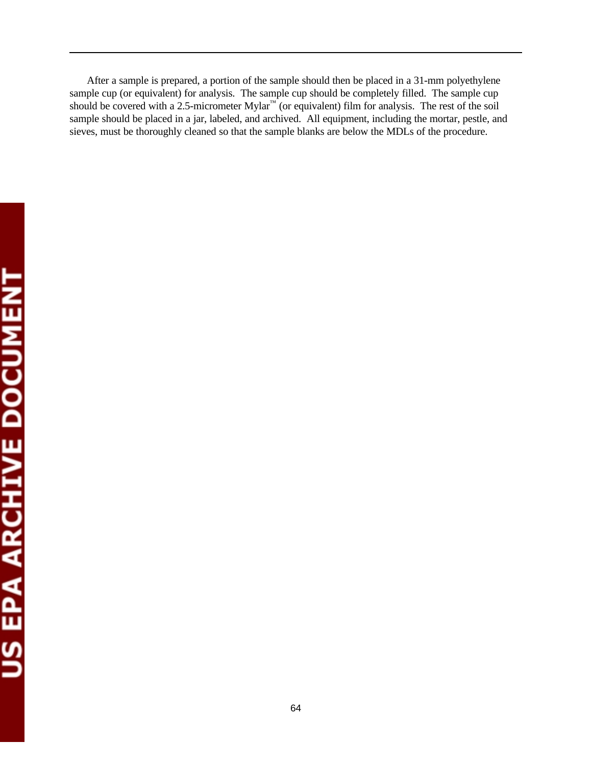After a sample is prepared, a portion of the sample should then be placed in a 31-mm polyethylene sample cup (or equivalent) for analysis. The sample cup should be completely filled. The sample cup should be covered with a 2.5-micrometer Mylar™ (or equivalent) film for analysis. The rest of the soil sample should be placed in a jar, labeled, and archived. All equipment, including the mortar, pestle, and sieves, must be thoroughly cleaned so that the sample blanks are below the MDLs of the procedure.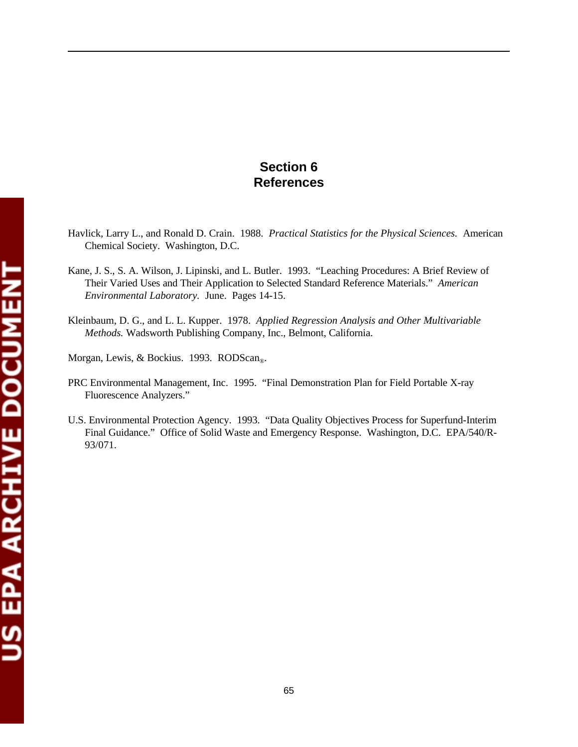# Section 6
# References

Havlick, Larry L., and Ronald D. Crain. 1988. *Practical Statistics for the Physical Sciences.* American Chemical Society. Washington, D.C.

Kane, J. S., S. A. Wilson, J. Lipinski, and L. Butler. 1993. "Leaching Procedures: A Brief Review of Their Varied Uses and Their Application to Selected Standard Reference Materials." *American Environmental Laboratory.* June. Pages 14-15.

Kleinbaum, D. G., and L. L. Kupper. 1978. *Applied Regression Analysis and Other Multivariable Methods.* Wadsworth Publishing Company, Inc., Belmont, California.

Morgan, Lewis, & Bockius. 1993. RODScan®.

PRC Environmental Management, Inc. 1995. "Final Demonstration Plan for Field Portable X-ray Fluorescence Analyzers."

U.S. Environmental Protection Agency. 1993. "Data Quality Objectives Process for Superfund-Interim Final Guidance." Office of Solid Waste and Emergency Response. Washington, D.C. EPA/540/R-93/071.